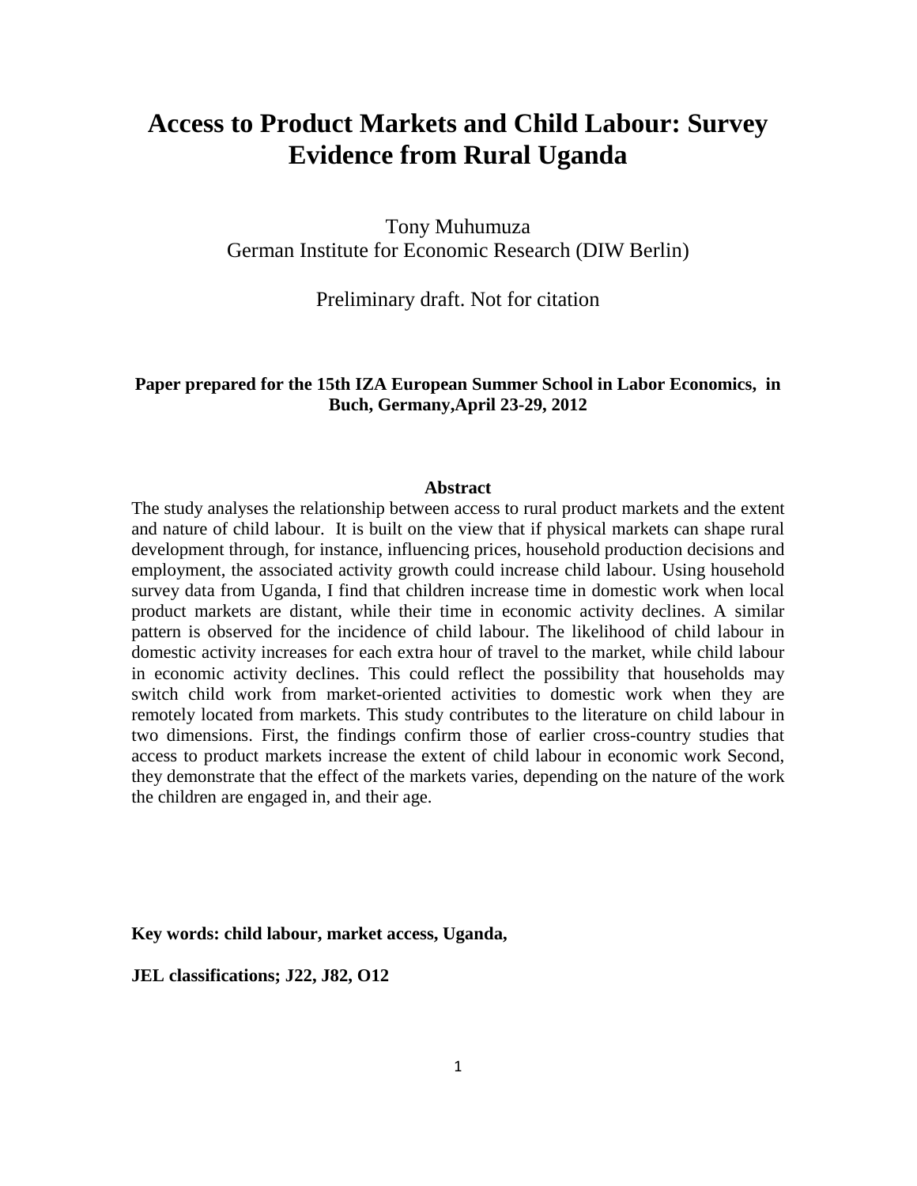# Access to Product Markets and Child Labour: Survey Evidence from Rural Uganda

Tony Muhumuza
German Institute for Economic Research (DIW Berlin)

Preliminary draft. Not for citation

**Paper prepared for the 15th IZA European Summer School in Labor Economics, in Buch, Germany,April 23-29, 2012**

## Abstract

The study analyses the relationship between access to rural product markets and the extent and nature of child labour. It is built on the view that if physical markets can shape rural development through, for instance, influencing prices, household production decisions and employment, the associated activity growth could increase child labour. Using household survey data from Uganda, I find that children increase time in domestic work when local product markets are distant, while their time in economic activity declines. A similar pattern is observed for the incidence of child labour. The likelihood of child labour in domestic activity increases for each extra hour of travel to the market, while child labour in economic activity declines. This could reflect the possibility that households may switch child work from market-oriented activities to domestic work when they are remotely located from markets. This study contributes to the literature on child labour in two dimensions. First, the findings confirm those of earlier cross-country studies that access to product markets increase the extent of child labour in economic work Second, they demonstrate that the effect of the markets varies, depending on the nature of the work the children are engaged in, and their age.

**Key words: child labour, market access, Uganda,**

**JEL classifications; J22, J82, O12**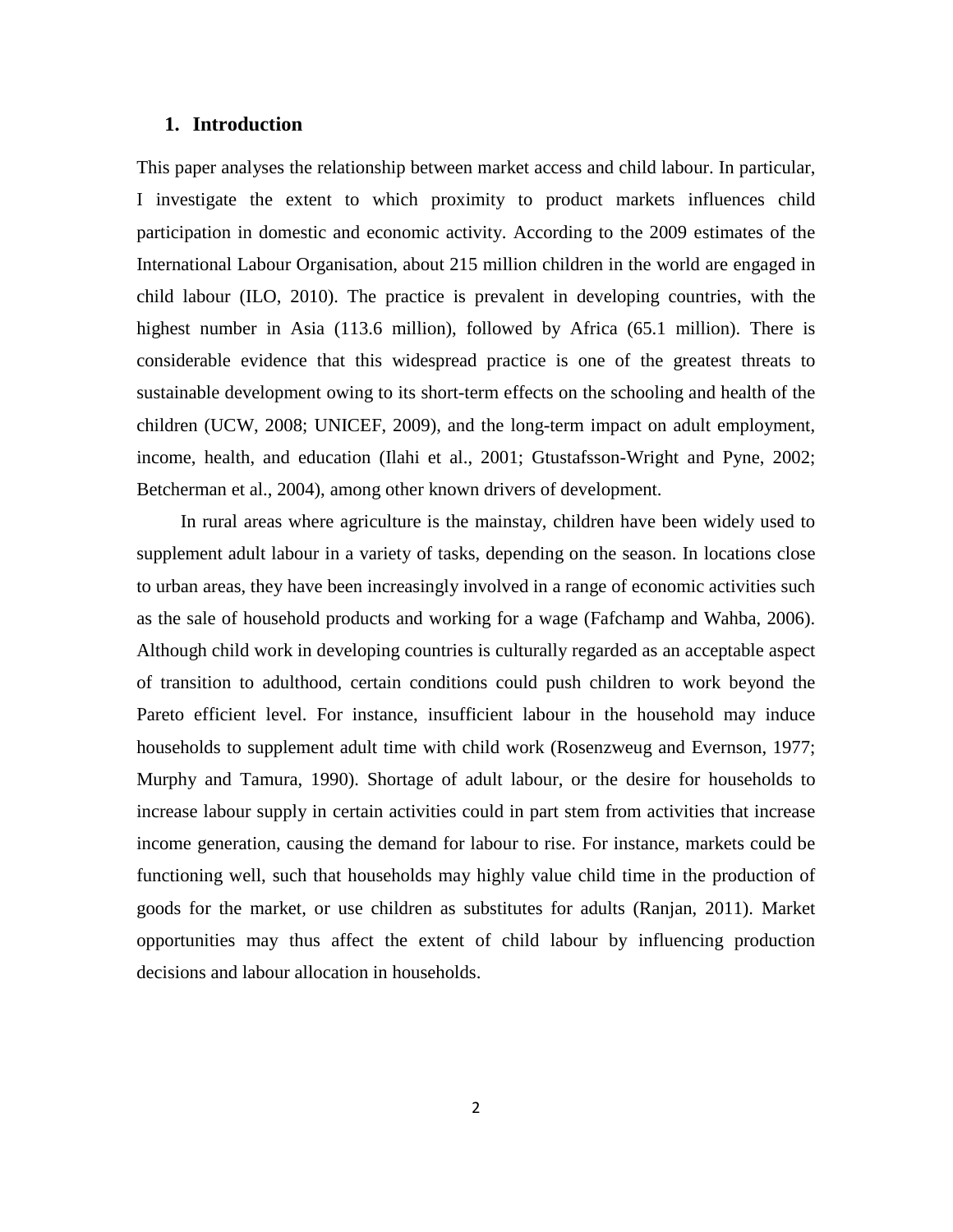## 1. Introduction

This paper analyses the relationship between market access and child labour. In particular, I investigate the extent to which proximity to product markets influences child participation in domestic and economic activity. According to the 2009 estimates of the International Labour Organisation, about 215 million children in the world are engaged in child labour (ILO, 2010). The practice is prevalent in developing countries, with the highest number in Asia (113.6 million), followed by Africa (65.1 million). There is considerable evidence that this widespread practice is one of the greatest threats to sustainable development owing to its short-term effects on the schooling and health of the children (UCW, 2008; UNICEF, 2009), and the long-term impact on adult employment, income, health, and education (Ilahi et al., 2001; Gtustafsson-Wright and Pyne, 2002; Betcherman et al., 2004), among other known drivers of development.

In rural areas where agriculture is the mainstay, children have been widely used to supplement adult labour in a variety of tasks, depending on the season. In locations close to urban areas, they have been increasingly involved in a range of economic activities such as the sale of household products and working for a wage (Fafchamp and Wahba, 2006). Although child work in developing countries is culturally regarded as an acceptable aspect of transition to adulthood, certain conditions could push children to work beyond the Pareto efficient level. For instance, insufficient labour in the household may induce households to supplement adult time with child work (Rosenzweug and Evernson, 1977; Murphy and Tamura, 1990). Shortage of adult labour, or the desire for households to increase labour supply in certain activities could in part stem from activities that increase income generation, causing the demand for labour to rise. For instance, markets could be functioning well, such that households may highly value child time in the production of goods for the market, or use children as substitutes for adults (Ranjan, 2011). Market opportunities may thus affect the extent of child labour by influencing production decisions and labour allocation in households.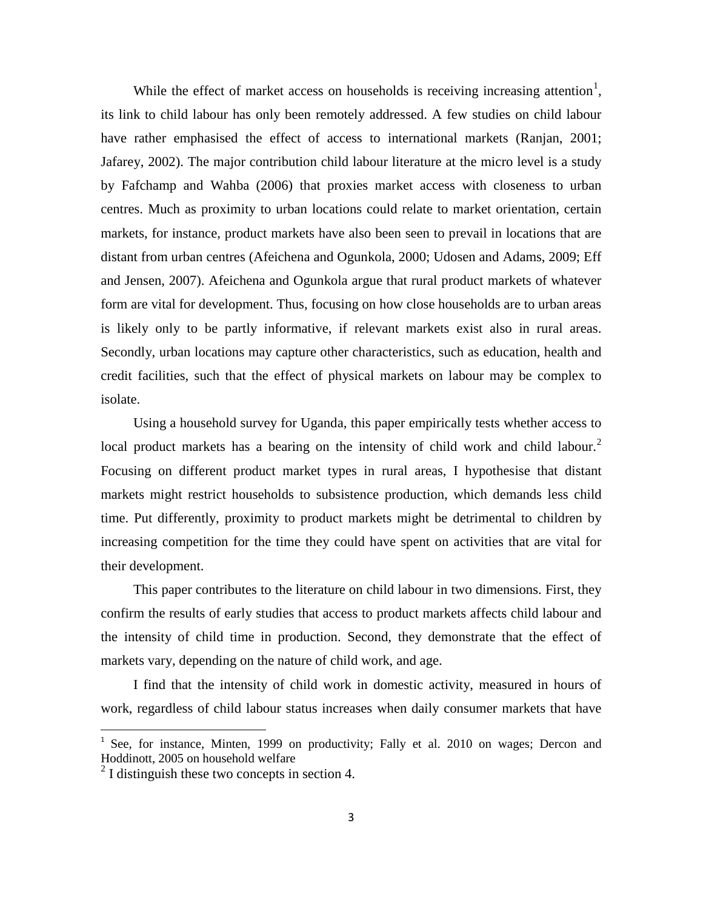While the effect of market access on households is receiving increasing attention[1], its link to child labour has only been remotely addressed. A few studies on child labour have rather emphasised the effect of access to international markets (Ranjan, 2001; Jafarey, 2002). The major contribution child labour literature at the micro level is a study by Fafchamp and Wahba (2006) that proxies market access with closeness to urban centres. Much as proximity to urban locations could relate to market orientation, certain markets, for instance, product markets have also been seen to prevail in locations that are distant from urban centres (Afeichena and Ogunkola, 2000; Udosen and Adams, 2009; Eff and Jensen, 2007). Afeichena and Ogunkola argue that rural product markets of whatever form are vital for development. Thus, focusing on how close households are to urban areas is likely only to be partly informative, if relevant markets exist also in rural areas. Secondly, urban locations may capture other characteristics, such as education, health and credit facilities, such that the effect of physical markets on labour may be complex to isolate.

Using a household survey for Uganda, this paper empirically tests whether access to local product markets has a bearing on the intensity of child work and child labour.[2] Focusing on different product market types in rural areas, I hypothesise that distant markets might restrict households to subsistence production, which demands less child time. Put differently, proximity to product markets might be detrimental to children by increasing competition for the time they could have spent on activities that are vital for their development.

This paper contributes to the literature on child labour in two dimensions. First, they confirm the results of early studies that access to product markets affects child labour and the intensity of child time in production. Second, they demonstrate that the effect of markets vary, depending on the nature of child work, and age.

I find that the intensity of child work in domestic activity, measured in hours of work, regardless of child labour status increases when daily consumer markets that have

---

[1] See, for instance, Minten, 1999 on productivity; Fally et al. 2010 on wages; Dercon and Hoddinott, 2005 on household welfare

[2] I distinguish these two concepts in section 4.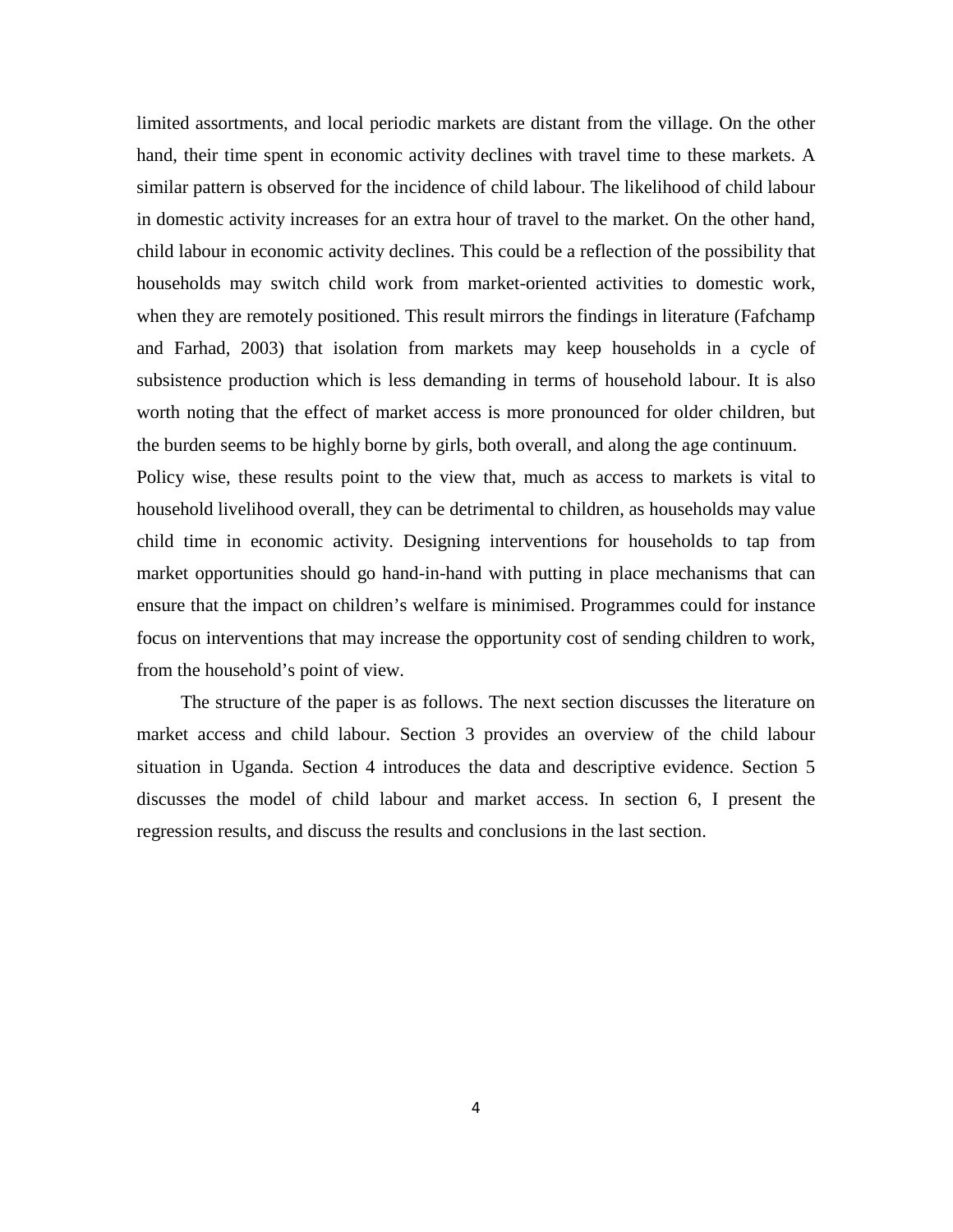limited assortments, and local periodic markets are distant from the village. On the other hand, their time spent in economic activity declines with travel time to these markets. A similar pattern is observed for the incidence of child labour. The likelihood of child labour in domestic activity increases for an extra hour of travel to the market. On the other hand, child labour in economic activity declines. This could be a reflection of the possibility that households may switch child work from market-oriented activities to domestic work, when they are remotely positioned. This result mirrors the findings in literature (Fafchamp and Farhad, 2003) that isolation from markets may keep households in a cycle of subsistence production which is less demanding in terms of household labour. It is also worth noting that the effect of market access is more pronounced for older children, but the burden seems to be highly borne by girls, both overall, and along the age continuum.

Policy wise, these results point to the view that, much as access to markets is vital to household livelihood overall, they can be detrimental to children, as households may value child time in economic activity. Designing interventions for households to tap from market opportunities should go hand-in-hand with putting in place mechanisms that can ensure that the impact on children's welfare is minimised. Programmes could for instance focus on interventions that may increase the opportunity cost of sending children to work, from the household's point of view.

The structure of the paper is as follows. The next section discusses the literature on market access and child labour. Section 3 provides an overview of the child labour situation in Uganda. Section 4 introduces the data and descriptive evidence. Section 5 discusses the model of child labour and market access. In section 6, I present the regression results, and discuss the results and conclusions in the last section.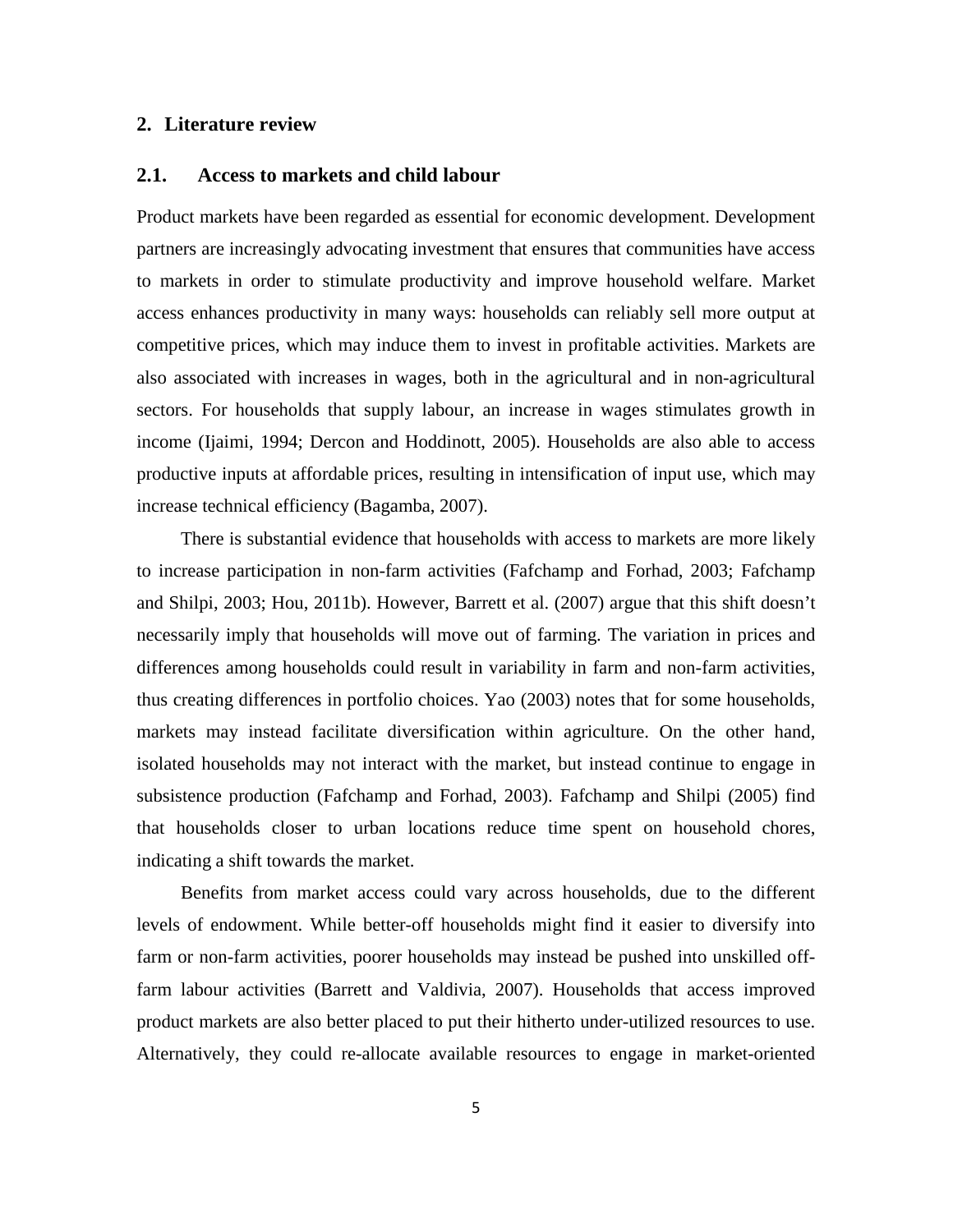## 2. Literature review

### 2.1. Access to markets and child labour

Product markets have been regarded as essential for economic development. Development partners are increasingly advocating investment that ensures that communities have access to markets in order to stimulate productivity and improve household welfare. Market access enhances productivity in many ways: households can reliably sell more output at competitive prices, which may induce them to invest in profitable activities. Markets are also associated with increases in wages, both in the agricultural and in non-agricultural sectors. For households that supply labour, an increase in wages stimulates growth in income (Ijaimi, 1994; Dercon and Hoddinott, 2005). Households are also able to access productive inputs at affordable prices, resulting in intensification of input use, which may increase technical efficiency (Bagamba, 2007).

There is substantial evidence that households with access to markets are more likely to increase participation in non-farm activities (Fafchamp and Forhad, 2003; Fafchamp and Shilpi, 2003; Hou, 2011b). However, Barrett et al. (2007) argue that this shift doesn't necessarily imply that households will move out of farming. The variation in prices and differences among households could result in variability in farm and non-farm activities, thus creating differences in portfolio choices. Yao (2003) notes that for some households, markets may instead facilitate diversification within agriculture. On the other hand, isolated households may not interact with the market, but instead continue to engage in subsistence production (Fafchamp and Forhad, 2003). Fafchamp and Shilpi (2005) find that households closer to urban locations reduce time spent on household chores, indicating a shift towards the market.

Benefits from market access could vary across households, due to the different levels of endowment. While better-off households might find it easier to diversify into farm or non-farm activities, poorer households may instead be pushed into unskilled off-farm labour activities (Barrett and Valdivia, 2007). Households that access improved product markets are also better placed to put their hitherto under-utilized resources to use. Alternatively, they could re-allocate available resources to engage in market-oriented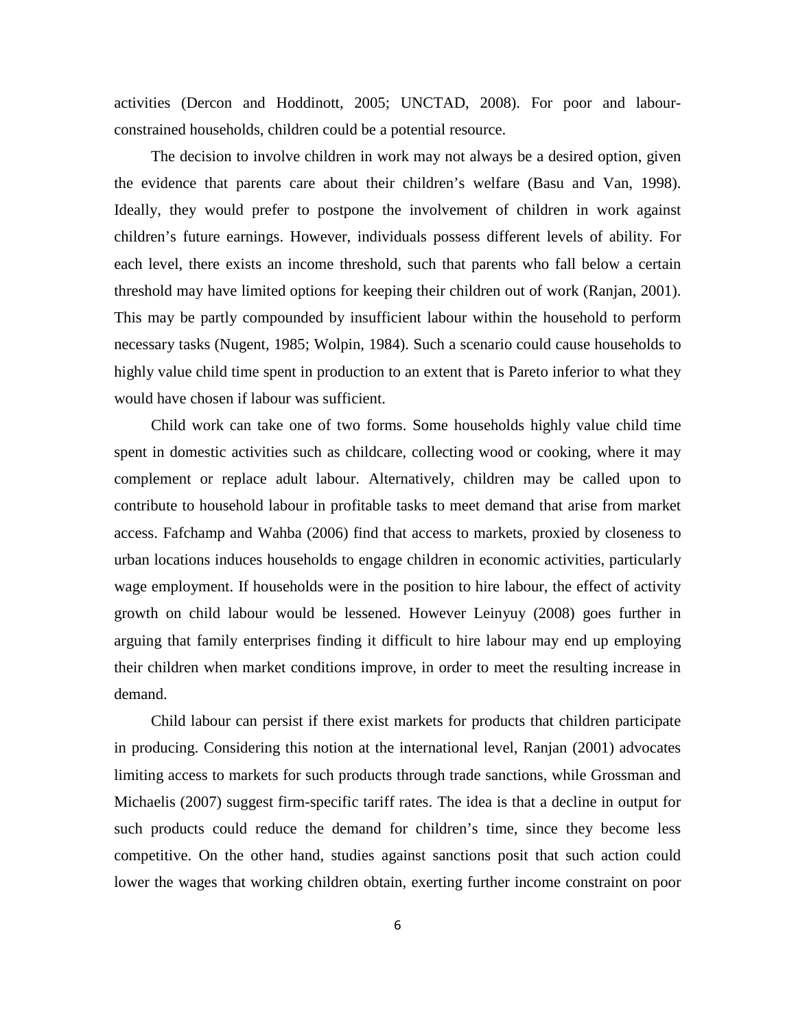activities (Dercon and Hoddinott, 2005; UNCTAD, 2008). For poor and labour-constrained households, children could be a potential resource.

The decision to involve children in work may not always be a desired option, given the evidence that parents care about their children's welfare (Basu and Van, 1998). Ideally, they would prefer to postpone the involvement of children in work against children's future earnings. However, individuals possess different levels of ability. For each level, there exists an income threshold, such that parents who fall below a certain threshold may have limited options for keeping their children out of work (Ranjan, 2001). This may be partly compounded by insufficient labour within the household to perform necessary tasks (Nugent, 1985; Wolpin, 1984). Such a scenario could cause households to highly value child time spent in production to an extent that is Pareto inferior to what they would have chosen if labour was sufficient.

Child work can take one of two forms. Some households highly value child time spent in domestic activities such as childcare, collecting wood or cooking, where it may complement or replace adult labour. Alternatively, children may be called upon to contribute to household labour in profitable tasks to meet demand that arise from market access. Fafchamp and Wahba (2006) find that access to markets, proxied by closeness to urban locations induces households to engage children in economic activities, particularly wage employment. If households were in the position to hire labour, the effect of activity growth on child labour would be lessened. However Leinyuy (2008) goes further in arguing that family enterprises finding it difficult to hire labour may end up employing their children when market conditions improve, in order to meet the resulting increase in demand.

Child labour can persist if there exist markets for products that children participate in producing. Considering this notion at the international level, Ranjan (2001) advocates limiting access to markets for such products through trade sanctions, while Grossman and Michaelis (2007) suggest firm-specific tariff rates. The idea is that a decline in output for such products could reduce the demand for children's time, since they become less competitive. On the other hand, studies against sanctions posit that such action could lower the wages that working children obtain, exerting further income constraint on poor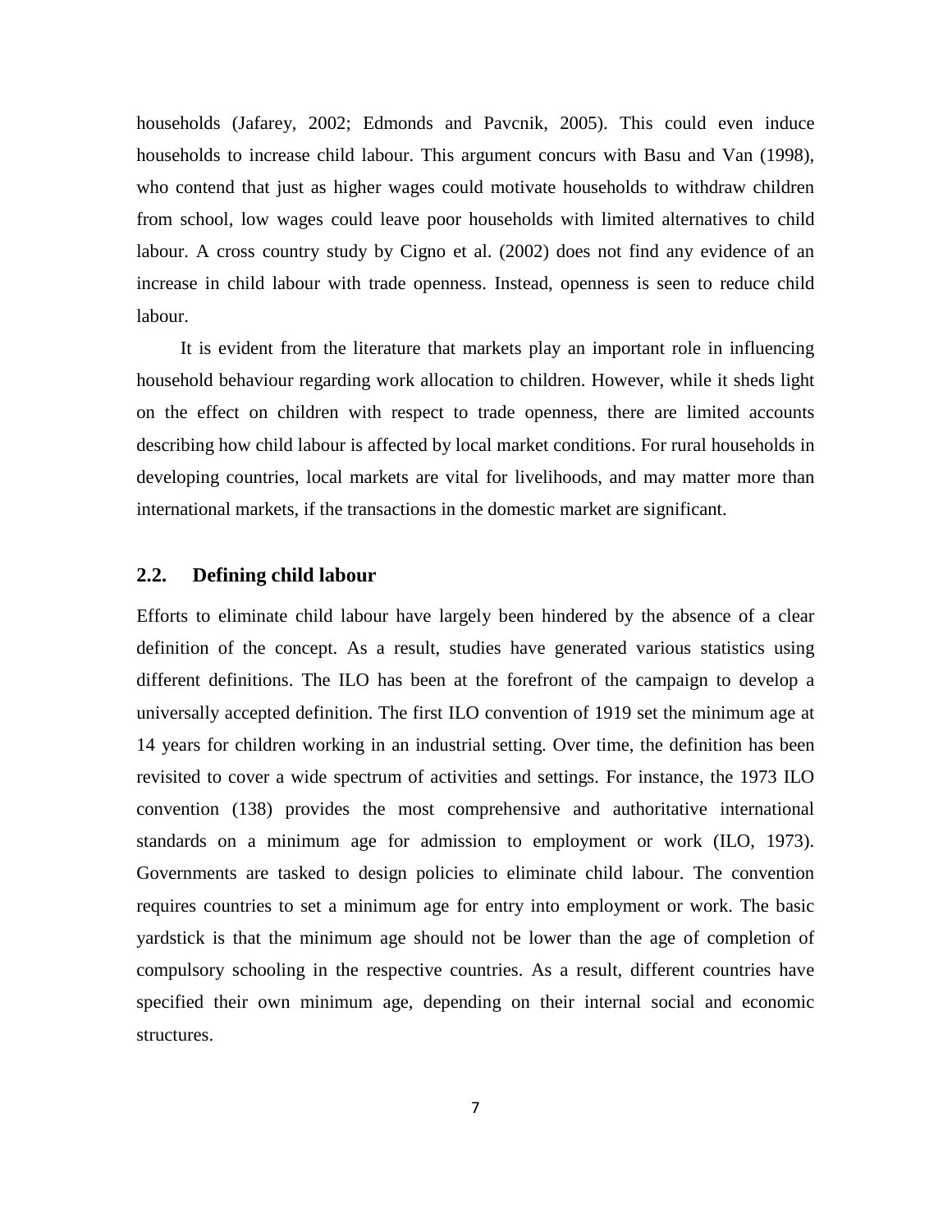households (Jafarey, 2002; Edmonds and Pavcnik, 2005). This could even induce households to increase child labour. This argument concurs with Basu and Van (1998), who contend that just as higher wages could motivate households to withdraw children from school, low wages could leave poor households with limited alternatives to child labour. A cross country study by Cigno et al. (2002) does not find any evidence of an increase in child labour with trade openness. Instead, openness is seen to reduce child labour.

It is evident from the literature that markets play an important role in influencing household behaviour regarding work allocation to children. However, while it sheds light on the effect on children with respect to trade openness, there are limited accounts describing how child labour is affected by local market conditions. For rural households in developing countries, local markets are vital for livelihoods, and may matter more than international markets, if the transactions in the domestic market are significant.

## 2.2. Defining child labour

Efforts to eliminate child labour have largely been hindered by the absence of a clear definition of the concept. As a result, studies have generated various statistics using different definitions. The ILO has been at the forefront of the campaign to develop a universally accepted definition. The first ILO convention of 1919 set the minimum age at 14 years for children working in an industrial setting. Over time, the definition has been revisited to cover a wide spectrum of activities and settings. For instance, the 1973 ILO convention (138) provides the most comprehensive and authoritative international standards on a minimum age for admission to employment or work (ILO, 1973). Governments are tasked to design policies to eliminate child labour. The convention requires countries to set a minimum age for entry into employment or work. The basic yardstick is that the minimum age should not be lower than the age of completion of compulsory schooling in the respective countries. As a result, different countries have specified their own minimum age, depending on their internal social and economic structures.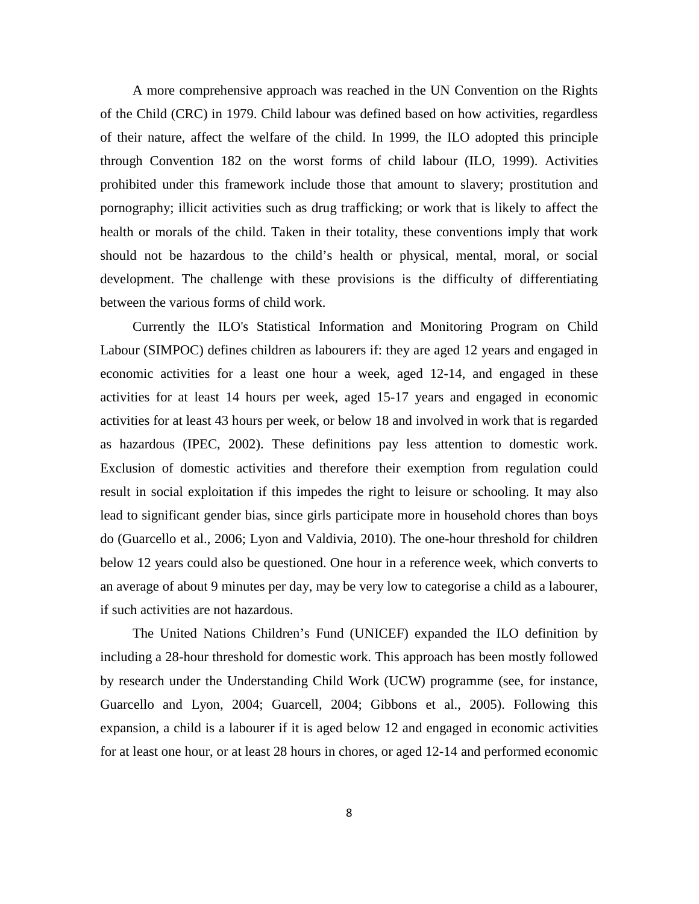A more comprehensive approach was reached in the UN Convention on the Rights of the Child (CRC) in 1979. Child labour was defined based on how activities, regardless of their nature, affect the welfare of the child. In 1999, the ILO adopted this principle through Convention 182 on the worst forms of child labour (ILO, 1999). Activities prohibited under this framework include those that amount to slavery; prostitution and pornography; illicit activities such as drug trafficking; or work that is likely to affect the health or morals of the child. Taken in their totality, these conventions imply that work should not be hazardous to the child's health or physical, mental, moral, or social development. The challenge with these provisions is the difficulty of differentiating between the various forms of child work.

Currently the ILO's Statistical Information and Monitoring Program on Child Labour (SIMPOC) defines children as labourers if: they are aged 12 years and engaged in economic activities for a least one hour a week, aged 12-14, and engaged in these activities for at least 14 hours per week, aged 15-17 years and engaged in economic activities for at least 43 hours per week, or below 18 and involved in work that is regarded as hazardous (IPEC, 2002). These definitions pay less attention to domestic work. Exclusion of domestic activities and therefore their exemption from regulation could result in social exploitation if this impedes the right to leisure or schooling. It may also lead to significant gender bias, since girls participate more in household chores than boys do (Guarcello et al., 2006; Lyon and Valdivia, 2010). The one-hour threshold for children below 12 years could also be questioned. One hour in a reference week, which converts to an average of about 9 minutes per day, may be very low to categorise a child as a labourer, if such activities are not hazardous.

The United Nations Children's Fund (UNICEF) expanded the ILO definition by including a 28-hour threshold for domestic work. This approach has been mostly followed by research under the Understanding Child Work (UCW) programme (see, for instance, Guarcello and Lyon, 2004; Guarcell, 2004; Gibbons et al., 2005). Following this expansion, a child is a labourer if it is aged below 12 and engaged in economic activities for at least one hour, or at least 28 hours in chores, or aged 12-14 and performed economic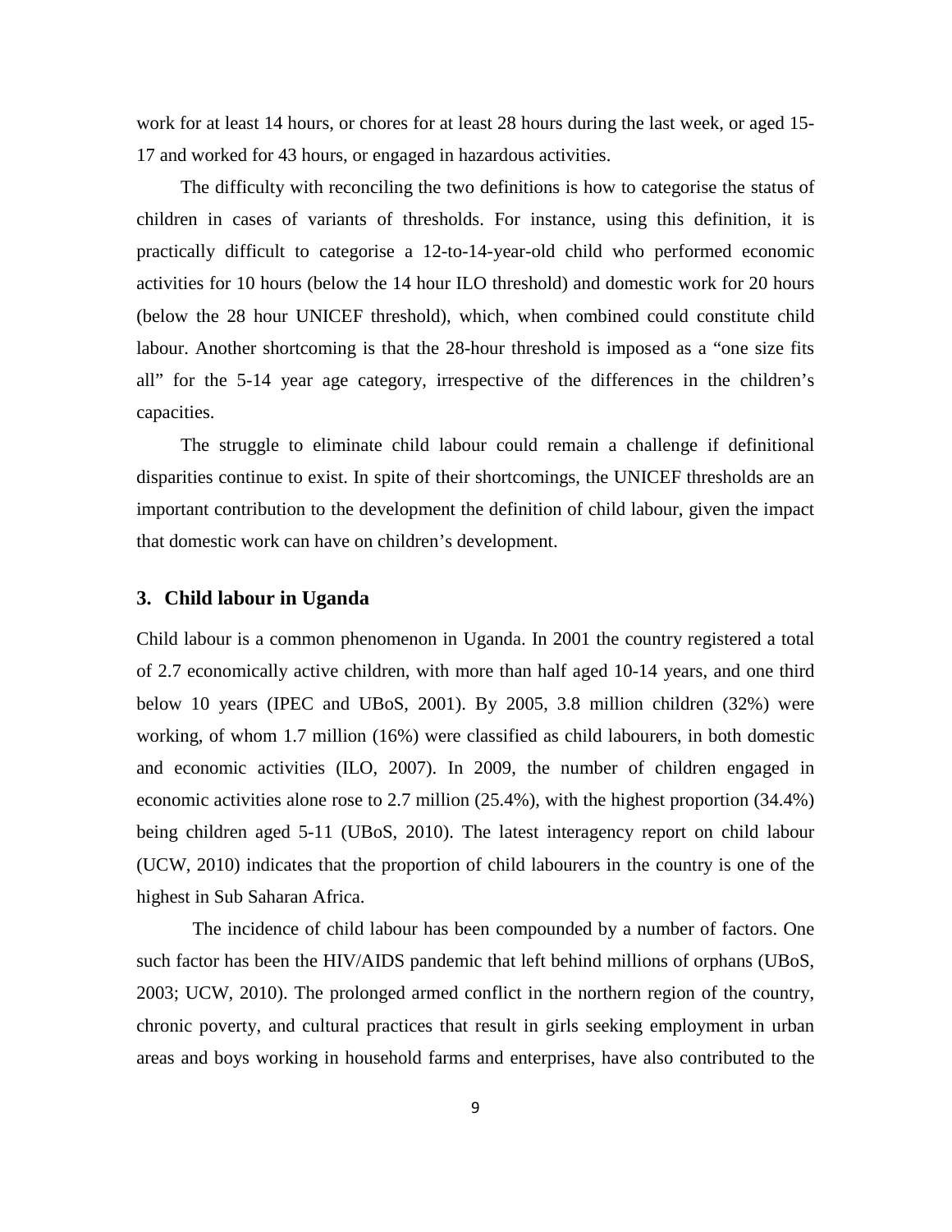work for at least 14 hours, or chores for at least 28 hours during the last week, or aged 15-17 and worked for 43 hours, or engaged in hazardous activities.

The difficulty with reconciling the two definitions is how to categorise the status of children in cases of variants of thresholds. For instance, using this definition, it is practically difficult to categorise a 12-to-14-year-old child who performed economic activities for 10 hours (below the 14 hour ILO threshold) and domestic work for 20 hours (below the 28 hour UNICEF threshold), which, when combined could constitute child labour. Another shortcoming is that the 28-hour threshold is imposed as a "one size fits all" for the 5-14 year age category, irrespective of the differences in the children's capacities.

The struggle to eliminate child labour could remain a challenge if definitional disparities continue to exist. In spite of their shortcomings, the UNICEF thresholds are an important contribution to the development the definition of child labour, given the impact that domestic work can have on children's development.

## 3. Child labour in Uganda

Child labour is a common phenomenon in Uganda. In 2001 the country registered a total of 2.7 economically active children, with more than half aged 10-14 years, and one third below 10 years (IPEC and UBoS, 2001). By 2005, 3.8 million children (32%) were working, of whom 1.7 million (16%) were classified as child labourers, in both domestic and economic activities (ILO, 2007). In 2009, the number of children engaged in economic activities alone rose to 2.7 million (25.4%), with the highest proportion (34.4%) being children aged 5-11 (UBoS, 2010). The latest interagency report on child labour (UCW, 2010) indicates that the proportion of child labourers in the country is one of the highest in Sub Saharan Africa.

The incidence of child labour has been compounded by a number of factors. One such factor has been the HIV/AIDS pandemic that left behind millions of orphans (UBoS, 2003; UCW, 2010). The prolonged armed conflict in the northern region of the country, chronic poverty, and cultural practices that result in girls seeking employment in urban areas and boys working in household farms and enterprises, have also contributed to the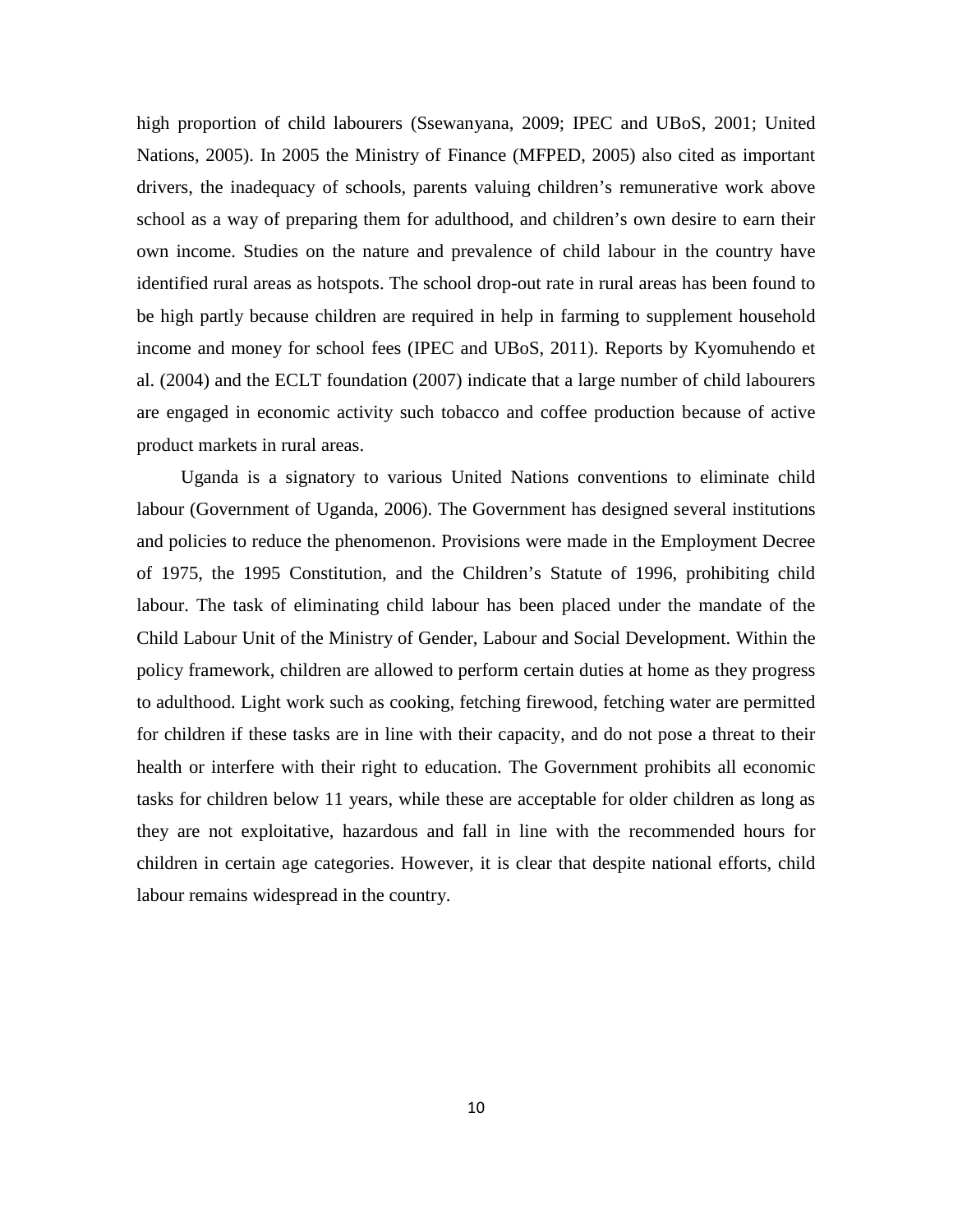high proportion of child labourers (Ssewanyana, 2009; IPEC and UBoS, 2001; United Nations, 2005). In 2005 the Ministry of Finance (MFPED, 2005) also cited as important drivers, the inadequacy of schools, parents valuing children's remunerative work above school as a way of preparing them for adulthood, and children's own desire to earn their own income. Studies on the nature and prevalence of child labour in the country have identified rural areas as hotspots. The school drop-out rate in rural areas has been found to be high partly because children are required in help in farming to supplement household income and money for school fees (IPEC and UBoS, 2011). Reports by Kyomuhendo et al. (2004) and the ECLT foundation (2007) indicate that a large number of child labourers are engaged in economic activity such tobacco and coffee production because of active product markets in rural areas.

Uganda is a signatory to various United Nations conventions to eliminate child labour (Government of Uganda, 2006). The Government has designed several institutions and policies to reduce the phenomenon. Provisions were made in the Employment Decree of 1975, the 1995 Constitution, and the Children's Statute of 1996, prohibiting child labour. The task of eliminating child labour has been placed under the mandate of the Child Labour Unit of the Ministry of Gender, Labour and Social Development. Within the policy framework, children are allowed to perform certain duties at home as they progress to adulthood. Light work such as cooking, fetching firewood, fetching water are permitted for children if these tasks are in line with their capacity, and do not pose a threat to their health or interfere with their right to education. The Government prohibits all economic tasks for children below 11 years, while these are acceptable for older children as long as they are not exploitative, hazardous and fall in line with the recommended hours for children in certain age categories. However, it is clear that despite national efforts, child labour remains widespread in the country.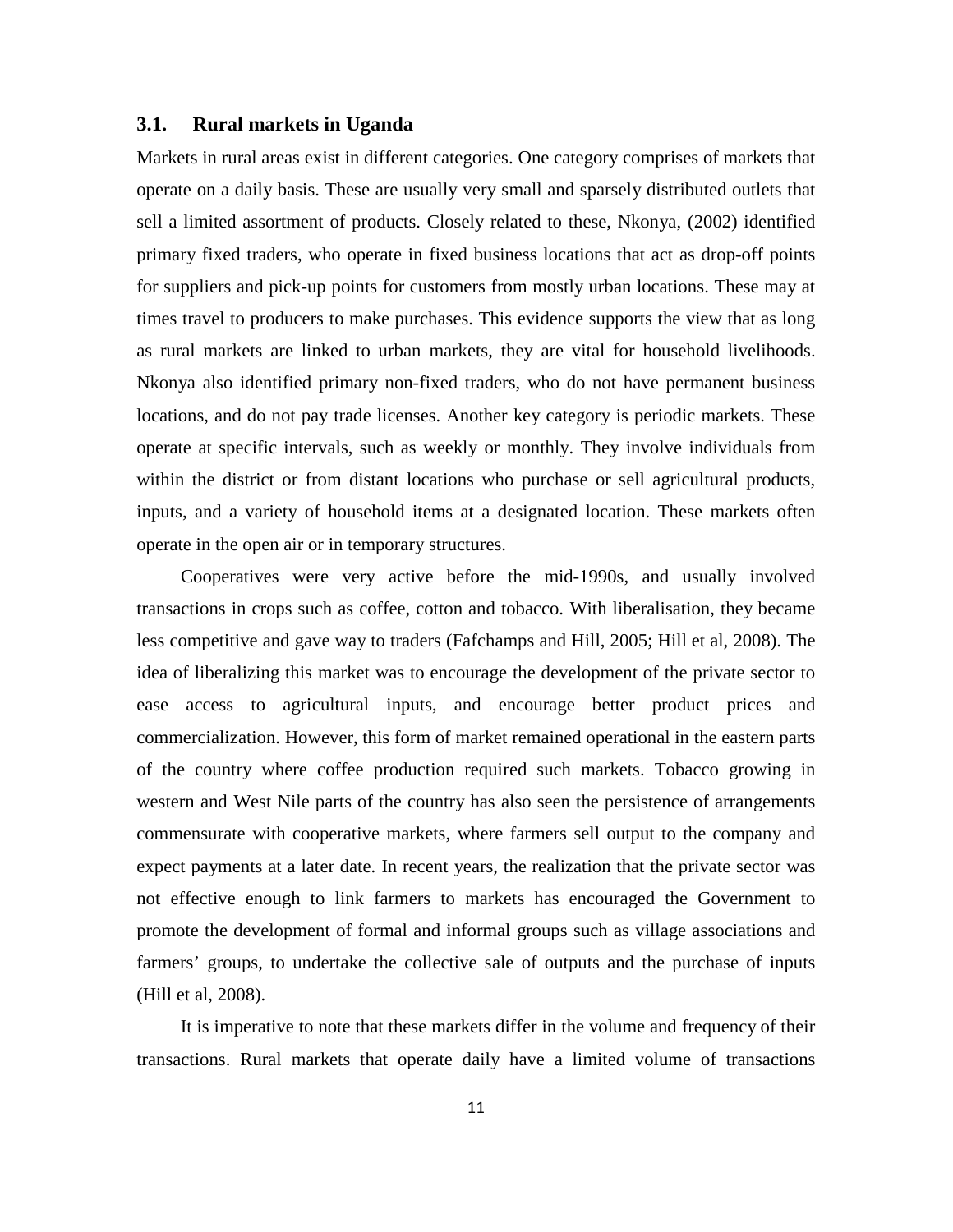### 3.1. Rural markets in Uganda

Markets in rural areas exist in different categories. One category comprises of markets that operate on a daily basis. These are usually very small and sparsely distributed outlets that sell a limited assortment of products. Closely related to these, Nkonya, (2002) identified primary fixed traders, who operate in fixed business locations that act as drop-off points for suppliers and pick-up points for customers from mostly urban locations. These may at times travel to producers to make purchases. This evidence supports the view that as long as rural markets are linked to urban markets, they are vital for household livelihoods. Nkonya also identified primary non-fixed traders, who do not have permanent business locations, and do not pay trade licenses. Another key category is periodic markets. These operate at specific intervals, such as weekly or monthly. They involve individuals from within the district or from distant locations who purchase or sell agricultural products, inputs, and a variety of household items at a designated location. These markets often operate in the open air or in temporary structures.

Cooperatives were very active before the mid-1990s, and usually involved transactions in crops such as coffee, cotton and tobacco. With liberalisation, they became less competitive and gave way to traders (Fafchamps and Hill, 2005; Hill et al, 2008). The idea of liberalizing this market was to encourage the development of the private sector to ease access to agricultural inputs, and encourage better product prices and commercialization. However, this form of market remained operational in the eastern parts of the country where coffee production required such markets. Tobacco growing in western and West Nile parts of the country has also seen the persistence of arrangements commensurate with cooperative markets, where farmers sell output to the company and expect payments at a later date. In recent years, the realization that the private sector was not effective enough to link farmers to markets has encouraged the Government to promote the development of formal and informal groups such as village associations and farmers' groups, to undertake the collective sale of outputs and the purchase of inputs (Hill et al, 2008).

It is imperative to note that these markets differ in the volume and frequency of their transactions. Rural markets that operate daily have a limited volume of transactions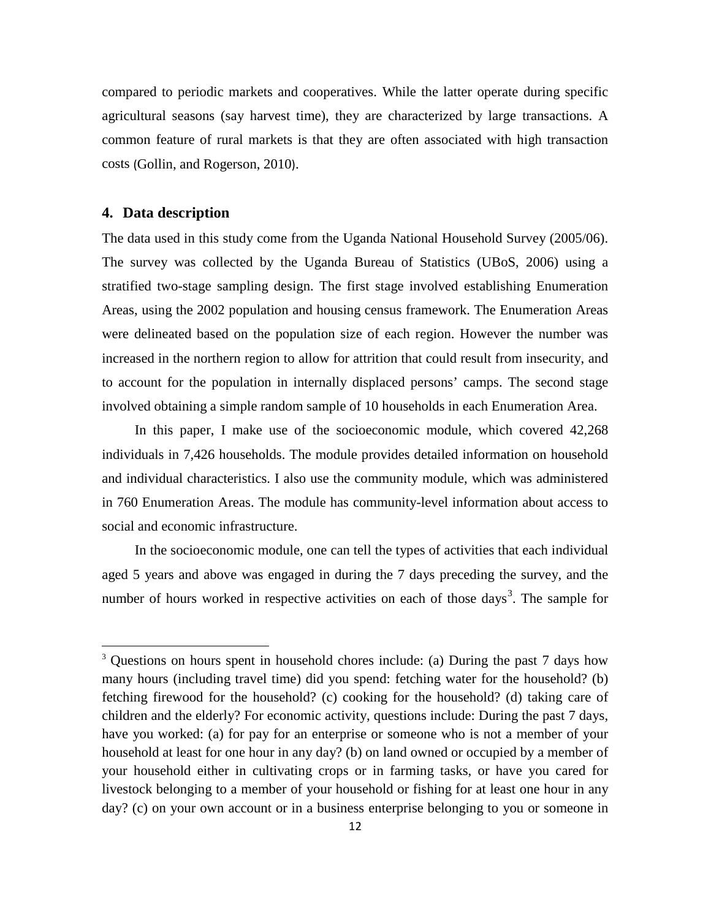compared to periodic markets and cooperatives. While the latter operate during specific agricultural seasons (say harvest time), they are characterized by large transactions. A common feature of rural markets is that they are often associated with high transaction costs (Gollin, and Rogerson, 2010).

## 4. Data description

The data used in this study come from the Uganda National Household Survey (2005/06). The survey was collected by the Uganda Bureau of Statistics (UBoS, 2006) using a stratified two-stage sampling design. The first stage involved establishing Enumeration Areas, using the 2002 population and housing census framework. The Enumeration Areas were delineated based on the population size of each region. However the number was increased in the northern region to allow for attrition that could result from insecurity, and to account for the population in internally displaced persons' camps. The second stage involved obtaining a simple random sample of 10 households in each Enumeration Area.

In this paper, I make use of the socioeconomic module, which covered 42,268 individuals in 7,426 households. The module provides detailed information on household and individual characteristics. I also use the community module, which was administered in 760 Enumeration Areas. The module has community-level information about access to social and economic infrastructure.

In the socioeconomic module, one can tell the types of activities that each individual aged 5 years and above was engaged in during the 7 days preceding the survey, and the number of hours worked in respective activities on each of those days[3]. The sample for

---

[3] Questions on hours spent in household chores include: (a) During the past 7 days how many hours (including travel time) did you spend: fetching water for the household? (b) fetching firewood for the household? (c) cooking for the household? (d) taking care of children and the elderly? For economic activity, questions include: During the past 7 days, have you worked: (a) for pay for an enterprise or someone who is not a member of your household at least for one hour in any day? (b) on land owned or occupied by a member of your household either in cultivating crops or in farming tasks, or have you cared for livestock belonging to a member of your household or fishing for at least one hour in any day? (c) on your own account or in a business enterprise belonging to you or someone in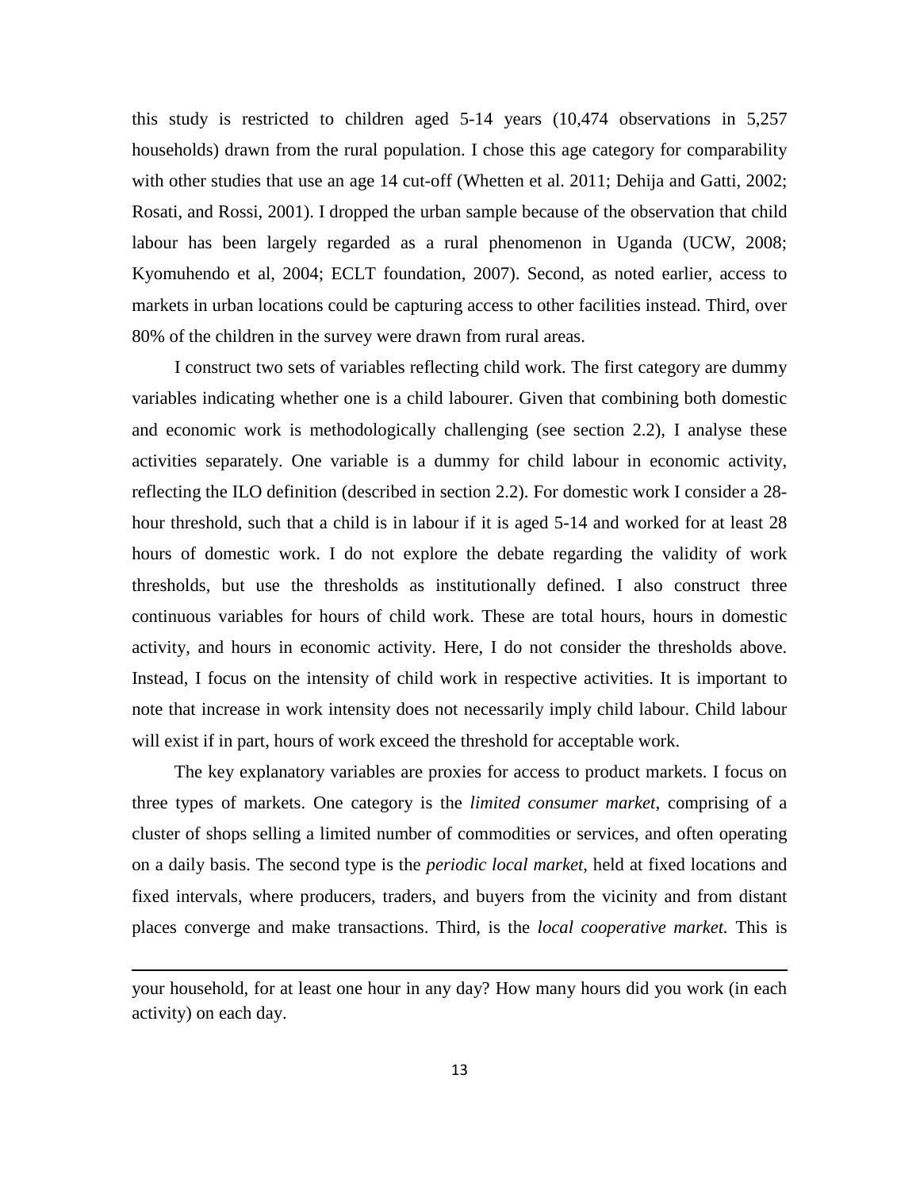this study is restricted to children aged 5-14 years (10,474 observations in 5,257 households) drawn from the rural population. I chose this age category for comparability with other studies that use an age 14 cut-off (Whetten et al. 2011; Dehija and Gatti, 2002; Rosati, and Rossi, 2001). I dropped the urban sample because of the observation that child labour has been largely regarded as a rural phenomenon in Uganda (UCW, 2008; Kyomuhendo et al, 2004; ECLT foundation, 2007). Second, as noted earlier, access to markets in urban locations could be capturing access to other facilities instead. Third, over 80% of the children in the survey were drawn from rural areas.

I construct two sets of variables reflecting child work. The first category are dummy variables indicating whether one is a child labourer. Given that combining both domestic and economic work is methodologically challenging (see section 2.2), I analyse these activities separately. One variable is a dummy for child labour in economic activity, reflecting the ILO definition (described in section 2.2). For domestic work I consider a 28-hour threshold, such that a child is in labour if it is aged 5-14 and worked for at least 28 hours of domestic work. I do not explore the debate regarding the validity of work thresholds, but use the thresholds as institutionally defined. I also construct three continuous variables for hours of child work. These are total hours, hours in domestic activity, and hours in economic activity. Here, I do not consider the thresholds above. Instead, I focus on the intensity of child work in respective activities. It is important to note that increase in work intensity does not necessarily imply child labour. Child labour will exist if in part, hours of work exceed the threshold for acceptable work.

The key explanatory variables are proxies for access to product markets. I focus on three types of markets. One category is the *limited consumer market*, comprising of a cluster of shops selling a limited number of commodities or services, and often operating on a daily basis. The second type is the *periodic local market*, held at fixed locations and fixed intervals, where producers, traders, and buyers from the vicinity and from distant places converge and make transactions. Third, is the *local cooperative market.* This is

---

your household, for at least one hour in any day? How many hours did you work (in each activity) on each day.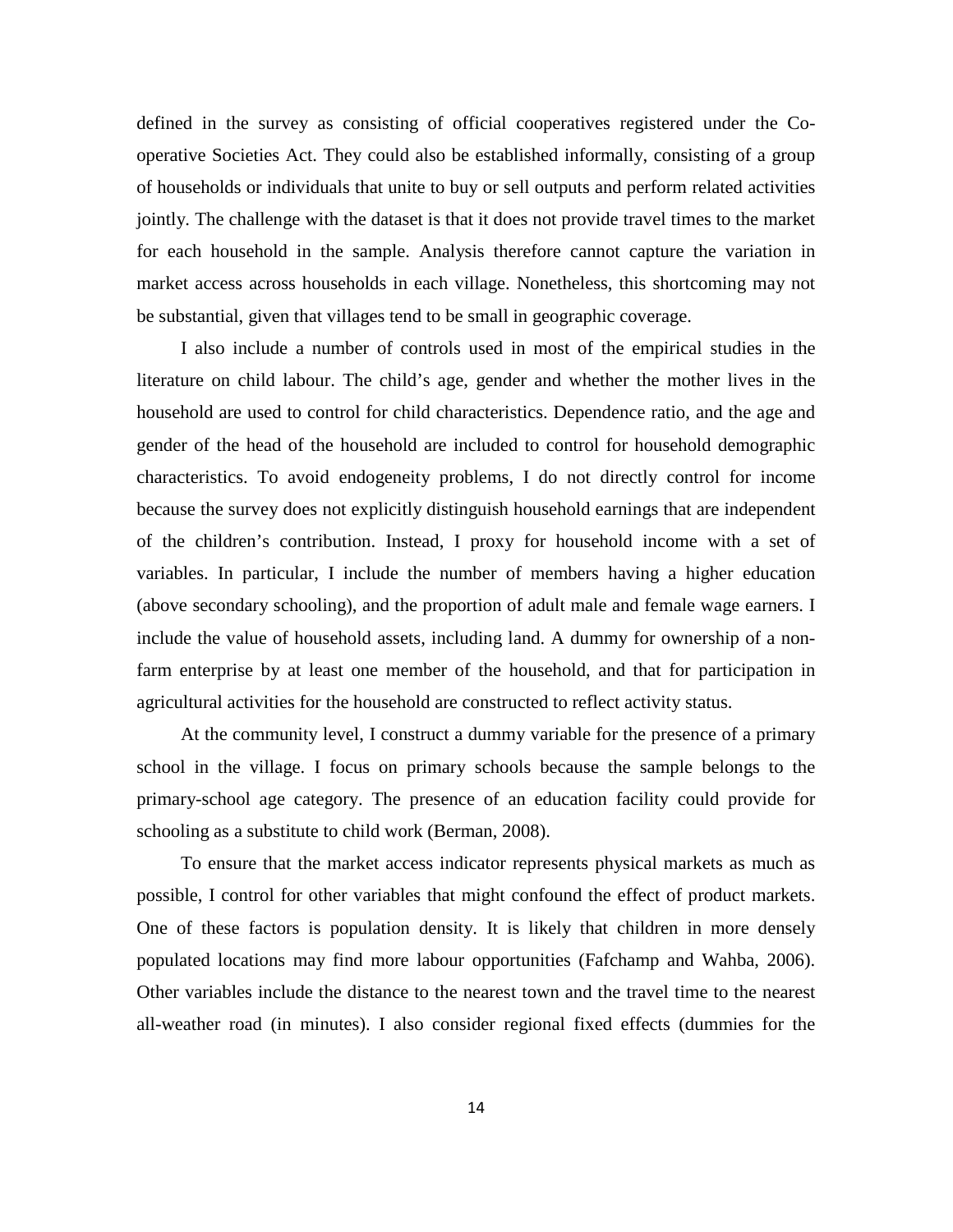defined in the survey as consisting of official cooperatives registered under the Co-operative Societies Act. They could also be established informally, consisting of a group of households or individuals that unite to buy or sell outputs and perform related activities jointly. The challenge with the dataset is that it does not provide travel times to the market for each household in the sample. Analysis therefore cannot capture the variation in market access across households in each village. Nonetheless, this shortcoming may not be substantial, given that villages tend to be small in geographic coverage.

I also include a number of controls used in most of the empirical studies in the literature on child labour. The child's age, gender and whether the mother lives in the household are used to control for child characteristics. Dependence ratio, and the age and gender of the head of the household are included to control for household demographic characteristics. To avoid endogeneity problems, I do not directly control for income because the survey does not explicitly distinguish household earnings that are independent of the children's contribution. Instead, I proxy for household income with a set of variables. In particular, I include the number of members having a higher education (above secondary schooling), and the proportion of adult male and female wage earners. I include the value of household assets, including land. A dummy for ownership of a non-farm enterprise by at least one member of the household, and that for participation in agricultural activities for the household are constructed to reflect activity status.

At the community level, I construct a dummy variable for the presence of a primary school in the village. I focus on primary schools because the sample belongs to the primary-school age category. The presence of an education facility could provide for schooling as a substitute to child work (Berman, 2008).

To ensure that the market access indicator represents physical markets as much as possible, I control for other variables that might confound the effect of product markets. One of these factors is population density. It is likely that children in more densely populated locations may find more labour opportunities (Fafchamp and Wahba, 2006). Other variables include the distance to the nearest town and the travel time to the nearest all-weather road (in minutes). I also consider regional fixed effects (dummies for the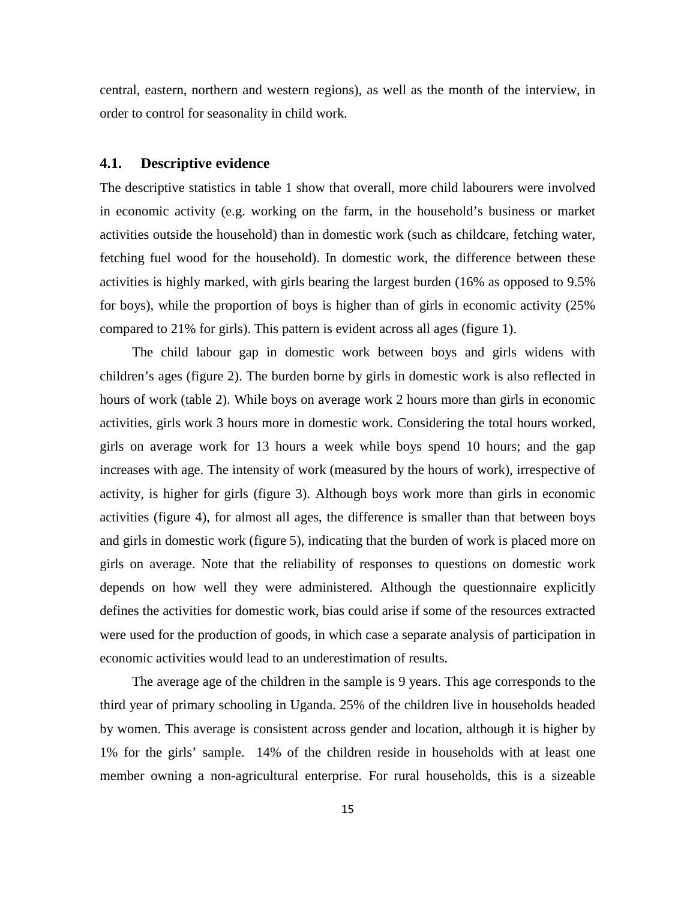central, eastern, northern and western regions), as well as the month of the interview, in order to control for seasonality in child work.

### 4.1. Descriptive evidence

The descriptive statistics in table 1 show that overall, more child labourers were involved in economic activity (e.g. working on the farm, in the household's business or market activities outside the household) than in domestic work (such as childcare, fetching water, fetching fuel wood for the household). In domestic work, the difference between these activities is highly marked, with girls bearing the largest burden (16% as opposed to 9.5% for boys), while the proportion of boys is higher than of girls in economic activity (25% compared to 21% for girls). This pattern is evident across all ages (figure 1).

The child labour gap in domestic work between boys and girls widens with children's ages (figure 2). The burden borne by girls in domestic work is also reflected in hours of work (table 2). While boys on average work 2 hours more than girls in economic activities, girls work 3 hours more in domestic work. Considering the total hours worked, girls on average work for 13 hours a week while boys spend 10 hours; and the gap increases with age. The intensity of work (measured by the hours of work), irrespective of activity, is higher for girls (figure 3). Although boys work more than girls in economic activities (figure 4), for almost all ages, the difference is smaller than that between boys and girls in domestic work (figure 5), indicating that the burden of work is placed more on girls on average. Note that the reliability of responses to questions on domestic work depends on how well they were administered. Although the questionnaire explicitly defines the activities for domestic work, bias could arise if some of the resources extracted were used for the production of goods, in which case a separate analysis of participation in economic activities would lead to an underestimation of results.

The average age of the children in the sample is 9 years. This age corresponds to the third year of primary schooling in Uganda. 25% of the children live in households headed by women. This average is consistent across gender and location, although it is higher by 1% for the girls' sample. 14% of the children reside in households with at least one member owning a non-agricultural enterprise. For rural households, this is a sizeable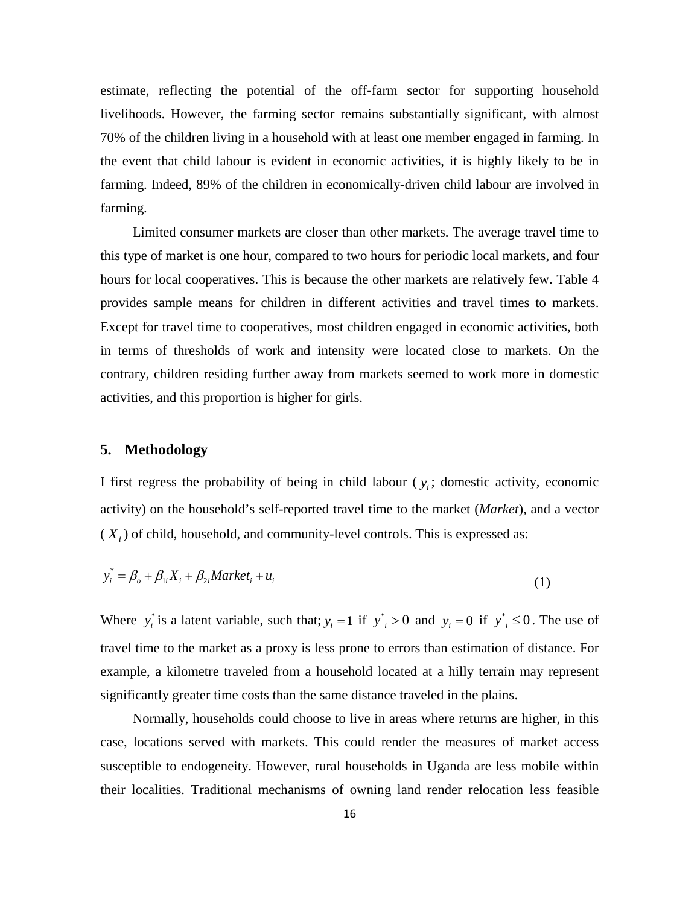estimate, reflecting the potential of the off-farm sector for supporting household livelihoods. However, the farming sector remains substantially significant, with almost 70% of the children living in a household with at least one member engaged in farming. In the event that child labour is evident in economic activities, it is highly likely to be in farming. Indeed, 89% of the children in economically-driven child labour are involved in farming.

Limited consumer markets are closer than other markets. The average travel time to this type of market is one hour, compared to two hours for periodic local markets, and four hours for local cooperatives. This is because the other markets are relatively few. Table 4 provides sample means for children in different activities and travel times to markets. Except for travel time to cooperatives, most children engaged in economic activities, both in terms of thresholds of work and intensity were located close to markets. On the contrary, children residing further away from markets seemed to work more in domestic activities, and this proportion is higher for girls.

## 5. Methodology

I first regress the probability of being in child labour ( $y_i$; domestic activity, economic activity) on the household's self-reported travel time to the market (*Market*), and a vector ( $X_i$ ) of child, household, and community-level controls. This is expressed as:

$$y_i^* = \beta_o + \beta_{1i} X_i + \beta_{2i} Market_i + u_i \tag{1}$$

Where $y_i^*$ is a latent variable, such that; $y_i = 1$ if $y^*_i > 0$ and $y_i = 0$ if $y^*_i \leq 0$. The use of travel time to the market as a proxy is less prone to errors than estimation of distance. For example, a kilometre traveled from a household located at a hilly terrain may represent significantly greater time costs than the same distance traveled in the plains.

Normally, households could choose to live in areas where returns are higher, in this case, locations served with markets. This could render the measures of market access susceptible to endogeneity. However, rural households in Uganda are less mobile within their localities. Traditional mechanisms of owning land render relocation less feasible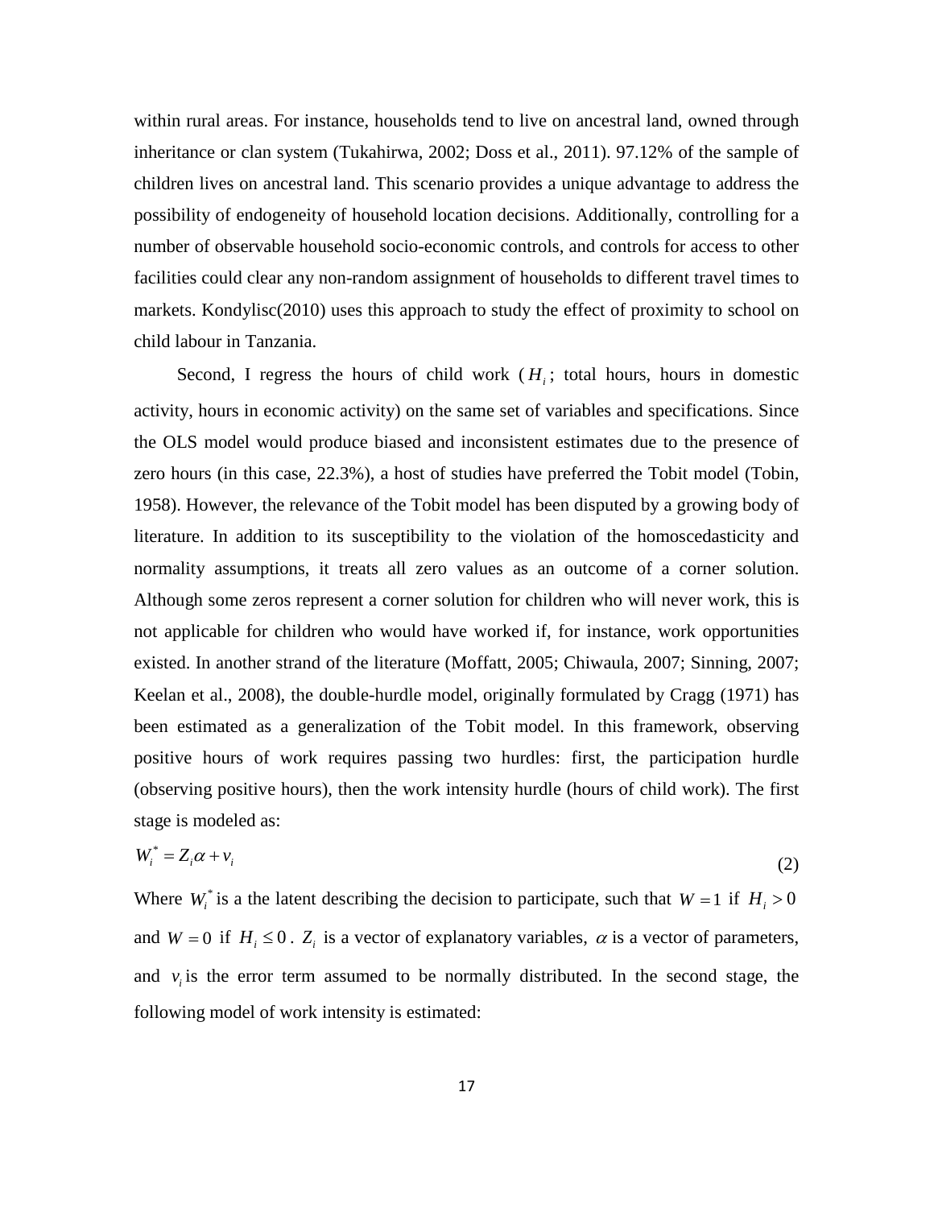within rural areas. For instance, households tend to live on ancestral land, owned through inheritance or clan system (Tukahirwa, 2002; Doss et al., 2011). 97.12% of the sample of children lives on ancestral land. This scenario provides a unique advantage to address the possibility of endogeneity of household location decisions. Additionally, controlling for a number of observable household socio-economic controls, and controls for access to other facilities could clear any non-random assignment of households to different travel times to markets. Kondylisc(2010) uses this approach to study the effect of proximity to school on child labour in Tanzania.

Second, I regress the hours of child work ($H_i$; total hours, hours in domestic activity, hours in economic activity) on the same set of variables and specifications. Since the OLS model would produce biased and inconsistent estimates due to the presence of zero hours (in this case, 22.3%), a host of studies have preferred the Tobit model (Tobin, 1958). However, the relevance of the Tobit model has been disputed by a growing body of literature. In addition to its susceptibility to the violation of the homoscedasticity and normality assumptions, it treats all zero values as an outcome of a corner solution. Although some zeros represent a corner solution for children who will never work, this is not applicable for children who would have worked if, for instance, work opportunities existed. In another strand of the literature (Moffatt, 2005; Chiwaula, 2007; Sinning, 2007; Keelan et al., 2008), the double-hurdle model, originally formulated by Cragg (1971) has been estimated as a generalization of the Tobit model. In this framework, observing positive hours of work requires passing two hurdles: first, the participation hurdle (observing positive hours), then the work intensity hurdle (hours of child work). The first stage is modeled as:

$$W_i^* = Z_i \alpha + v_i \tag{2}$$

Where $W_i^*$ is a the latent describing the decision to participate, such that $W = 1$ if $H_i > 0$ and $W = 0$ if $H_i \leq 0$. $Z_i$ is a vector of explanatory variables, $\alpha$ is a vector of parameters, and $v_i$ is the error term assumed to be normally distributed. In the second stage, the following model of work intensity is estimated: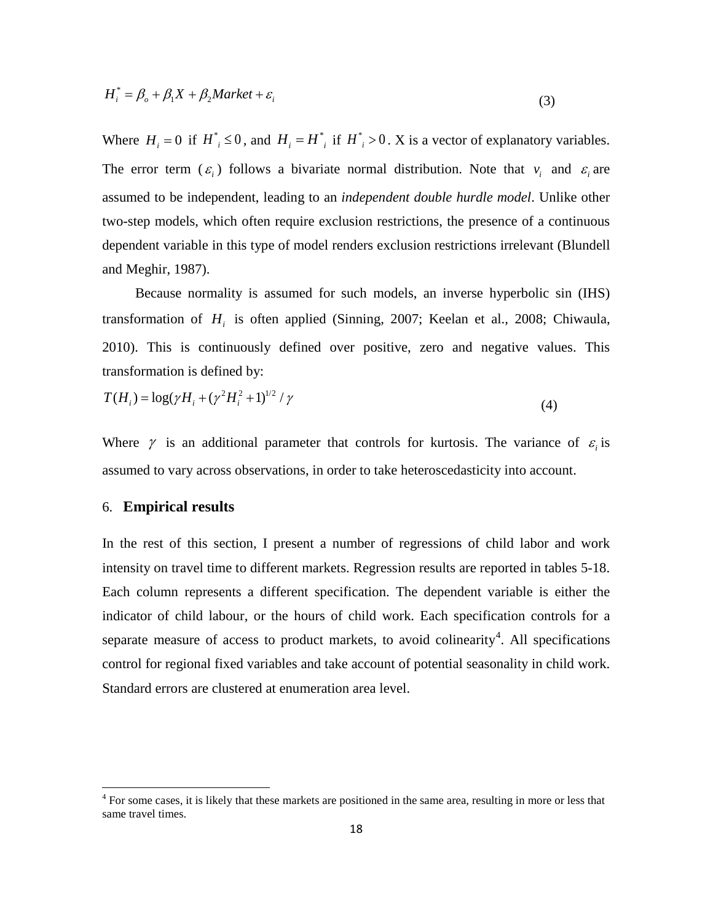$$H_i^* = \beta_o + \beta_1 X + \beta_2 Market + \varepsilon_i \tag{3}$$

Where $H_i = 0$ if $H^*_i \leq 0$, and $H_i = H^*_i$ if $H^*_i > 0$. X is a vector of explanatory variables. The error term ($\varepsilon_i$) follows a bivariate normal distribution. Note that $v_i$ and $\varepsilon_i$ are assumed to be independent, leading to an *independent double hurdle model*. Unlike other two-step models, which often require exclusion restrictions, the presence of a continuous dependent variable in this type of model renders exclusion restrictions irrelevant (Blundell and Meghir, 1987).

Because normality is assumed for such models, an inverse hyperbolic sin (IHS) transformation of $H_i$ is often applied (Sinning, 2007; Keelan et al., 2008; Chiwaula, 2010). This is continuously defined over positive, zero and negative values. This transformation is defined by:

$$T(H_i) = \log(\gamma H_i + (\gamma^2 H_i^2 + 1)^{1/2} / \gamma \tag{4}$$

Where $\gamma$ is an additional parameter that controls for kurtosis. The variance of $\varepsilon_i$ is assumed to vary across observations, in order to take heteroscedasticity into account.

## 6. Empirical results

In the rest of this section, I present a number of regressions of child labor and work intensity on travel time to different markets. Regression results are reported in tables 5-18. Each column represents a different specification. The dependent variable is either the indicator of child labour, or the hours of child work. Each specification controls for a separate measure of access to product markets, to avoid colinearity[4]. All specifications control for regional fixed variables and take account of potential seasonality in child work. Standard errors are clustered at enumeration area level.

[4] For some cases, it is likely that these markets are positioned in the same area, resulting in more or less that same travel times.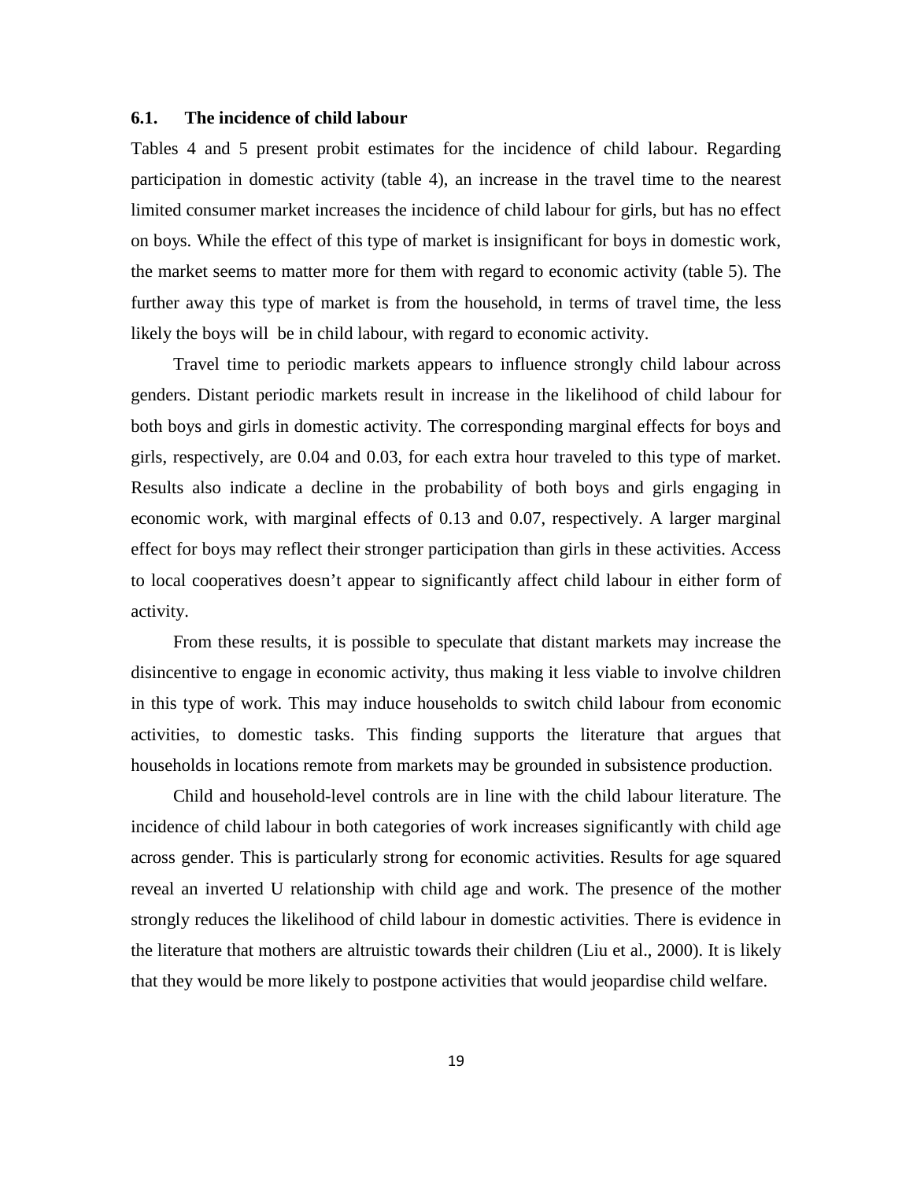### 6.1. The incidence of child labour

Tables 4 and 5 present probit estimates for the incidence of child labour. Regarding participation in domestic activity (table 4), an increase in the travel time to the nearest limited consumer market increases the incidence of child labour for girls, but has no effect on boys. While the effect of this type of market is insignificant for boys in domestic work, the market seems to matter more for them with regard to economic activity (table 5). The further away this type of market is from the household, in terms of travel time, the less likely the boys will be in child labour, with regard to economic activity.

Travel time to periodic markets appears to influence strongly child labour across genders. Distant periodic markets result in increase in the likelihood of child labour for both boys and girls in domestic activity. The corresponding marginal effects for boys and girls, respectively, are 0.04 and 0.03, for each extra hour traveled to this type of market. Results also indicate a decline in the probability of both boys and girls engaging in economic work, with marginal effects of 0.13 and 0.07, respectively. A larger marginal effect for boys may reflect their stronger participation than girls in these activities. Access to local cooperatives doesn't appear to significantly affect child labour in either form of activity.

From these results, it is possible to speculate that distant markets may increase the disincentive to engage in economic activity, thus making it less viable to involve children in this type of work. This may induce households to switch child labour from economic activities, to domestic tasks. This finding supports the literature that argues that households in locations remote from markets may be grounded in subsistence production.

Child and household-level controls are in line with the child labour literature. The incidence of child labour in both categories of work increases significantly with child age across gender. This is particularly strong for economic activities. Results for age squared reveal an inverted U relationship with child age and work. The presence of the mother strongly reduces the likelihood of child labour in domestic activities. There is evidence in the literature that mothers are altruistic towards their children (Liu et al., 2000). It is likely that they would be more likely to postpone activities that would jeopardise child welfare.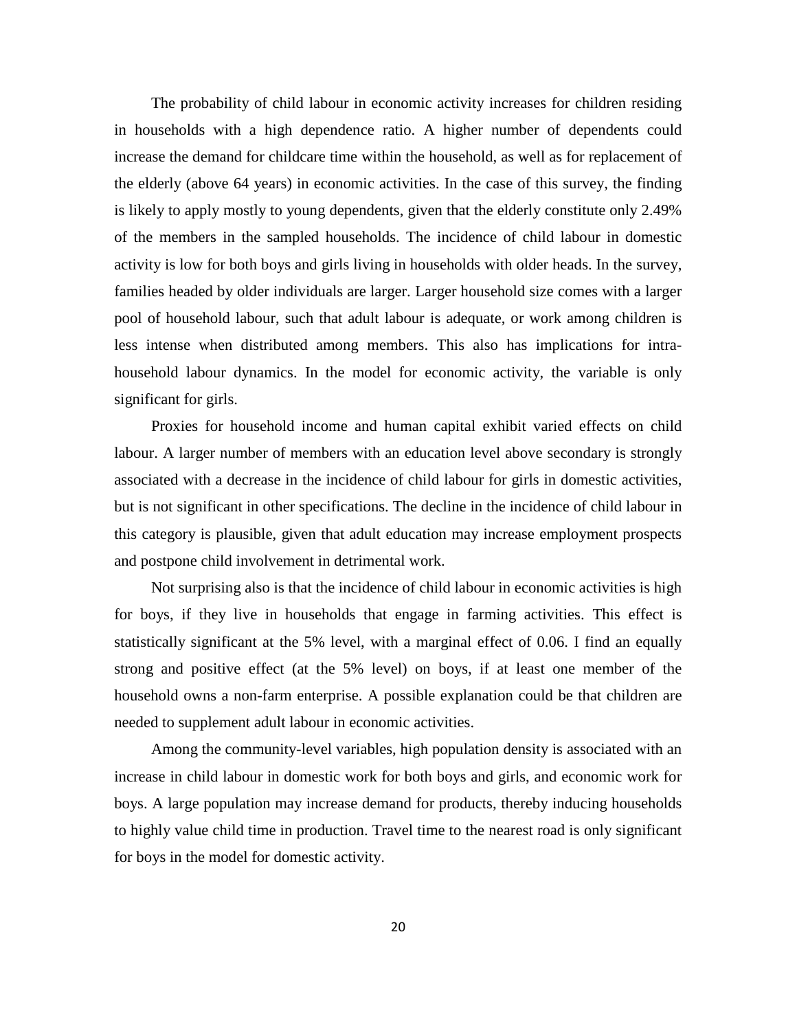The probability of child labour in economic activity increases for children residing in households with a high dependence ratio. A higher number of dependents could increase the demand for childcare time within the household, as well as for replacement of the elderly (above 64 years) in economic activities. In the case of this survey, the finding is likely to apply mostly to young dependents, given that the elderly constitute only 2.49% of the members in the sampled households. The incidence of child labour in domestic activity is low for both boys and girls living in households with older heads. In the survey, families headed by older individuals are larger. Larger household size comes with a larger pool of household labour, such that adult labour is adequate, or work among children is less intense when distributed among members. This also has implications for intra-household labour dynamics. In the model for economic activity, the variable is only significant for girls.

Proxies for household income and human capital exhibit varied effects on child labour. A larger number of members with an education level above secondary is strongly associated with a decrease in the incidence of child labour for girls in domestic activities, but is not significant in other specifications. The decline in the incidence of child labour in this category is plausible, given that adult education may increase employment prospects and postpone child involvement in detrimental work.

Not surprising also is that the incidence of child labour in economic activities is high for boys, if they live in households that engage in farming activities. This effect is statistically significant at the 5% level, with a marginal effect of 0.06. I find an equally strong and positive effect (at the 5% level) on boys, if at least one member of the household owns a non-farm enterprise. A possible explanation could be that children are needed to supplement adult labour in economic activities.

Among the community-level variables, high population density is associated with an increase in child labour in domestic work for both boys and girls, and economic work for boys. A large population may increase demand for products, thereby inducing households to highly value child time in production. Travel time to the nearest road is only significant for boys in the model for domestic activity.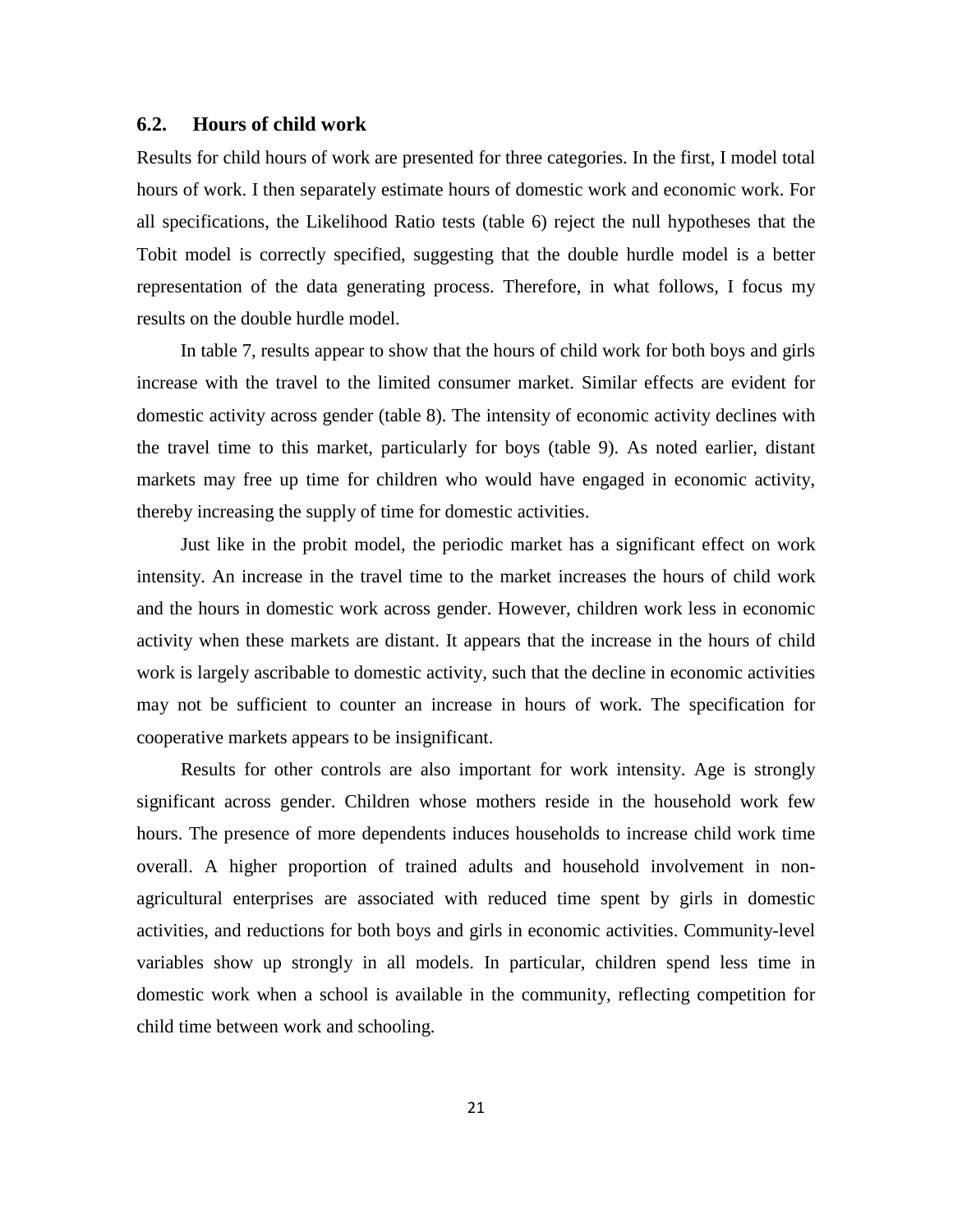## 6.2. Hours of child work

Results for child hours of work are presented for three categories. In the first, I model total hours of work. I then separately estimate hours of domestic work and economic work. For all specifications, the Likelihood Ratio tests (table 6) reject the null hypotheses that the Tobit model is correctly specified, suggesting that the double hurdle model is a better representation of the data generating process. Therefore, in what follows, I focus my results on the double hurdle model.

In table 7, results appear to show that the hours of child work for both boys and girls increase with the travel to the limited consumer market. Similar effects are evident for domestic activity across gender (table 8). The intensity of economic activity declines with the travel time to this market, particularly for boys (table 9). As noted earlier, distant markets may free up time for children who would have engaged in economic activity, thereby increasing the supply of time for domestic activities.

Just like in the probit model, the periodic market has a significant effect on work intensity. An increase in the travel time to the market increases the hours of child work and the hours in domestic work across gender. However, children work less in economic activity when these markets are distant. It appears that the increase in the hours of child work is largely ascribable to domestic activity, such that the decline in economic activities may not be sufficient to counter an increase in hours of work. The specification for cooperative markets appears to be insignificant.

Results for other controls are also important for work intensity. Age is strongly significant across gender. Children whose mothers reside in the household work few hours. The presence of more dependents induces households to increase child work time overall. A higher proportion of trained adults and household involvement in non-agricultural enterprises are associated with reduced time spent by girls in domestic activities, and reductions for both boys and girls in economic activities. Community-level variables show up strongly in all models. In particular, children spend less time in domestic work when a school is available in the community, reflecting competition for child time between work and schooling.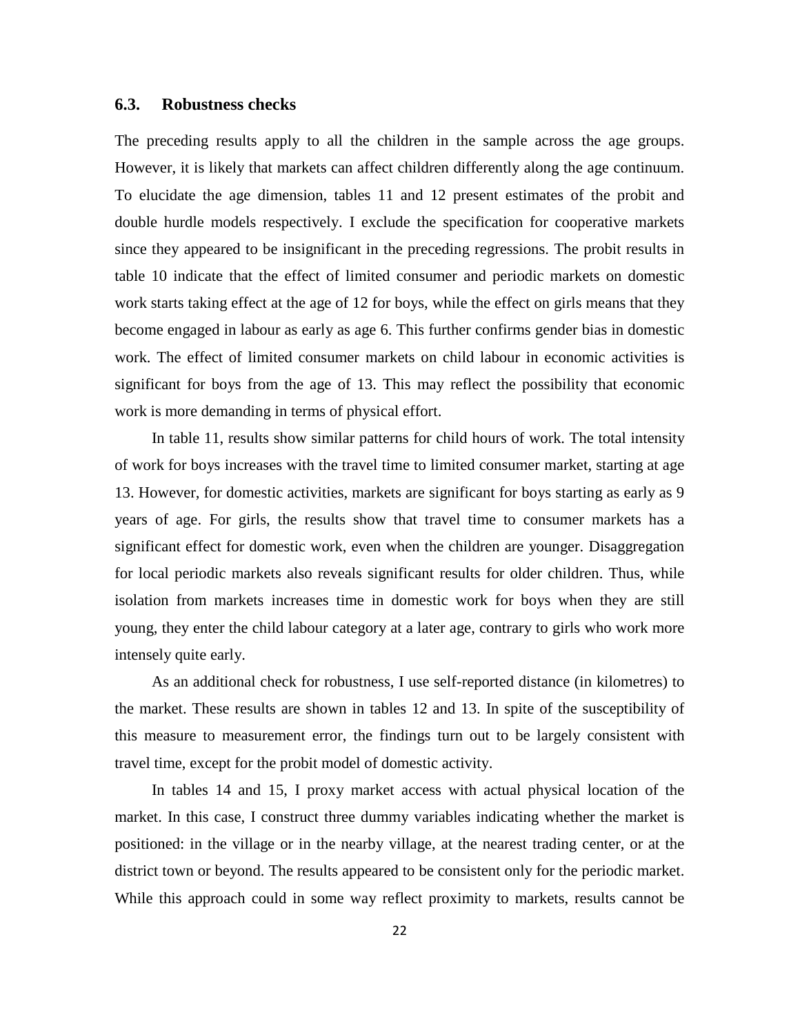### 6.3. Robustness checks

The preceding results apply to all the children in the sample across the age groups. However, it is likely that markets can affect children differently along the age continuum. To elucidate the age dimension, tables 11 and 12 present estimates of the probit and double hurdle models respectively. I exclude the specification for cooperative markets since they appeared to be insignificant in the preceding regressions. The probit results in table 10 indicate that the effect of limited consumer and periodic markets on domestic work starts taking effect at the age of 12 for boys, while the effect on girls means that they become engaged in labour as early as age 6. This further confirms gender bias in domestic work. The effect of limited consumer markets on child labour in economic activities is significant for boys from the age of 13. This may reflect the possibility that economic work is more demanding in terms of physical effort.

In table 11, results show similar patterns for child hours of work. The total intensity of work for boys increases with the travel time to limited consumer market, starting at age 13. However, for domestic activities, markets are significant for boys starting as early as 9 years of age. For girls, the results show that travel time to consumer markets has a significant effect for domestic work, even when the children are younger. Disaggregation for local periodic markets also reveals significant results for older children. Thus, while isolation from markets increases time in domestic work for boys when they are still young, they enter the child labour category at a later age, contrary to girls who work more intensely quite early.

As an additional check for robustness, I use self-reported distance (in kilometres) to the market. These results are shown in tables 12 and 13. In spite of the susceptibility of this measure to measurement error, the findings turn out to be largely consistent with travel time, except for the probit model of domestic activity.

In tables 14 and 15, I proxy market access with actual physical location of the market. In this case, I construct three dummy variables indicating whether the market is positioned: in the village or in the nearby village, at the nearest trading center, or at the district town or beyond. The results appeared to be consistent only for the periodic market. While this approach could in some way reflect proximity to markets, results cannot be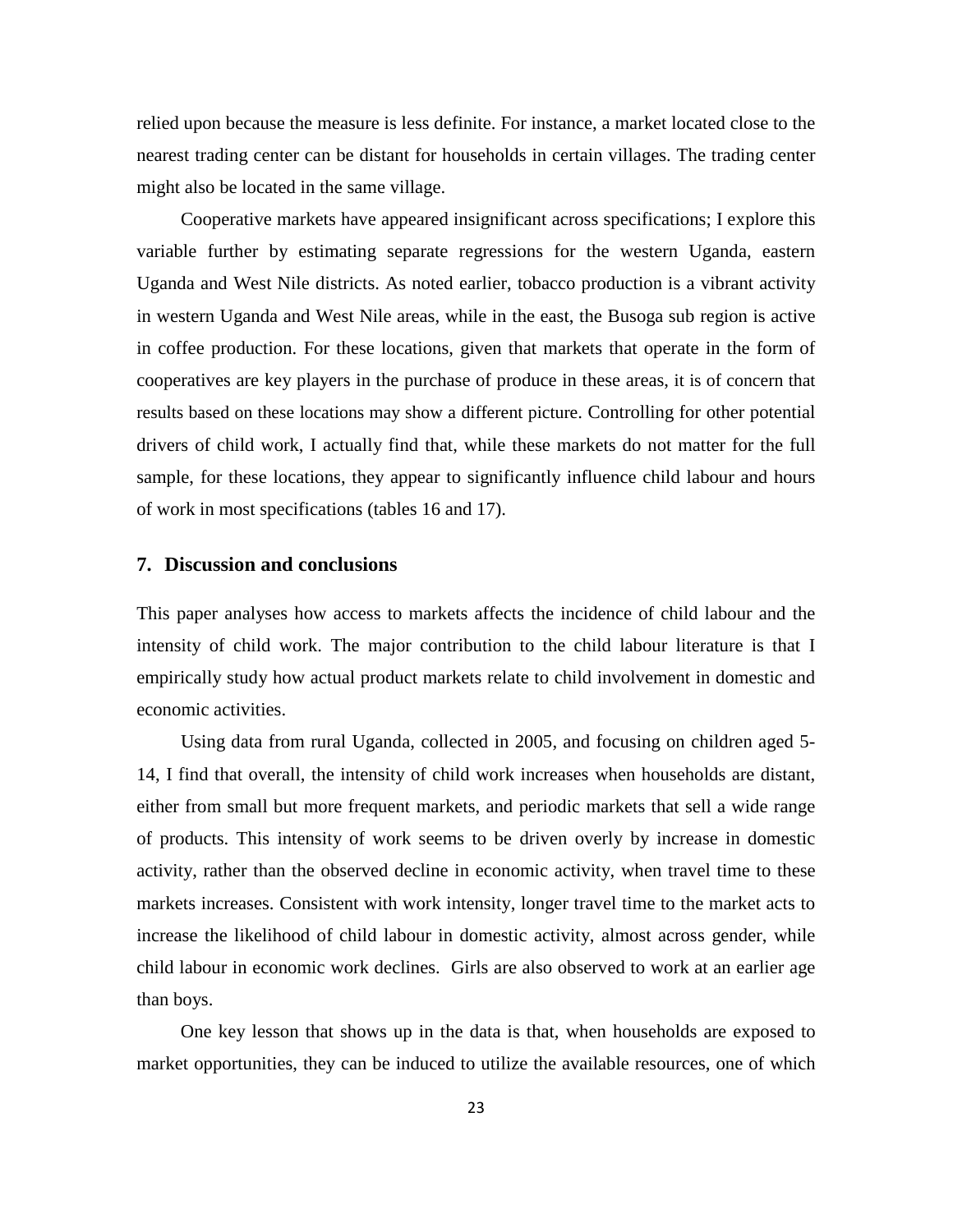relied upon because the measure is less definite. For instance, a market located close to the nearest trading center can be distant for households in certain villages. The trading center might also be located in the same village.

Cooperative markets have appeared insignificant across specifications; I explore this variable further by estimating separate regressions for the western Uganda, eastern Uganda and West Nile districts. As noted earlier, tobacco production is a vibrant activity in western Uganda and West Nile areas, while in the east, the Busoga sub region is active in coffee production. For these locations, given that markets that operate in the form of cooperatives are key players in the purchase of produce in these areas, it is of concern that results based on these locations may show a different picture. Controlling for other potential drivers of child work, I actually find that, while these markets do not matter for the full sample, for these locations, they appear to significantly influence child labour and hours of work in most specifications (tables 16 and 17).

## 7. Discussion and conclusions

This paper analyses how access to markets affects the incidence of child labour and the intensity of child work. The major contribution to the child labour literature is that I empirically study how actual product markets relate to child involvement in domestic and economic activities.

Using data from rural Uganda, collected in 2005, and focusing on children aged 5-14, I find that overall, the intensity of child work increases when households are distant, either from small but more frequent markets, and periodic markets that sell a wide range of products. This intensity of work seems to be driven overly by increase in domestic activity, rather than the observed decline in economic activity, when travel time to these markets increases. Consistent with work intensity, longer travel time to the market acts to increase the likelihood of child labour in domestic activity, almost across gender, while child labour in economic work declines. Girls are also observed to work at an earlier age than boys.

One key lesson that shows up in the data is that, when households are exposed to market opportunities, they can be induced to utilize the available resources, one of which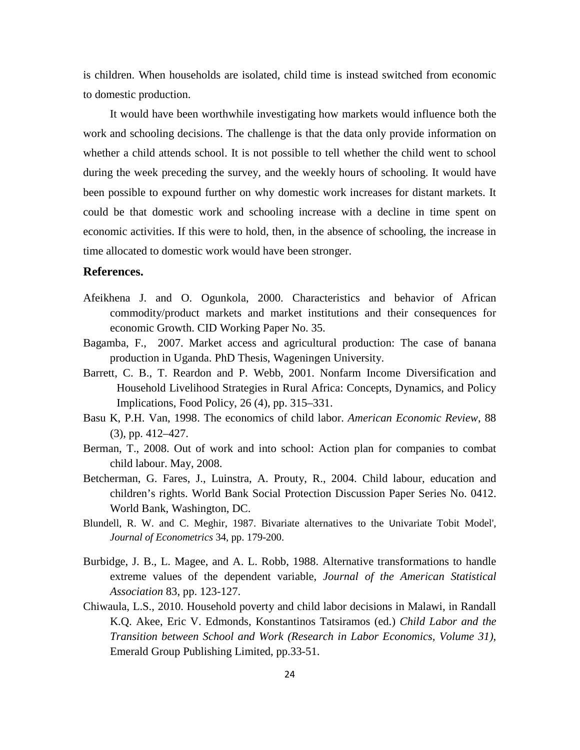is children. When households are isolated, child time is instead switched from economic to domestic production.

It would have been worthwhile investigating how markets would influence both the work and schooling decisions. The challenge is that the data only provide information on whether a child attends school. It is not possible to tell whether the child went to school during the week preceding the survey, and the weekly hours of schooling. It would have been possible to expound further on why domestic work increases for distant markets. It could be that domestic work and schooling increase with a decline in time spent on economic activities. If this were to hold, then, in the absence of schooling, the increase in time allocated to domestic work would have been stronger.

### References.

Afeikhena J. and O. Ogunkola, 2000. Characteristics and behavior of African commodity/product markets and market institutions and their consequences for economic Growth. CID Working Paper No. 35.

Bagamba, F., 2007. Market access and agricultural production: The case of banana production in Uganda. PhD Thesis, Wageningen University.

Barrett, C. B., T. Reardon and P. Webb, 2001. Nonfarm Income Diversification and Household Livelihood Strategies in Rural Africa: Concepts, Dynamics, and Policy Implications, Food Policy, 26 (4), pp. 315–331.

Basu K, P.H. Van, 1998. The economics of child labor. *American Economic Review*, 88 (3), pp. 412–427.

Berman, T., 2008. Out of work and into school: Action plan for companies to combat child labour. May, 2008.

Betcherman, G. Fares, J., Luinstra, A. Prouty, R., 2004. Child labour, education and children's rights. World Bank Social Protection Discussion Paper Series No. 0412. World Bank, Washington, DC.

Blundell, R. W. and C. Meghir, 1987. Bivariate alternatives to the Univariate Tobit Model', *Journal of Econometrics* 34, pp. 179-200.

Burbidge, J. B., L. Magee, and A. L. Robb, 1988. Alternative transformations to handle extreme values of the dependent variable, *Journal of the American Statistical Association* 83, pp. 123-127.

Chiwaula, L.S., 2010. Household poverty and child labor decisions in Malawi, in Randall K.Q. Akee, Eric V. Edmonds, Konstantinos Tatsiramos (ed.) *Child Labor and the Transition between School and Work (Research in Labor Economics, Volume 31)*, Emerald Group Publishing Limited, pp.33-51.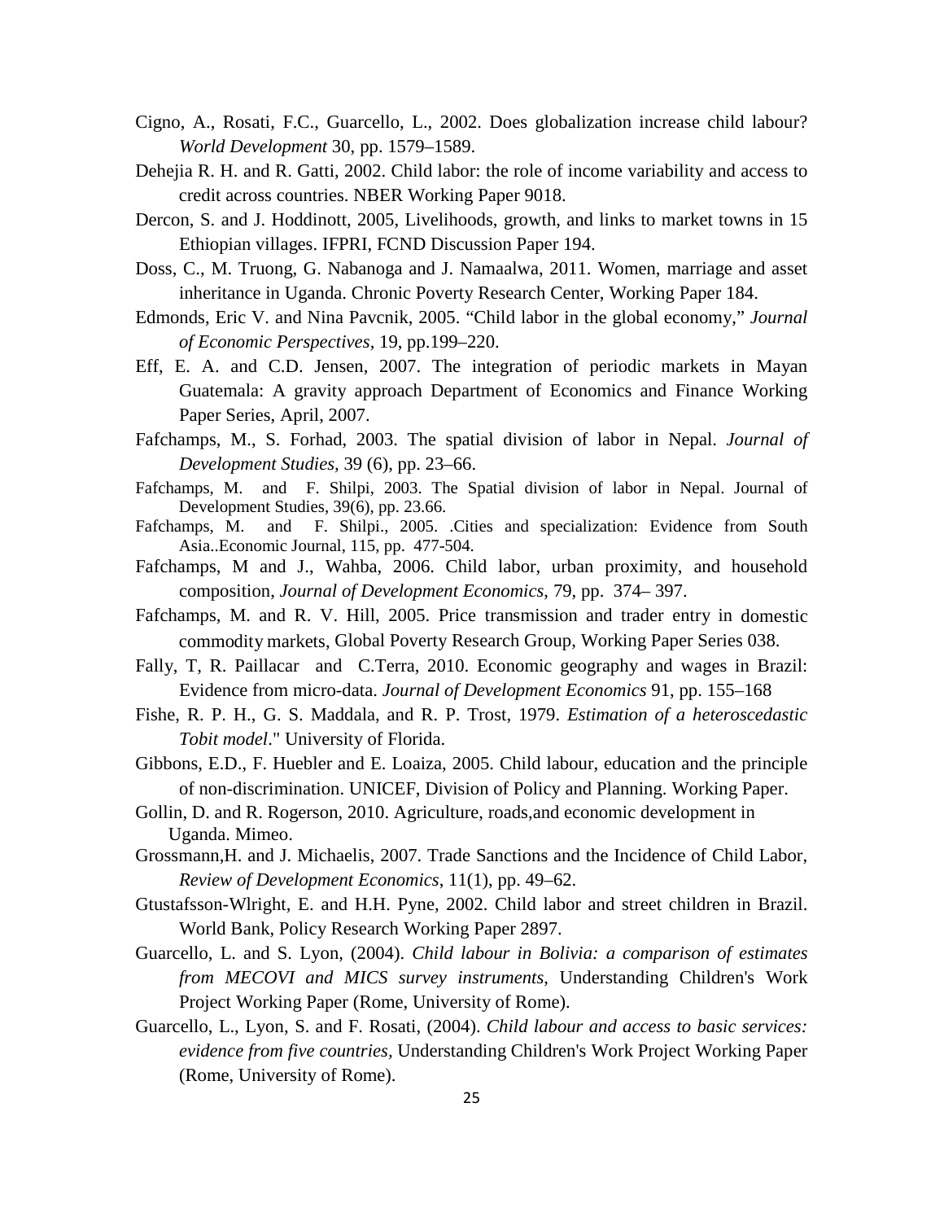Cigno, A., Rosati, F.C., Guarcello, L., 2002. Does globalization increase child labour? *World Development* 30, pp. 1579–1589.

Dehejia R. H. and R. Gatti, 2002. Child labor: the role of income variability and access to credit across countries. NBER Working Paper 9018.

Dercon, S. and J. Hoddinott, 2005, Livelihoods, growth, and links to market towns in 15 Ethiopian villages. IFPRI, FCND Discussion Paper 194.

Doss, C., M. Truong, G. Nabanoga and J. Namaalwa, 2011. Women, marriage and asset inheritance in Uganda. Chronic Poverty Research Center, Working Paper 184.

Edmonds, Eric V. and Nina Pavcnik, 2005. "Child labor in the global economy," *Journal of Economic Perspectives,* 19, pp.199–220.

Eff, E. A. and C.D. Jensen, 2007. The integration of periodic markets in Mayan Guatemala: A gravity approach Department of Economics and Finance Working Paper Series, April, 2007.

Fafchamps, M., S. Forhad, 2003. The spatial division of labor in Nepal. *Journal of Development Studies,* 39 (6), pp. 23–66.

Fafchamps, M. and F. Shilpi, 2003. The Spatial division of labor in Nepal. Journal of Development Studies, 39(6), pp. 23.66.

Fafchamps, M. and F. Shilpi., 2005. .Cities and specialization: Evidence from South Asia..Economic Journal, 115, pp. 477-504.

Fafchamps, M and J., Wahba, 2006. Child labor, urban proximity, and household composition, *Journal of Development Economics*, 79, pp. 374– 397.

Fafchamps, M. and R. V. Hill, 2005. Price transmission and trader entry in domestic commodity markets, Global Poverty Research Group, Working Paper Series 038.

Fally, T, R. Paillacar and C.Terra, 2010. Economic geography and wages in Brazil: Evidence from micro-data. *Journal of Development Economics* 91, pp. 155–168

Fishe, R. P. H., G. S. Maddala, and R. P. Trost, 1979. *Estimation of a heteroscedastic Tobit model*." University of Florida.

Gibbons, E.D., F. Huebler and E. Loaiza, 2005. Child labour, education and the principle of non-discrimination. UNICEF, Division of Policy and Planning. Working Paper.

Gollin, D. and R. Rogerson, 2010. Agriculture, roads,and economic development in Uganda. Mimeo.

Grossmann,H. and J. Michaelis, 2007. Trade Sanctions and the Incidence of Child Labor, *Review of Development Economics*, 11(1), pp. 49–62.

Gtustafsson-Wlright, E. and H.H. Pyne, 2002. Child labor and street children in Brazil. World Bank, Policy Research Working Paper 2897.

Guarcello, L. and S. Lyon, (2004). *Child labour in Bolivia: a comparison of estimates from MECOVI and MICS survey instruments*, Understanding Children's Work Project Working Paper (Rome, University of Rome).

Guarcello, L., Lyon, S. and F. Rosati, (2004). *Child labour and access to basic services: evidence from five countries,* Understanding Children's Work Project Working Paper (Rome, University of Rome).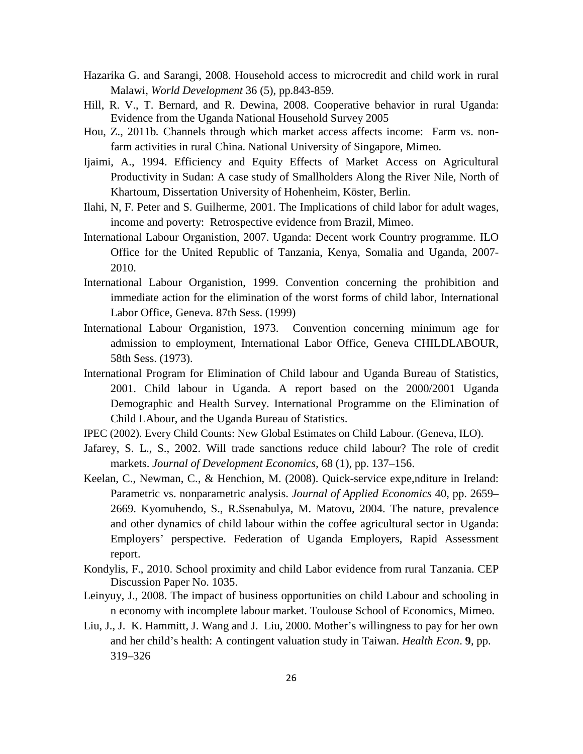Hazarika G. and Sarangi, 2008. Household access to microcredit and child work in rural Malawi, *World Development* 36 (5), pp.843-859.

Hill, R. V., T. Bernard, and R. Dewina, 2008. Cooperative behavior in rural Uganda: Evidence from the Uganda National Household Survey 2005

Hou, Z., 2011b. Channels through which market access affects income: Farm vs. non-farm activities in rural China. National University of Singapore, Mimeo.

Ijaimi, A., 1994. Efficiency and Equity Effects of Market Access on Agricultural Productivity in Sudan: A case study of Smallholders Along the River Nile, North of Khartoum, Dissertation University of Hohenheim, Köster, Berlin.

Ilahi, N, F. Peter and S. Guilherme, 2001. The Implications of child labor for adult wages, income and poverty: Retrospective evidence from Brazil, Mimeo.

International Labour Organistion, 2007. Uganda: Decent work Country programme. ILO Office for the United Republic of Tanzania, Kenya, Somalia and Uganda, 2007-2010.

International Labour Organistion, 1999. Convention concerning the prohibition and immediate action for the elimination of the worst forms of child labor, International Labor Office, Geneva. 87th Sess. (1999)

International Labour Organistion, 1973. Convention concerning minimum age for admission to employment, International Labor Office, Geneva CHILDLABOUR, 58th Sess. (1973).

International Program for Elimination of Child labour and Uganda Bureau of Statistics, 2001. Child labour in Uganda. A report based on the 2000/2001 Uganda Demographic and Health Survey. International Programme on the Elimination of Child LAbour, and the Uganda Bureau of Statistics.

IPEC (2002). Every Child Counts: New Global Estimates on Child Labour. (Geneva, ILO).

Jafarey, S. L., S., 2002. Will trade sanctions reduce child labour? The role of credit markets. *Journal of Development Economics,* 68 (1), pp. 137–156.

Keelan, C., Newman, C., & Henchion, M. (2008). Quick-service expe,nditure in Ireland: Parametric vs. nonparametric analysis. *Journal of Applied Economics* 40, pp. 2659–2669. Kyomuhendo, S., R.Ssenabulya, M. Matovu, 2004. The nature, prevalence and other dynamics of child labour within the coffee agricultural sector in Uganda: Employers' perspective. Federation of Uganda Employers, Rapid Assessment report.

Kondylis, F., 2010. School proximity and child Labor evidence from rural Tanzania. CEP Discussion Paper No. 1035.

Leinyuy, J., 2008. The impact of business opportunities on child Labour and schooling in n economy with incomplete labour market. Toulouse School of Economics, Mimeo.

Liu, J., J. K. Hammitt, J. Wang and J. Liu, 2000. Mother's willingness to pay for her own and her child's health: A contingent valuation study in Taiwan. *Health Econ*. **9**, pp. 319–326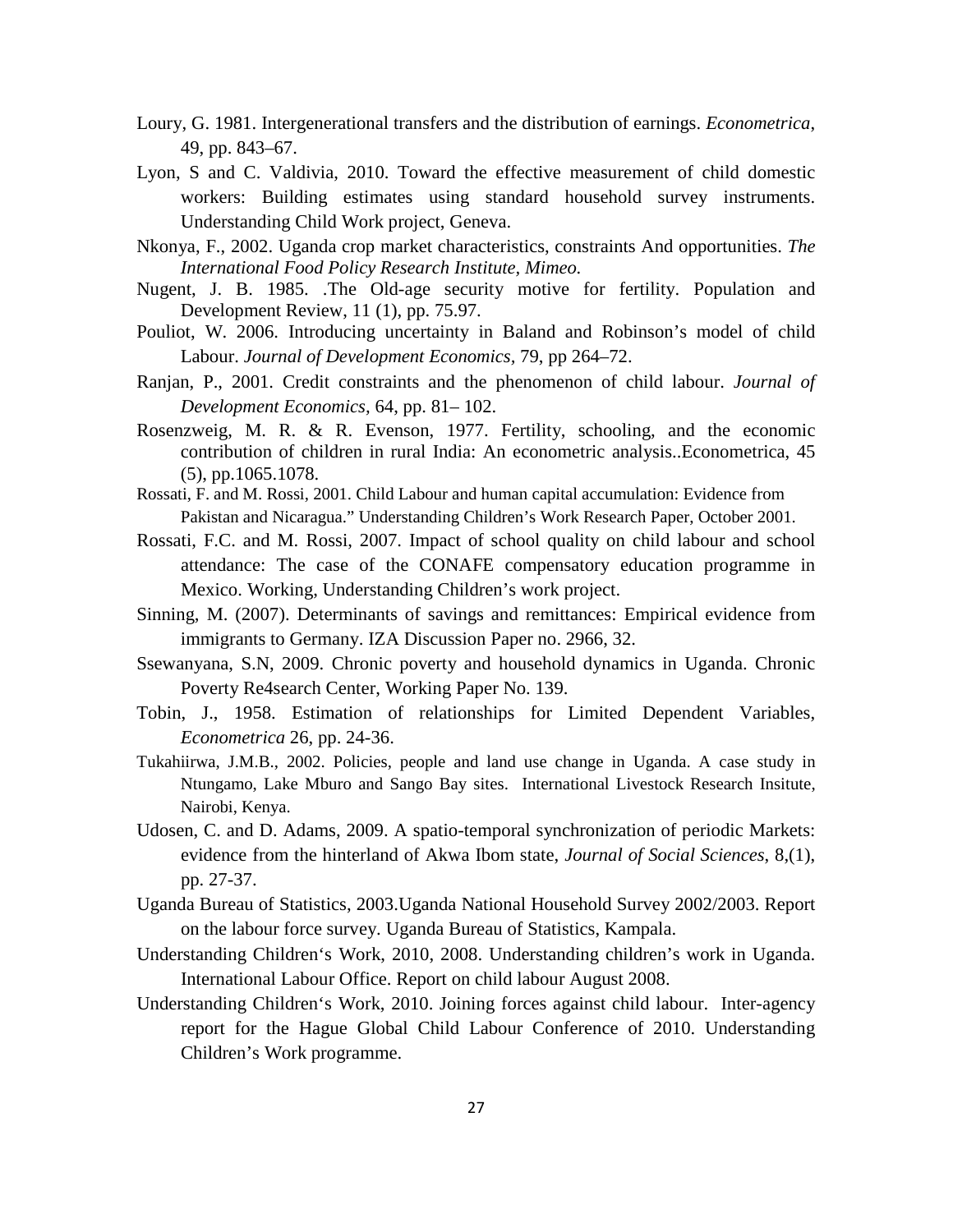Loury, G. 1981. Intergenerational transfers and the distribution of earnings. *Econometrica*, 49, pp. 843–67.

Lyon, S and C. Valdivia, 2010. Toward the effective measurement of child domestic workers: Building estimates using standard household survey instruments. Understanding Child Work project, Geneva.

Nkonya, F., 2002. Uganda crop market characteristics, constraints And opportunities. *The International Food Policy Research Institute, Mimeo.*

Nugent, J. B. 1985. .The Old-age security motive for fertility. Population and Development Review, 11 (1), pp. 75.97.

Pouliot, W. 2006. Introducing uncertainty in Baland and Robinson's model of child Labour. *Journal of Development Economics,* 79, pp 264–72.

Ranjan, P., 2001. Credit constraints and the phenomenon of child labour. *Journal of Development Economics,* 64, pp. 81– 102.

Rosenzweig, M. R. & R. Evenson, 1977. Fertility, schooling, and the economic contribution of children in rural India: An econometric analysis..Econometrica, 45 (5), pp.1065.1078.

Rossati, F. and M. Rossi, 2001. Child Labour and human capital accumulation: Evidence from Pakistan and Nicaragua." Understanding Children's Work Research Paper, October 2001.

Rossati, F.C. and M. Rossi, 2007. Impact of school quality on child labour and school attendance: The case of the CONAFE compensatory education programme in Mexico. Working, Understanding Children's work project.

Sinning, M. (2007). Determinants of savings and remittances: Empirical evidence from immigrants to Germany. IZA Discussion Paper no. 2966, 32.

Ssewanyana, S.N, 2009. Chronic poverty and household dynamics in Uganda. Chronic Poverty Re4search Center, Working Paper No. 139.

Tobin, J., 1958. Estimation of relationships for Limited Dependent Variables, *Econometrica* 26, pp. 24-36.

Tukahiirwa, J.M.B., 2002. Policies, people and land use change in Uganda. A case study in Ntungamo, Lake Mburo and Sango Bay sites. International Livestock Research Insitute, Nairobi, Kenya.

Udosen, C. and D. Adams, 2009. A spatio-temporal synchronization of periodic Markets: evidence from the hinterland of Akwa Ibom state, *Journal of Social Sciences*, 8,(1), pp. 27-37.

Uganda Bureau of Statistics, 2003.Uganda National Household Survey 2002/2003. Report on the labour force survey. Uganda Bureau of Statistics, Kampala.

Understanding Children's Work, 2010, 2008. Understanding children's work in Uganda. International Labour Office. Report on child labour August 2008.

Understanding Children's Work, 2010. Joining forces against child labour. Inter-agency report for the Hague Global Child Labour Conference of 2010. Understanding Children's Work programme.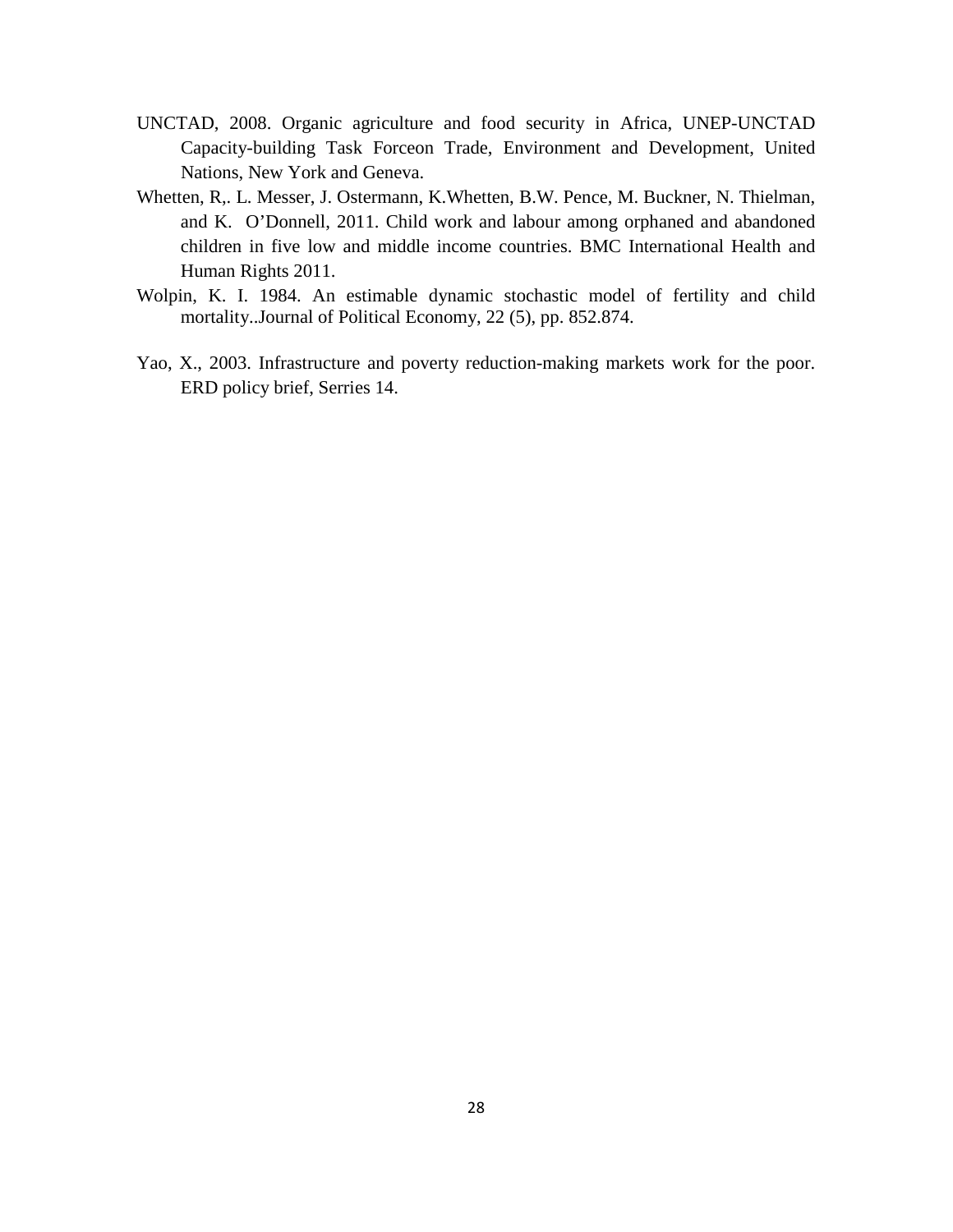UNCTAD, 2008. Organic agriculture and food security in Africa, UNEP-UNCTAD Capacity-building Task Forceon Trade, Environment and Development, United Nations, New York and Geneva.

Whetten, R,. L. Messer, J. Ostermann, K.Whetten, B.W. Pence, M. Buckner, N. Thielman, and K. O'Donnell, 2011. Child work and labour among orphaned and abandoned children in five low and middle income countries. BMC International Health and Human Rights 2011.

Wolpin, K. I. 1984. An estimable dynamic stochastic model of fertility and child mortality..Journal of Political Economy, 22 (5), pp. 852.874.

Yao, X., 2003. Infrastructure and poverty reduction-making markets work for the poor. ERD policy brief, Serries 14.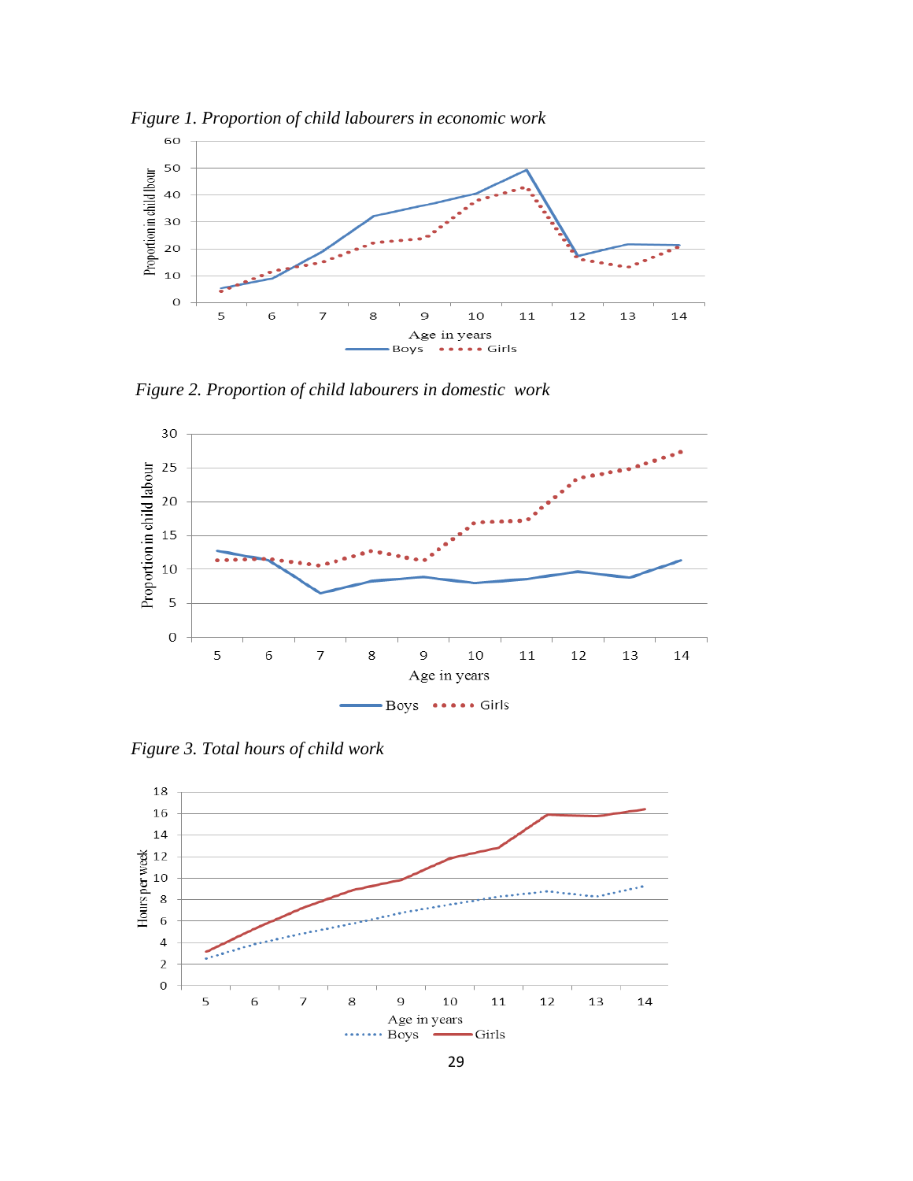*Figure 1. Proportion of child labourers in economic work*

*Figure 2. Proportion of child labourers in domestic work*

*Figure 3. Total hours of child work*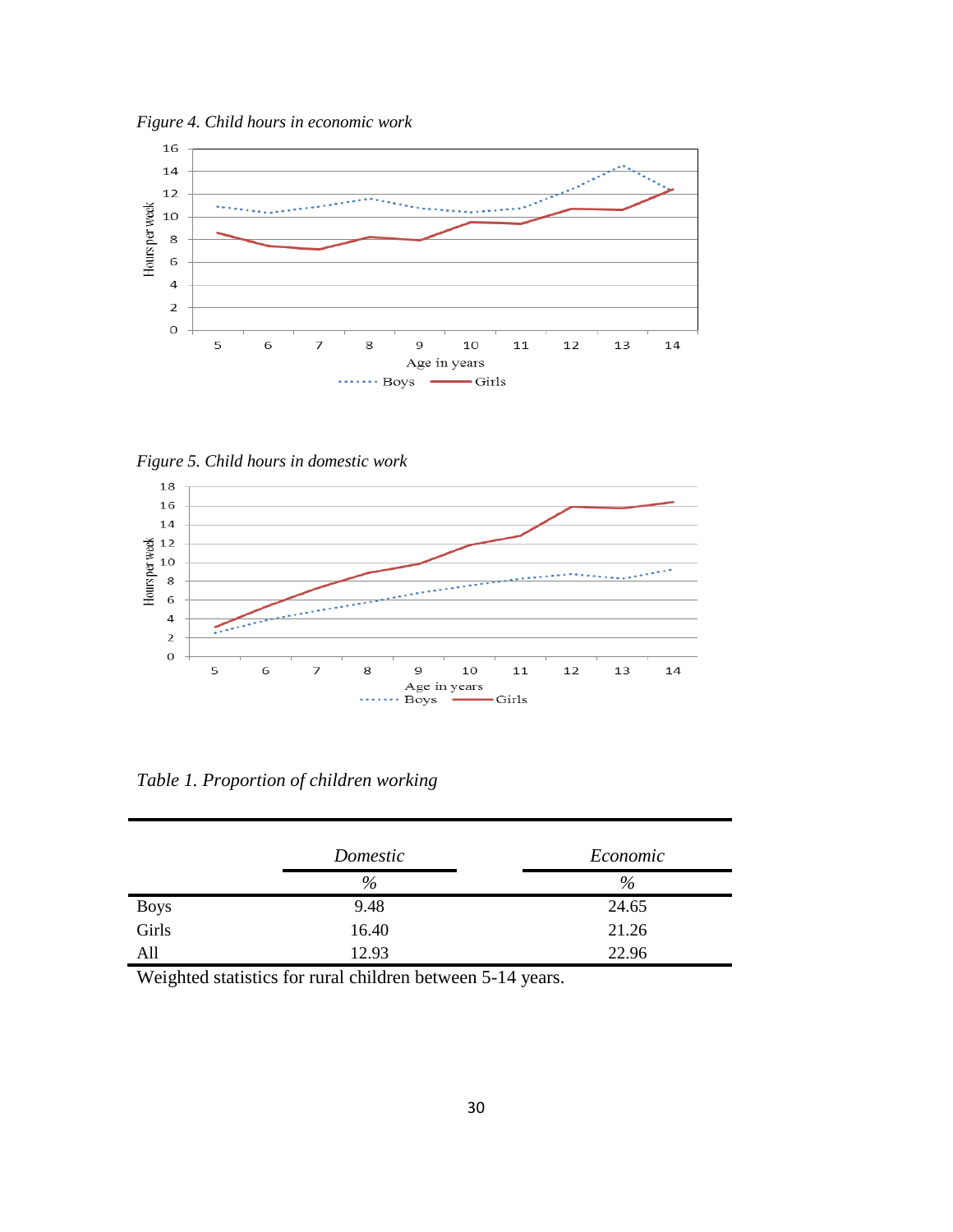*Figure 4. Child hours in economic work*

*Figure 5. Child hours in domestic work*

*Table 1. Proportion of children working*

| | *Domestic* | *Economic* |
|---|---|---|
| | *%* | *%* |
| Boys | 9.48 | 24.65 |
| Girls | 16.40 | 21.26 |
| All | 12.93 | 22.96 |

Weighted statistics for rural children between 5-14 years.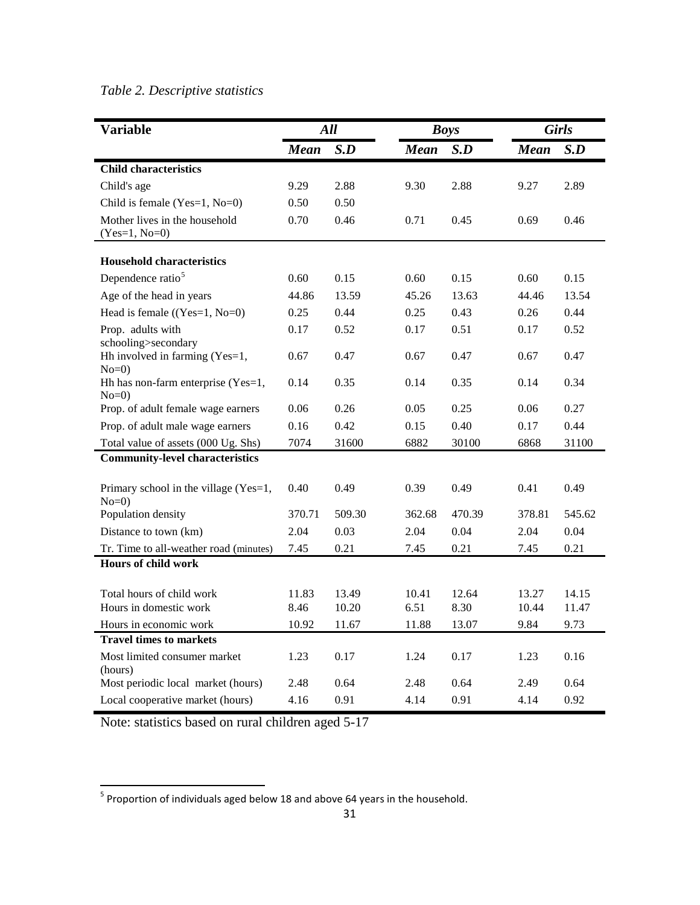*Table 2. Descriptive statistics*

| Variable | *All* | | *Boys* | | *Girls* | |
|---|---|---|---|---|---|---|
| | ***Mean*** | ***S.D*** | ***Mean*** | ***S.D*** | ***Mean*** | ***S.D*** |
| **Child characteristics** | | | | | | |
| Child's age | 9.29 | 2.88 | 9.30 | 2.88 | 9.27 | 2.89 |
| Child is female (Yes=1, No=0) | 0.50 | 0.50 | | | | |
| Mother lives in the household (Yes=1, No=0) | 0.70 | 0.46 | 0.71 | 0.45 | 0.69 | 0.46 |
| **Household characteristics** | | | | | | |
| Dependence ratio[5] | 0.60 | 0.15 | 0.60 | 0.15 | 0.60 | 0.15 |
| Age of the head in years | 44.86 | 13.59 | 45.26 | 13.63 | 44.46 | 13.54 |
| Head is female ((Yes=1, No=0) | 0.25 | 0.44 | 0.25 | 0.43 | 0.26 | 0.44 |
| Prop. adults with schooling>secondary | 0.17 | 0.52 | 0.17 | 0.51 | 0.17 | 0.52 |
| Hh involved in farming (Yes=1, No=0) | 0.67 | 0.47 | 0.67 | 0.47 | 0.67 | 0.47 |
| Hh has non-farm enterprise (Yes=1, No=0) | 0.14 | 0.35 | 0.14 | 0.35 | 0.14 | 0.34 |
| Prop. of adult female wage earners | 0.06 | 0.26 | 0.05 | 0.25 | 0.06 | 0.27 |
| Prop. of adult male wage earners | 0.16 | 0.42 | 0.15 | 0.40 | 0.17 | 0.44 |
| Total value of assets (000 Ug. Shs) | 7074 | 31600 | 6882 | 30100 | 6868 | 31100 |
| **Community-level characteristics** | | | | | | |
| Primary school in the village (Yes=1, No=0) | 0.40 | 0.49 | 0.39 | 0.49 | 0.41 | 0.49 |
| Population density | 370.71 | 509.30 | 362.68 | 470.39 | 378.81 | 545.62 |
| Distance to town (km) | 2.04 | 0.03 | 2.04 | 0.04 | 2.04 | 0.04 |
| Tr. Time to all-weather road (minutes) | 7.45 | 0.21 | 7.45 | 0.21 | 7.45 | 0.21 |
| **Hours of child work** | | | | | | |
| Total hours of child work | 11.83 | 13.49 | 10.41 | 12.64 | 13.27 | 14.15 |
| Hours in domestic work | 8.46 | 10.20 | 6.51 | 8.30 | 10.44 | 11.47 |
| Hours in economic work | 10.92 | 11.67 | 11.88 | 13.07 | 9.84 | 9.73 |
| **Travel times to markets** | | | | | | |
| Most limited consumer market (hours) | 1.23 | 0.17 | 1.24 | 0.17 | 1.23 | 0.16 |
| Most periodic local market (hours) | 2.48 | 0.64 | 2.48 | 0.64 | 2.49 | 0.64 |
| Local cooperative market (hours) | 4.16 | 0.91 | 4.14 | 0.91 | 4.14 | 0.92 |

Note: statistics based on rural children aged 5-17

[5] Proportion of individuals aged below 18 and above 64 years in the household.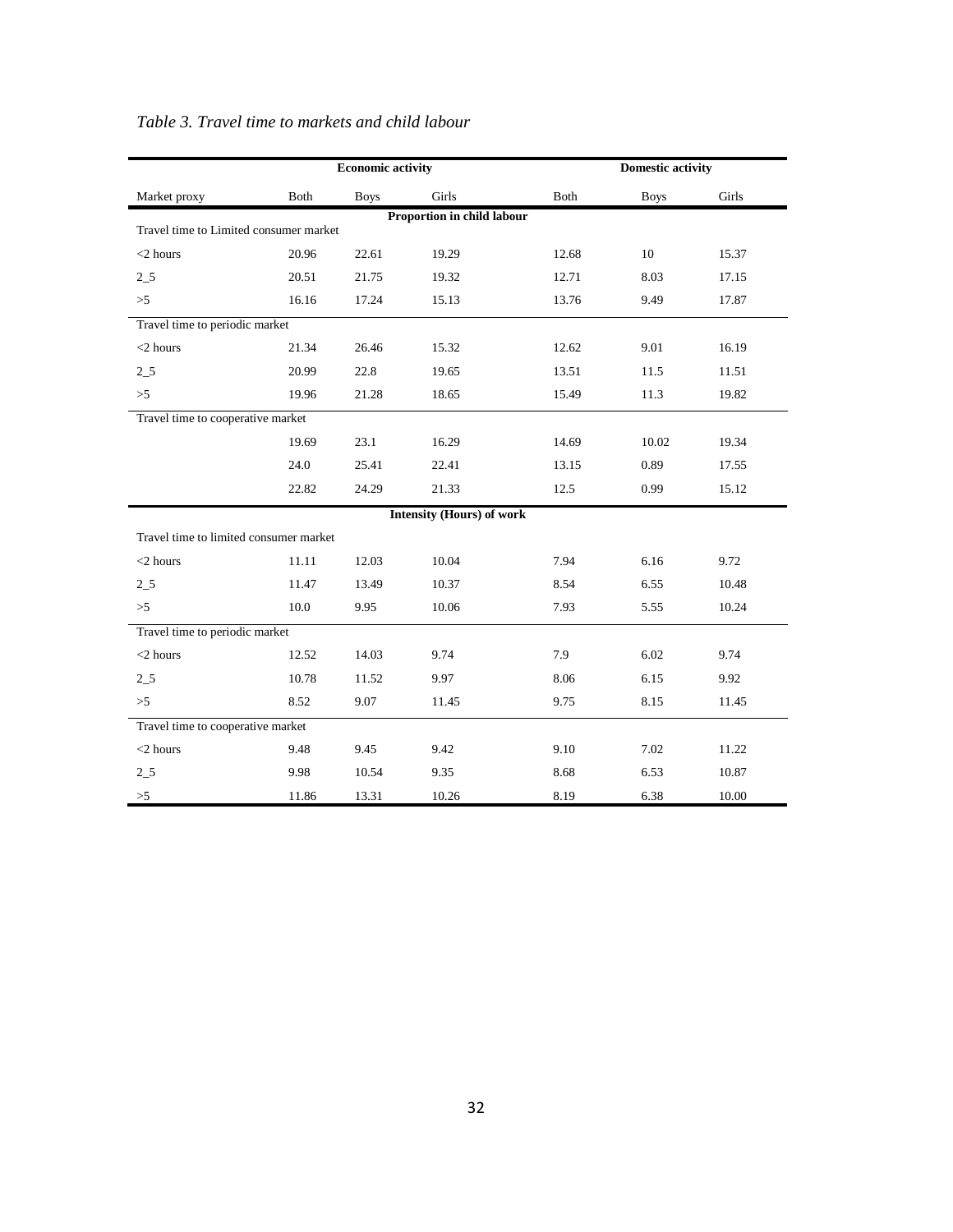*Table 3. Travel time to markets and child labour*

| | Economic activity | | | Domestic activity | | |
|---|---|---|---|---|---|---|
| Market proxy | Both | Boys | Girls | Both | Boys | Girls |
| **Proportion in child labour** | | | | | | |
| Travel time to Limited consumer market | | | | | | |
| <2 hours | 20.96 | 22.61 | 19.29 | 12.68 | 10 | 15.37 |
| 2_5 | 20.51 | 21.75 | 19.32 | 12.71 | 8.03 | 17.15 |
| >5 | 16.16 | 17.24 | 15.13 | 13.76 | 9.49 | 17.87 |
| Travel time to periodic market | | | | | | |
| <2 hours | 21.34 | 26.46 | 15.32 | 12.62 | 9.01 | 16.19 |
| 2_5 | 20.99 | 22.8 | 19.65 | 13.51 | 11.5 | 11.51 |
| >5 | 19.96 | 21.28 | 18.65 | 15.49 | 11.3 | 19.82 |
| Travel time to cooperative market | | | | | | |
| | 19.69 | 23.1 | 16.29 | 14.69 | 10.02 | 19.34 |
| | 24.0 | 25.41 | 22.41 | 13.15 | 0.89 | 17.55 |
| | 22.82 | 24.29 | 21.33 | 12.5 | 0.99 | 15.12 |
| **Intensity (Hours) of work** | | | | | | |
| Travel time to limited consumer market | | | | | | |
| <2 hours | 11.11 | 12.03 | 10.04 | 7.94 | 6.16 | 9.72 |
| 2_5 | 11.47 | 13.49 | 10.37 | 8.54 | 6.55 | 10.48 |
| >5 | 10.0 | 9.95 | 10.06 | 7.93 | 5.55 | 10.24 |
| Travel time to periodic market | | | | | | |
| <2 hours | 12.52 | 14.03 | 9.74 | 7.9 | 6.02 | 9.74 |
| 2_5 | 10.78 | 11.52 | 9.97 | 8.06 | 6.15 | 9.92 |
| >5 | 8.52 | 9.07 | 11.45 | 9.75 | 8.15 | 11.45 |
| Travel time to cooperative market | | | | | | |
| <2 hours | 9.48 | 9.45 | 9.42 | 9.10 | 7.02 | 11.22 |
| 2_5 | 9.98 | 10.54 | 9.35 | 8.68 | 6.53 | 10.87 |
| >5 | 11.86 | 13.31 | 10.26 | 8.19 | 6.38 | 10.00 |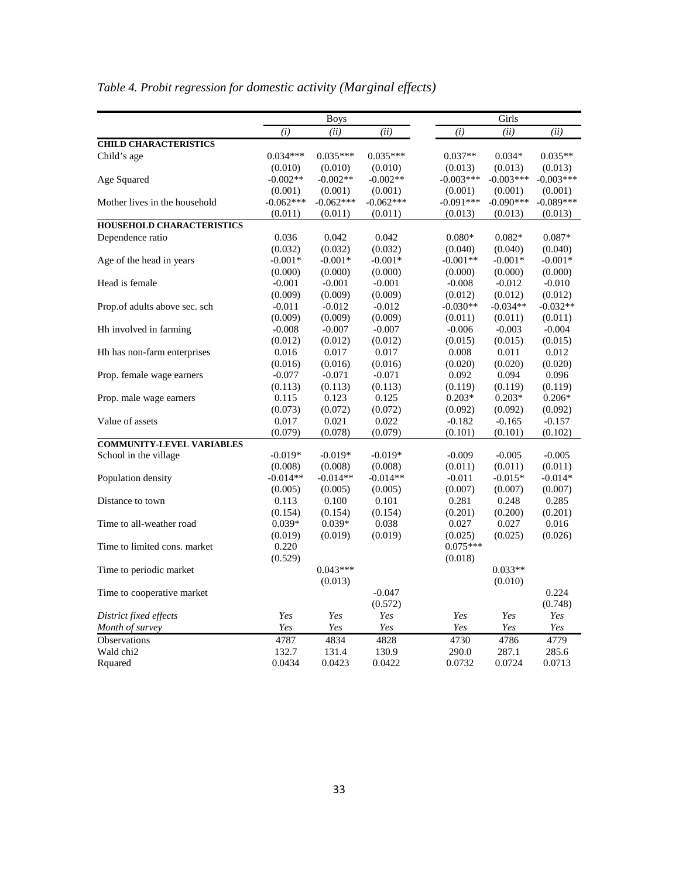*Table 4. Probit regression for domestic activity (Marginal effects)*

| | Boys | | | Girls | | |
|---|---|---|---|---|---|---|
| | *(i)* | *(ii)* | *(ii)* | *(i)* | *(ii)* | *(ii)* |
| **CHILD CHARACTERISTICS** | | | | | | |
| Child's age | 0.034*** | 0.035*** | 0.035*** | 0.037** | 0.034* | 0.035** |
| | (0.010) | (0.010) | (0.010) | (0.013) | (0.013) | (0.013) |
| Age Squared | -0.002** | -0.002** | -0.002** | -0.003*** | -0.003*** | -0.003*** |
| | (0.001) | (0.001) | (0.001) | (0.001) | (0.001) | (0.001) |
| Mother lives in the household | -0.062*** | -0.062*** | -0.062*** | -0.091*** | -0.090*** | -0.089*** |
| | (0.011) | (0.011) | (0.011) | (0.013) | (0.013) | (0.013) |
| **HOUSEHOLD CHARACTERISTICS** | | | | | | |
| Dependence ratio | 0.036 | 0.042 | 0.042 | 0.080* | 0.082* | 0.087* |
| | (0.032) | (0.032) | (0.032) | (0.040) | (0.040) | (0.040) |
| Age of the head in years | -0.001* | -0.001* | -0.001* | -0.001** | -0.001* | -0.001* |
| | (0.000) | (0.000) | (0.000) | (0.000) | (0.000) | (0.000) |
| Head is female | -0.001 | -0.001 | -0.001 | -0.008 | -0.012 | -0.010 |
| | (0.009) | (0.009) | (0.009) | (0.012) | (0.012) | (0.012) |
| Prop.of adults above sec. sch | -0.011 | -0.012 | -0.012 | -0.030** | -0.034** | -0.032** |
| | (0.009) | (0.009) | (0.009) | (0.011) | (0.011) | (0.011) |
| Hh involved in farming | -0.008 | -0.007 | -0.007 | -0.006 | -0.003 | -0.004 |
| | (0.012) | (0.012) | (0.012) | (0.015) | (0.015) | (0.015) |
| Hh has non-farm enterprises | 0.016 | 0.017 | 0.017 | 0.008 | 0.011 | 0.012 |
| | (0.016) | (0.016) | (0.016) | (0.020) | (0.020) | (0.020) |
| Prop. female wage earners | -0.077 | -0.071 | -0.071 | 0.092 | 0.094 | 0.096 |
| | (0.113) | (0.113) | (0.113) | (0.119) | (0.119) | (0.119) |
| Prop. male wage earners | 0.115 | 0.123 | 0.125 | 0.203* | 0.203* | 0.206* |
| | (0.073) | (0.072) | (0.072) | (0.092) | (0.092) | (0.092) |
| Value of assets | 0.017 | 0.021 | 0.022 | -0.182 | -0.165 | -0.157 |
| | (0.079) | (0.078) | (0.079) | (0.101) | (0.101) | (0.102) |
| **COMMUNITY-LEVEL VARIABLES** | | | | | | |
| School in the village | -0.019* | -0.019* | -0.019* | -0.009 | -0.005 | -0.005 |
| | (0.008) | (0.008) | (0.008) | (0.011) | (0.011) | (0.011) |
| Population density | -0.014** | -0.014** | -0.014** | -0.011 | -0.015* | -0.014* |
| | (0.005) | (0.005) | (0.005) | (0.007) | (0.007) | (0.007) |
| Distance to town | 0.113 | 0.100 | 0.101 | 0.281 | 0.248 | 0.285 |
| | (0.154) | (0.154) | (0.154) | (0.201) | (0.200) | (0.201) |
| Time to all-weather road | 0.039* | 0.039* | 0.038 | 0.027 | 0.027 | 0.016 |
| | (0.019) | (0.019) | (0.019) | (0.025) | (0.025) | (0.026) |
| Time to limited cons. market | 0.220 | | | 0.075*** | | |
| | (0.529) | | | (0.018) | | |
| Time to periodic market | | 0.043*** | | | 0.033** | |
| | | (0.013) | | | (0.010) | |
| Time to cooperative market | | | -0.047 | | | 0.224 |
| | | | (0.572) | | | (0.748) |
| *District fixed effects* | *Yes* | *Yes* | *Yes* | *Yes* | *Yes* | *Yes* |
| *Month of survey* | *Yes* | *Yes* | *Yes* | *Yes* | *Yes* | *Yes* |
| Observations | 4787 | 4834 | 4828 | 4730 | 4786 | 4779 |
| Wald chi2 | 132.7 | 131.4 | 130.9 | 290.0 | 287.1 | 285.6 |
| Rquared | 0.0434 | 0.0423 | 0.0422 | 0.0732 | 0.0724 | 0.0713 |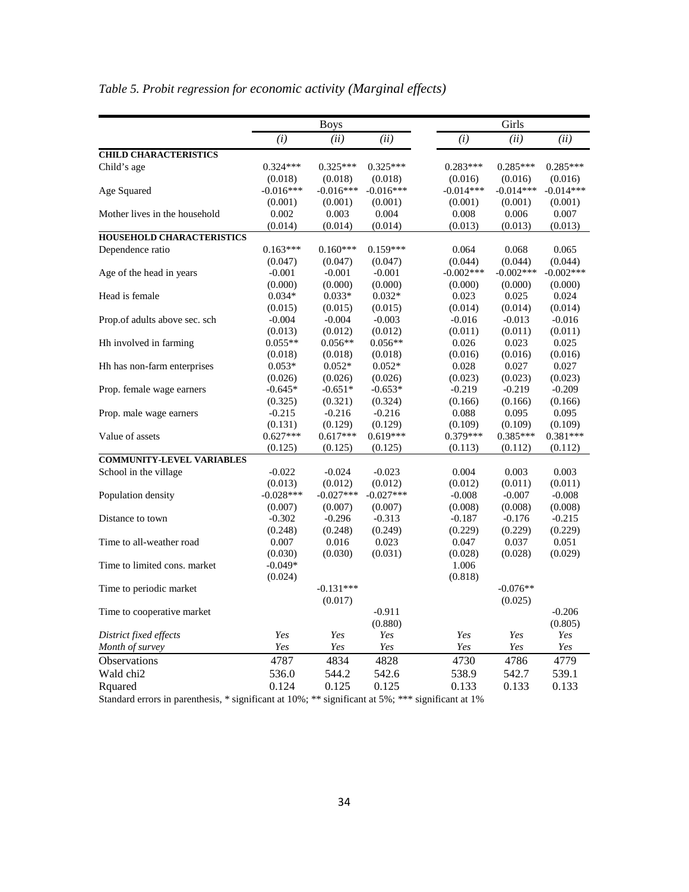*Table 5. Probit regression for economic activity (Marginal effects)*

| | Boys | | | Girls | | |
|---|---|---|---|---|---|---|
| | *(i)* | *(ii)* | *(ii)* | *(i)* | *(ii)* | *(ii)* |
| **CHILD CHARACTERISTICS** | | | | | | |
| Child's age | 0.324*** | 0.325*** | 0.325*** | 0.283*** | 0.285*** | 0.285*** |
| | (0.018) | (0.018) | (0.018) | (0.016) | (0.016) | (0.016) |
| Age Squared | -0.016*** | -0.016*** | -0.016*** | -0.014*** | -0.014*** | -0.014*** |
| | (0.001) | (0.001) | (0.001) | (0.001) | (0.001) | (0.001) |
| Mother lives in the household | 0.002 | 0.003 | 0.004 | 0.008 | 0.006 | 0.007 |
| | (0.014) | (0.014) | (0.014) | (0.013) | (0.013) | (0.013) |
| **HOUSEHOLD CHARACTERISTICS** | | | | | | |
| Dependence ratio | 0.163*** | 0.160*** | 0.159*** | 0.064 | 0.068 | 0.065 |
| | (0.047) | (0.047) | (0.047) | (0.044) | (0.044) | (0.044) |
| Age of the head in years | -0.001 | -0.001 | -0.001 | -0.002*** | -0.002*** | -0.002*** |
| | (0.000) | (0.000) | (0.000) | (0.000) | (0.000) | (0.000) |
| Head is female | 0.034* | 0.033* | 0.032* | 0.023 | 0.025 | 0.024 |
| | (0.015) | (0.015) | (0.015) | (0.014) | (0.014) | (0.014) |
| Prop.of adults above sec. sch | -0.004 | -0.004 | -0.003 | -0.016 | -0.013 | -0.016 |
| | (0.013) | (0.012) | (0.012) | (0.011) | (0.011) | (0.011) |
| Hh involved in farming | 0.055** | 0.056** | 0.056** | 0.026 | 0.023 | 0.025 |
| | (0.018) | (0.018) | (0.018) | (0.016) | (0.016) | (0.016) |
| Hh has non-farm enterprises | 0.053* | 0.052* | 0.052* | 0.028 | 0.027 | 0.027 |
| | (0.026) | (0.026) | (0.026) | (0.023) | (0.023) | (0.023) |
| Prop. female wage earners | -0.645* | -0.651* | -0.653* | -0.219 | -0.219 | -0.209 |
| | (0.325) | (0.321) | (0.324) | (0.166) | (0.166) | (0.166) |
| Prop. male wage earners | -0.215 | -0.216 | -0.216 | 0.088 | 0.095 | 0.095 |
| | (0.131) | (0.129) | (0.129) | (0.109) | (0.109) | (0.109) |
| Value of assets | 0.627*** | 0.617*** | 0.619*** | 0.379*** | 0.385*** | 0.381*** |
| | (0.125) | (0.125) | (0.125) | (0.113) | (0.112) | (0.112) |
| **COMMUNITY-LEVEL VARIABLES** | | | | | | |
| School in the village | -0.022 | -0.024 | -0.023 | 0.004 | 0.003 | 0.003 |
| | (0.013) | (0.012) | (0.012) | (0.012) | (0.011) | (0.011) |
| Population density | -0.028*** | -0.027*** | -0.027*** | -0.008 | -0.007 | -0.008 |
| | (0.007) | (0.007) | (0.007) | (0.008) | (0.008) | (0.008) |
| Distance to town | -0.302 | -0.296 | -0.313 | -0.187 | -0.176 | -0.215 |
| | (0.248) | (0.248) | (0.249) | (0.229) | (0.229) | (0.229) |
| Time to all-weather road | 0.007 | 0.016 | 0.023 | 0.047 | 0.037 | 0.051 |
| | (0.030) | (0.030) | (0.031) | (0.028) | (0.028) | (0.029) |
| Time to limited cons. market | -0.049* | | | 1.006 | | |
| | (0.024) | | | (0.818) | | |
| Time to periodic market | | -0.131*** | | | -0.076** | |
| | | (0.017) | | | (0.025) | |
| Time to cooperative market | | | -0.911 | | | -0.206 |
| | | | (0.880) | | | (0.805) |
| *District fixed effects* | *Yes* | *Yes* | *Yes* | *Yes* | *Yes* | *Yes* |
| *Month of survey* | *Yes* | *Yes* | *Yes* | *Yes* | *Yes* | *Yes* |
| Observations | 4787 | 4834 | 4828 | 4730 | 4786 | 4779 |
| Wald chi2 | 536.0 | 544.2 | 542.6 | 538.9 | 542.7 | 539.1 |
| Rquared | 0.124 | 0.125 | 0.125 | 0.133 | 0.133 | 0.133 |

Standard errors in parenthesis, * significant at 10%; ** significant at 5%; *** significant at 1%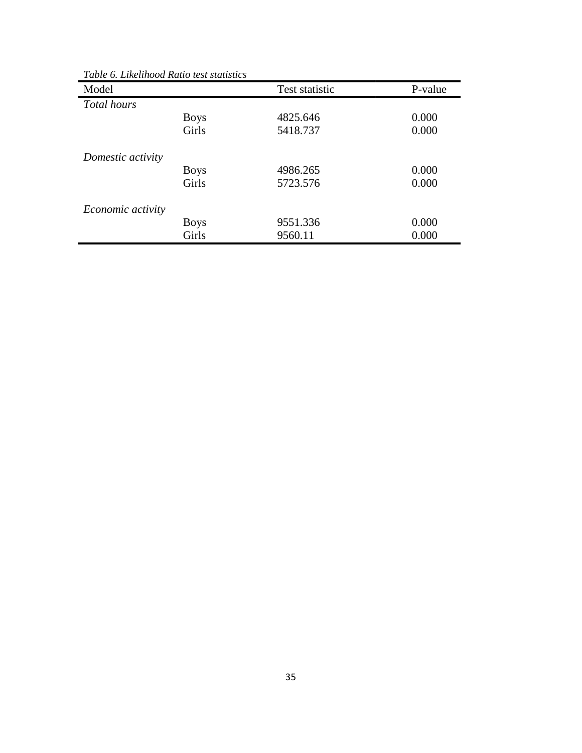*Table 6. Likelihood Ratio test statistics*

| Model | | Test statistic | P-value |
| --- | --- | --- | --- |
| *Total hours* | | | |
| | Boys | 4825.646 | 0.000 |
| | Girls | 5418.737 | 0.000 |
| *Domestic activity* | | | |
| | Boys | 4986.265 | 0.000 |
| | Girls | 5723.576 | 0.000 |
| *Economic activity* | | | |
| | Boys | 9551.336 | 0.000 |
| | Girls | 9560.11 | 0.000 |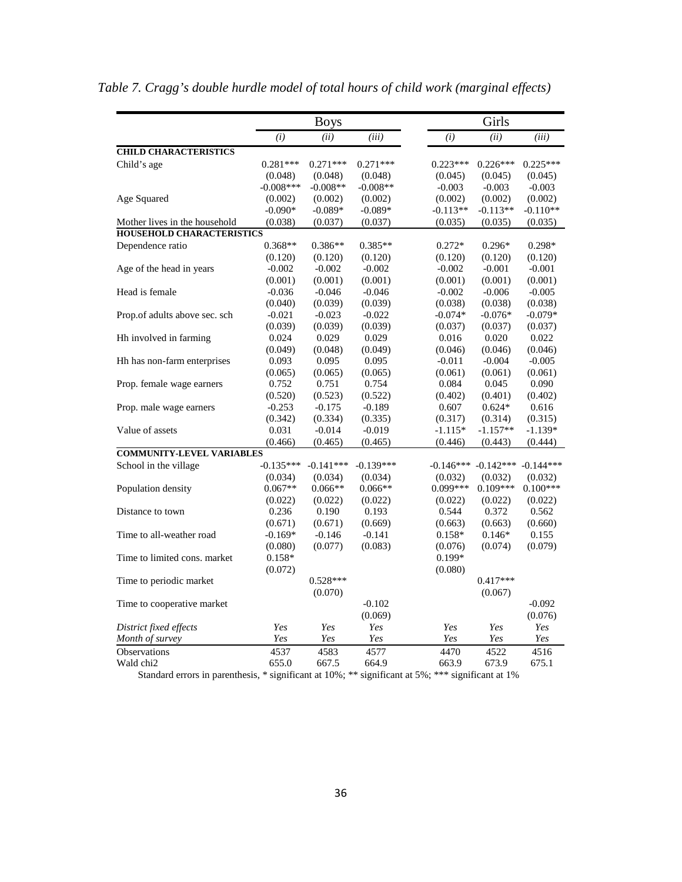*Table 7. Cragg's double hurdle model of total hours of child work (marginal effects)*

| | Boys | | | Girls | | |
|---|---|---|---|---|---|---|
| | *(i)* | *(ii)* | *(iii)* | *(i)* | *(ii)* | *(iii)* |
| **CHILD CHARACTERISTICS** | | | | | | |
| Child's age | 0.281*** | 0.271*** | 0.271*** | 0.223*** | 0.226*** | 0.225*** |
| | (0.048) | (0.048) | (0.048) | (0.045) | (0.045) | (0.045) |
| Age Squared | -0.008*** | -0.008** | -0.008** | -0.003 | -0.003 | -0.003 |
| | (0.002) | (0.002) | (0.002) | (0.002) | (0.002) | (0.002) |
| Mother lives in the household | -0.090* | -0.089* | -0.089* | -0.113** | -0.113** | -0.110** |
| | (0.038) | (0.037) | (0.037) | (0.035) | (0.035) | (0.035) |
| **HOUSEHOLD CHARACTERISTICS** | | | | | | |
| Dependence ratio | 0.368** | 0.386** | 0.385** | 0.272* | 0.296* | 0.298* |
| | (0.120) | (0.120) | (0.120) | (0.120) | (0.120) | (0.120) |
| Age of the head in years | -0.002 | -0.002 | -0.002 | -0.002 | -0.001 | -0.001 |
| | (0.001) | (0.001) | (0.001) | (0.001) | (0.001) | (0.001) |
| Head is female | -0.036 | -0.046 | -0.046 | -0.002 | -0.006 | -0.005 |
| | (0.040) | (0.039) | (0.039) | (0.038) | (0.038) | (0.038) |
| Prop.of adults above sec. sch | -0.021 | -0.023 | -0.022 | -0.074* | -0.076* | -0.079* |
| | (0.039) | (0.039) | (0.039) | (0.037) | (0.037) | (0.037) |
| Hh involved in farming | 0.024 | 0.029 | 0.029 | 0.016 | 0.020 | 0.022 |
| | (0.049) | (0.048) | (0.049) | (0.046) | (0.046) | (0.046) |
| Hh has non-farm enterprises | 0.093 | 0.095 | 0.095 | -0.011 | -0.004 | -0.005 |
| | (0.065) | (0.065) | (0.065) | (0.061) | (0.061) | (0.061) |
| Prop. female wage earners | 0.752 | 0.751 | 0.754 | 0.084 | 0.045 | 0.090 |
| | (0.520) | (0.523) | (0.522) | (0.402) | (0.401) | (0.402) |
| Prop. male wage earners | -0.253 | -0.175 | -0.189 | 0.607 | 0.624* | 0.616 |
| | (0.342) | (0.334) | (0.335) | (0.317) | (0.314) | (0.315) |
| Value of assets | 0.031 | -0.014 | -0.019 | -1.115* | -1.157** | -1.139* |
| | (0.466) | (0.465) | (0.465) | (0.446) | (0.443) | (0.444) |
| **COMMUNITY-LEVEL VARIABLES** | | | | | | |
| School in the village | -0.135*** | -0.141*** | -0.139*** | -0.146*** | -0.142*** | -0.144*** |
| | (0.034) | (0.034) | (0.034) | (0.032) | (0.032) | (0.032) |
| Population density | 0.067** | 0.066** | 0.066** | 0.099*** | 0.109*** | 0.100*** |
| | (0.022) | (0.022) | (0.022) | (0.022) | (0.022) | (0.022) |
| Distance to town | 0.236 | 0.190 | 0.193 | 0.544 | 0.372 | 0.562 |
| | (0.671) | (0.671) | (0.669) | (0.663) | (0.663) | (0.660) |
| Time to all-weather road | -0.169* | -0.146 | -0.141 | 0.158* | 0.146* | 0.155 |
| | (0.080) | (0.077) | (0.083) | (0.076) | (0.074) | (0.079) |
| Time to limited cons. market | 0.158* | | | 0.199* | | |
| | (0.072) | | | (0.080) | | |
| Time to periodic market | | 0.528*** | | | 0.417*** | |
| | | (0.070) | | | (0.067) | |
| Time to cooperative market | | | -0.102 | | | -0.092 |
| | | | (0.069) | | | (0.076) |
| *District fixed effects* | *Yes* | *Yes* | *Yes* | *Yes* | *Yes* | *Yes* |
| *Month of survey* | *Yes* | *Yes* | *Yes* | *Yes* | *Yes* | *Yes* |
| Observations | 4537 | 4583 | 4577 | 4470 | 4522 | 4516 |
| Wald chi2 | 655.0 | 667.5 | 664.9 | 663.9 | 673.9 | 675.1 |

Standard errors in parenthesis, * significant at 10%; ** significant at 5%; *** significant at 1%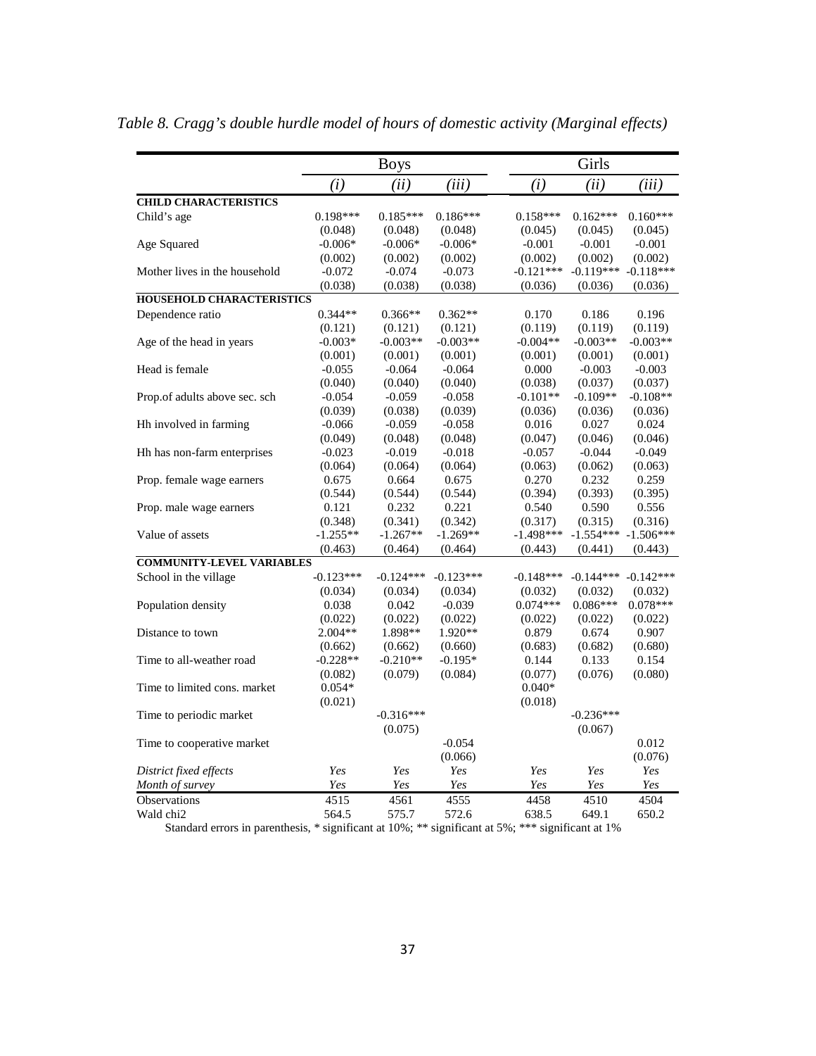*Table 8. Cragg's double hurdle model of hours of domestic activity (Marginal effects)*

| | Boys | | | Girls | | |
|---|---|---|---|---|---|---|
| | *(i)* | *(ii)* | *(iii)* | *(i)* | *(ii)* | *(iii)* |
| **CHILD CHARACTERISTICS** | | | | | | |
| Child's age | 0.198*** | 0.185*** | 0.186*** | 0.158*** | 0.162*** | 0.160*** |
| | (0.048) | (0.048) | (0.048) | (0.045) | (0.045) | (0.045) |
| Age Squared | -0.006* | -0.006* | -0.006* | -0.001 | -0.001 | -0.001 |
| | (0.002) | (0.002) | (0.002) | (0.002) | (0.002) | (0.002) |
| Mother lives in the household | -0.072 | -0.074 | -0.073 | -0.121*** | -0.119*** | -0.118*** |
| | (0.038) | (0.038) | (0.038) | (0.036) | (0.036) | (0.036) |
| **HOUSEHOLD CHARACTERISTICS** | | | | | | |
| Dependence ratio | 0.344** | 0.366** | 0.362** | 0.170 | 0.186 | 0.196 |
| | (0.121) | (0.121) | (0.121) | (0.119) | (0.119) | (0.119) |
| Age of the head in years | -0.003* | -0.003** | -0.003** | -0.004** | -0.003** | -0.003** |
| | (0.001) | (0.001) | (0.001) | (0.001) | (0.001) | (0.001) |
| Head is female | -0.055 | -0.064 | -0.064 | 0.000 | -0.003 | -0.003 |
| | (0.040) | (0.040) | (0.040) | (0.038) | (0.037) | (0.037) |
| Prop.of adults above sec. sch | -0.054 | -0.059 | -0.058 | -0.101** | -0.109** | -0.108** |
| | (0.039) | (0.038) | (0.039) | (0.036) | (0.036) | (0.036) |
| Hh involved in farming | -0.066 | -0.059 | -0.058 | 0.016 | 0.027 | 0.024 |
| | (0.049) | (0.048) | (0.048) | (0.047) | (0.046) | (0.046) |
| Hh has non-farm enterprises | -0.023 | -0.019 | -0.018 | -0.057 | -0.044 | -0.049 |
| | (0.064) | (0.064) | (0.064) | (0.063) | (0.062) | (0.063) |
| Prop. female wage earners | 0.675 | 0.664 | 0.675 | 0.270 | 0.232 | 0.259 |
| | (0.544) | (0.544) | (0.544) | (0.394) | (0.393) | (0.395) |
| Prop. male wage earners | 0.121 | 0.232 | 0.221 | 0.540 | 0.590 | 0.556 |
| | (0.348) | (0.341) | (0.342) | (0.317) | (0.315) | (0.316) |
| Value of assets | -1.255** | -1.267** | -1.269** | -1.498*** | -1.554*** | -1.506*** |
| | (0.463) | (0.464) | (0.464) | (0.443) | (0.441) | (0.443) |
| **COMMUNITY-LEVEL VARIABLES** | | | | | | |
| School in the village | -0.123*** | -0.124*** | -0.123*** | -0.148*** | -0.144*** | -0.142*** |
| | (0.034) | (0.034) | (0.034) | (0.032) | (0.032) | (0.032) |
| Population density | 0.038 | 0.042 | -0.039 | 0.074*** | 0.086*** | 0.078*** |
| | (0.022) | (0.022) | (0.022) | (0.022) | (0.022) | (0.022) |
| Distance to town | 2.004** | 1.898** | 1.920** | 0.879 | 0.674 | 0.907 |
| | (0.662) | (0.662) | (0.660) | (0.683) | (0.682) | (0.680) |
| Time to all-weather road | -0.228** | -0.210** | -0.195* | 0.144 | 0.133 | 0.154 |
| | (0.082) | (0.079) | (0.084) | (0.077) | (0.076) | (0.080) |
| Time to limited cons. market | 0.054* | | | 0.040* | | |
| | (0.021) | | | (0.018) | | |
| Time to periodic market | | -0.316*** | | | -0.236*** | |
| | | (0.075) | | | (0.067) | |
| Time to cooperative market | | | -0.054 | | | 0.012 |
| | | | (0.066) | | | (0.076) |
| *District fixed effects* | *Yes* | *Yes* | *Yes* | *Yes* | *Yes* | *Yes* |
| *Month of survey* | *Yes* | *Yes* | *Yes* | *Yes* | *Yes* | *Yes* |
| Observations | 4515 | 4561 | 4555 | 4458 | 4510 | 4504 |
| Wald chi2 | 564.5 | 575.7 | 572.6 | 638.5 | 649.1 | 650.2 |

Standard errors in parenthesis, * significant at 10%; ** significant at 5%; *** significant at 1%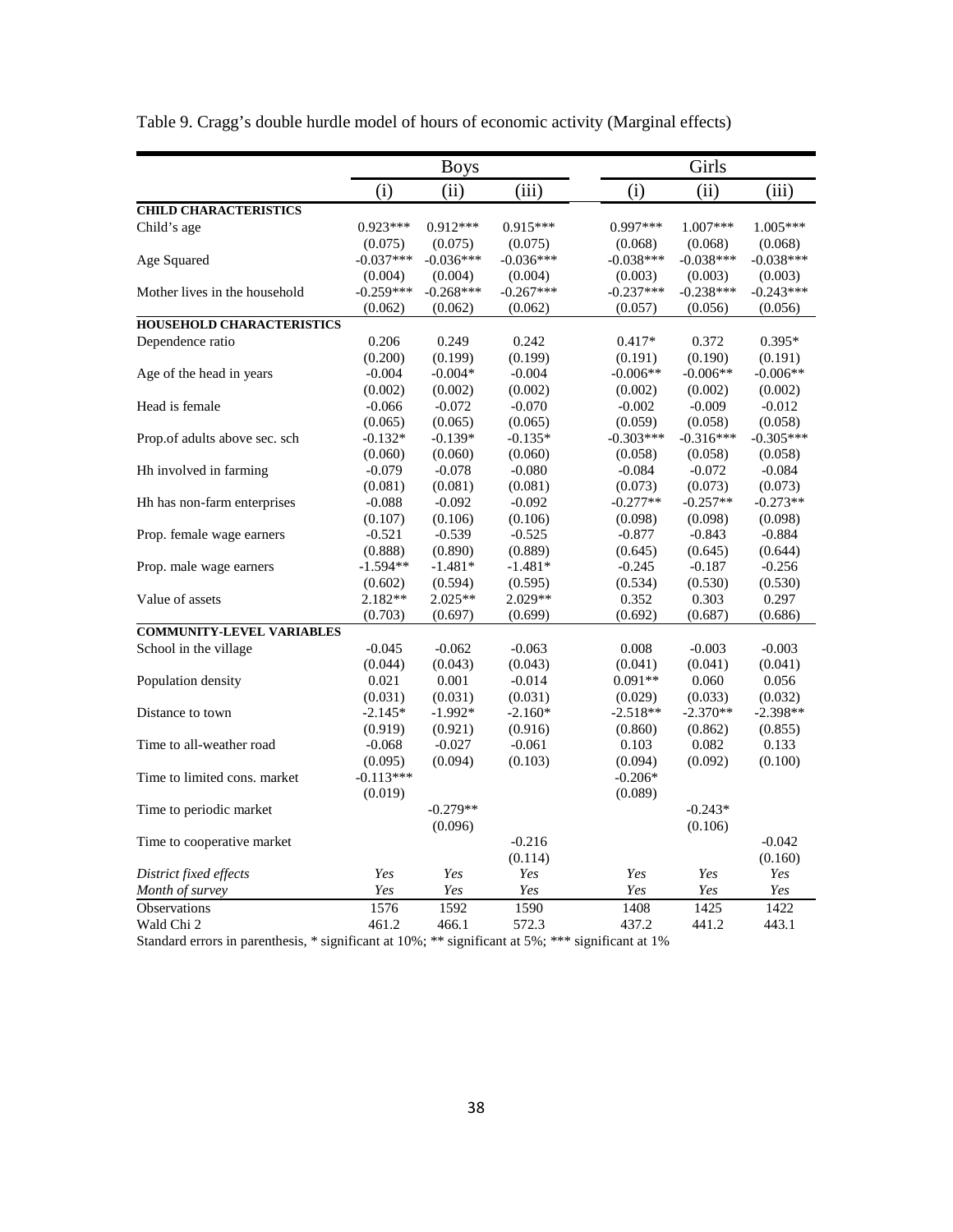Table 9. Cragg's double hurdle model of hours of economic activity (Marginal effects)

| | Boys | | | Girls | | |
|---|---|---|---|---|---|---|
| | (i) | (ii) | (iii) | (i) | (ii) | (iii) |
| **CHILD CHARACTERISTICS** | | | | | | |
| Child's age | 0.923*** | 0.912*** | 0.915*** | 0.997*** | 1.007*** | 1.005*** |
| | (0.075) | (0.075) | (0.075) | (0.068) | (0.068) | (0.068) |
| Age Squared | -0.037*** | -0.036*** | -0.036*** | -0.038*** | -0.038*** | -0.038*** |
| | (0.004) | (0.004) | (0.004) | (0.003) | (0.003) | (0.003) |
| Mother lives in the household | -0.259*** | -0.268*** | -0.267*** | -0.237*** | -0.238*** | -0.243*** |
| | (0.062) | (0.062) | (0.062) | (0.057) | (0.056) | (0.056) |
| **HOUSEHOLD CHARACTERISTICS** | | | | | | |
| Dependence ratio | 0.206 | 0.249 | 0.242 | 0.417* | 0.372 | 0.395* |
| | (0.200) | (0.199) | (0.199) | (0.191) | (0.190) | (0.191) |
| Age of the head in years | -0.004 | -0.004* | -0.004 | -0.006** | -0.006** | -0.006** |
| | (0.002) | (0.002) | (0.002) | (0.002) | (0.002) | (0.002) |
| Head is female | -0.066 | -0.072 | -0.070 | -0.002 | -0.009 | -0.012 |
| | (0.065) | (0.065) | (0.065) | (0.059) | (0.058) | (0.058) |
| Prop.of adults above sec. sch | -0.132* | -0.139* | -0.135* | -0.303*** | -0.316*** | -0.305*** |
| | (0.060) | (0.060) | (0.060) | (0.058) | (0.058) | (0.058) |
| Hh involved in farming | -0.079 | -0.078 | -0.080 | -0.084 | -0.072 | -0.084 |
| | (0.081) | (0.081) | (0.081) | (0.073) | (0.073) | (0.073) |
| Hh has non-farm enterprises | -0.088 | -0.092 | -0.092 | -0.277** | -0.257** | -0.273** |
| | (0.107) | (0.106) | (0.106) | (0.098) | (0.098) | (0.098) |
| Prop. female wage earners | -0.521 | -0.539 | -0.525 | -0.877 | -0.843 | -0.884 |
| | (0.888) | (0.890) | (0.889) | (0.645) | (0.645) | (0.644) |
| Prop. male wage earners | -1.594** | -1.481* | -1.481* | -0.245 | -0.187 | -0.256 |
| | (0.602) | (0.594) | (0.595) | (0.534) | (0.530) | (0.530) |
| Value of assets | 2.182** | 2.025** | 2.029** | 0.352 | 0.303 | 0.297 |
| | (0.703) | (0.697) | (0.699) | (0.692) | (0.687) | (0.686) |
| **COMMUNITY-LEVEL VARIABLES** | | | | | | |
| School in the village | -0.045 | -0.062 | -0.063 | 0.008 | -0.003 | -0.003 |
| | (0.044) | (0.043) | (0.043) | (0.041) | (0.041) | (0.041) |
| Population density | 0.021 | 0.001 | -0.014 | 0.091** | 0.060 | 0.056 |
| | (0.031) | (0.031) | (0.031) | (0.029) | (0.033) | (0.032) |
| Distance to town | -2.145* | -1.992* | -2.160* | -2.518** | -2.370** | -2.398** |
| | (0.919) | (0.921) | (0.916) | (0.860) | (0.862) | (0.855) |
| Time to all-weather road | -0.068 | -0.027 | -0.061 | 0.103 | 0.082 | 0.133 |
| | (0.095) | (0.094) | (0.103) | (0.094) | (0.092) | (0.100) |
| Time to limited cons. market | -0.113*** | | | -0.206* | | |
| | (0.019) | | | (0.089) | | |
| Time to periodic market | | -0.279** | | | -0.243* | |
| | | (0.096) | | | (0.106) | |
| Time to cooperative market | | | -0.216 | | | -0.042 |
| | | | (0.114) | | | (0.160) |
| *District fixed effects* | *Yes* | *Yes* | *Yes* | *Yes* | *Yes* | *Yes* |
| *Month of survey* | *Yes* | *Yes* | *Yes* | *Yes* | *Yes* | *Yes* |
| Observations | 1576 | 1592 | 1590 | 1408 | 1425 | 1422 |
| Wald Chi 2 | 461.2 | 466.1 | 572.3 | 437.2 | 441.2 | 443.1 |

Standard errors in parenthesis, * significant at 10%; ** significant at 5%; *** significant at 1%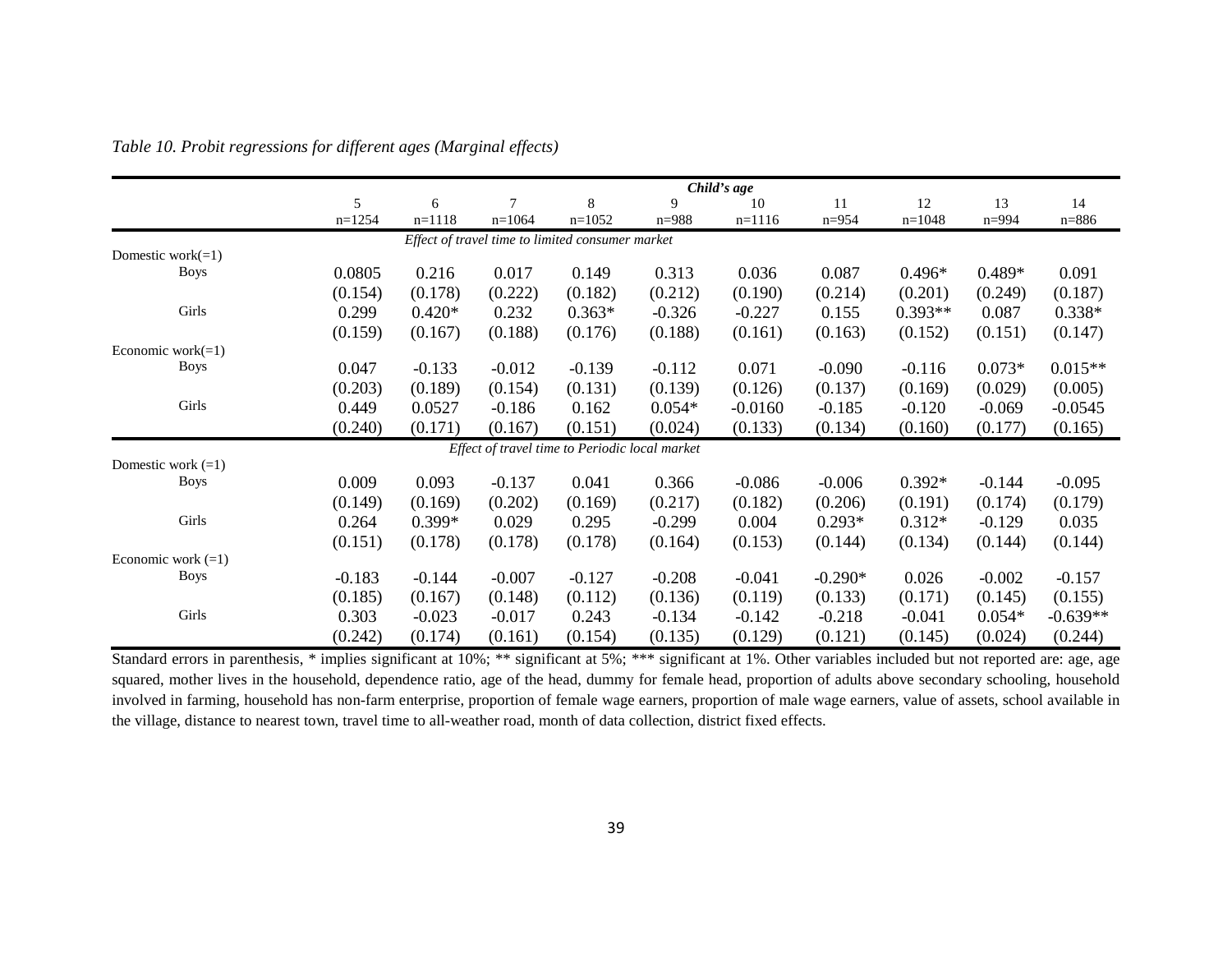*Table 10. Probit regressions for different ages (Marginal effects)*

| | *Child's age* | | | | | | | | | |
|---|---|---|---|---|---|---|---|---|---|---|
| | 5 | 6 | 7 | 8 | 9 | 10 | 11 | 12 | 13 | 14 |
| | n=1254 | n=1118 | n=1064 | n=1052 | n=988 | n=1116 | n=954 | n=1048 | n=994 | n=886 |
| *Effect of travel time to limited consumer market* | | | | | | | | | | |
| Domestic work(=1) | | | | | | | | | | |
| Boys | 0.0805 | 0.216 | 0.017 | 0.149 | 0.313 | 0.036 | 0.087 | 0.496* | 0.489* | 0.091 |
| | (0.154) | (0.178) | (0.222) | (0.182) | (0.212) | (0.190) | (0.214) | (0.201) | (0.249) | (0.187) |
| Girls | 0.299 | 0.420* | 0.232 | 0.363* | -0.326 | -0.227 | 0.155 | 0.393** | 0.087 | 0.338* |
| | (0.159) | (0.167) | (0.188) | (0.176) | (0.188) | (0.161) | (0.163) | (0.152) | (0.151) | (0.147) |
| Economic work(=1) | | | | | | | | | | |
| Boys | 0.047 | -0.133 | -0.012 | -0.139 | -0.112 | 0.071 | -0.090 | -0.116 | 0.073* | 0.015** |
| | (0.203) | (0.189) | (0.154) | (0.131) | (0.139) | (0.126) | (0.137) | (0.169) | (0.029) | (0.005) |
| Girls | 0.449 | 0.0527 | -0.186 | 0.162 | 0.054* | -0.0160 | -0.185 | -0.120 | -0.069 | -0.0545 |
| | (0.240) | (0.171) | (0.167) | (0.151) | (0.024) | (0.133) | (0.134) | (0.160) | (0.177) | (0.165) |
| *Effect of travel time to Periodic local market* | | | | | | | | | | |
| Domestic work (=1) | | | | | | | | | | |
| Boys | 0.009 | 0.093 | -0.137 | 0.041 | 0.366 | -0.086 | -0.006 | 0.392* | -0.144 | -0.095 |
| | (0.149) | (0.169) | (0.202) | (0.169) | (0.217) | (0.182) | (0.206) | (0.191) | (0.174) | (0.179) |
| Girls | 0.264 | 0.399* | 0.029 | 0.295 | -0.299 | 0.004 | 0.293* | 0.312* | -0.129 | 0.035 |
| | (0.151) | (0.178) | (0.178) | (0.178) | (0.164) | (0.153) | (0.144) | (0.134) | (0.144) | (0.144) |
| Economic work (=1) | | | | | | | | | | |
| Boys | -0.183 | -0.144 | -0.007 | -0.127 | -0.208 | -0.041 | -0.290* | 0.026 | -0.002 | -0.157 |
| | (0.185) | (0.167) | (0.148) | (0.112) | (0.136) | (0.119) | (0.133) | (0.171) | (0.145) | (0.155) |
| Girls | 0.303 | -0.023 | -0.017 | 0.243 | -0.134 | -0.142 | -0.218 | -0.041 | 0.054* | -0.639** |
| | (0.242) | (0.174) | (0.161) | (0.154) | (0.135) | (0.129) | (0.121) | (0.145) | (0.024) | (0.244) |

Standard errors in parenthesis, * implies significant at 10%; ** significant at 5%; *** significant at 1%. Other variables included but not reported are: age, age squared, mother lives in the household, dependence ratio, age of the head, dummy for female head, proportion of adults above secondary schooling, household involved in farming, household has non-farm enterprise, proportion of female wage earners, proportion of male wage earners, value of assets, school available in the village, distance to nearest town, travel time to all-weather road, month of data collection, district fixed effects.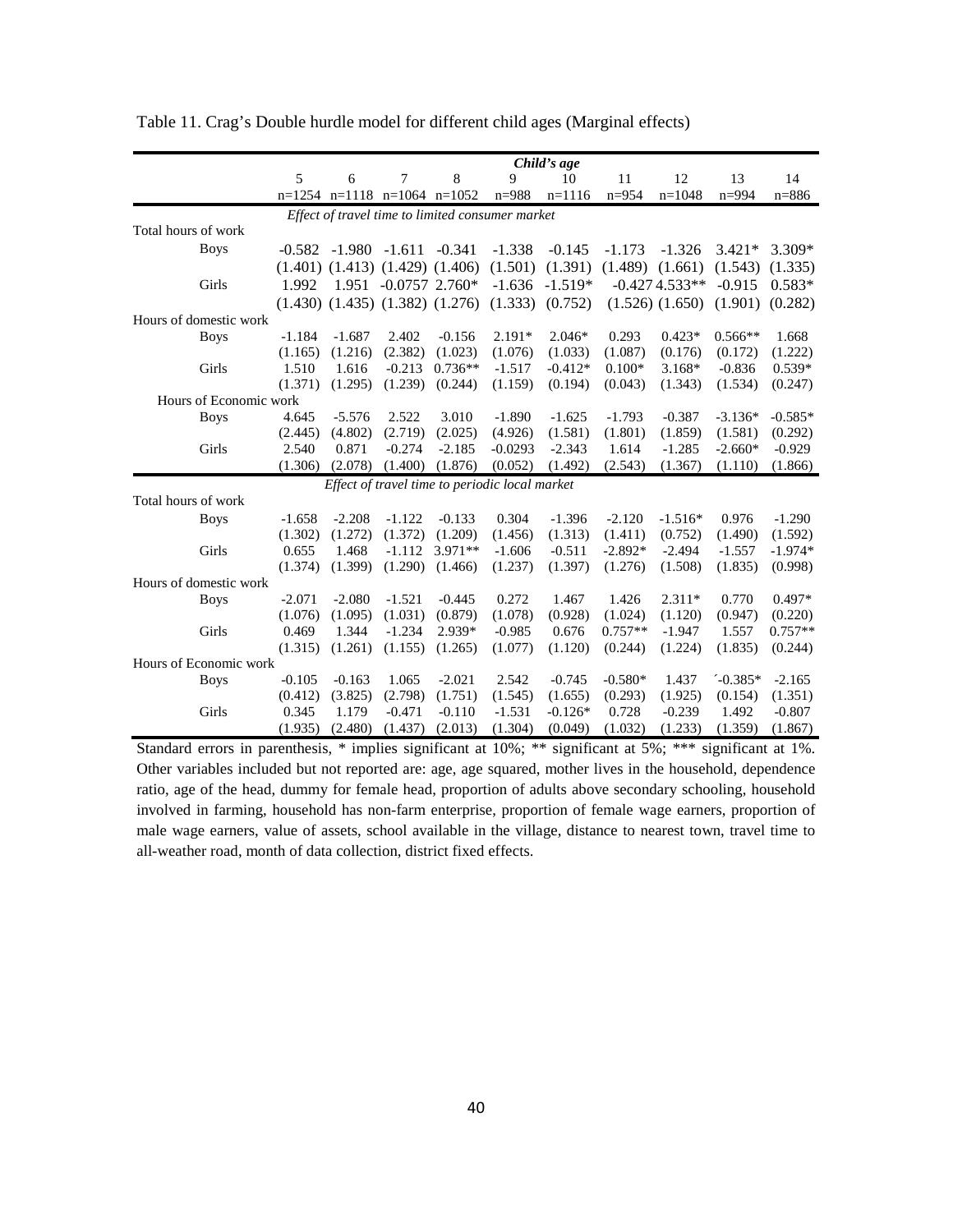Table 11. Crag's Double hurdle model for different child ages (Marginal effects)

| | *Child's age* | | | | | | | | | |
|---|---|---|---|---|---|---|---|---|---|---|
| | 5 | 6 | 7 | 8 | 9 | 10 | 11 | 12 | 13 | 14 |
| | n=1254 | n=1118 | n=1064 | n=1052 | n=988 | n=1116 | n=954 | n=1048 | n=994 | n=886 |
| *Effect of travel time to limited consumer market* | | | | | | | | | | |
| Total hours of work | | | | | | | | | | |
| Boys | -0.582 | -1.980 | -1.611 | -0.341 | -1.338 | -0.145 | -1.173 | -1.326 | 3.421* | 3.309* |
| | (1.401) | (1.413) | (1.429) | (1.406) | (1.501) | (1.391) | (1.489) | (1.661) | (1.543) | (1.335) |
| Girls | 1.992 | 1.951 | -0.0757 | 2.760* | -1.636 | -1.519* | -0.427 | 4.533** | -0.915 | 0.583* |
| | (1.430) | (1.435) | (1.382) | (1.276) | (1.333) | (0.752) | (1.526) | (1.650) | (1.901) | (0.282) |
| Hours of domestic work | | | | | | | | | | |
| Boys | -1.184 | -1.687 | 2.402 | -0.156 | 2.191* | 2.046* | 0.293 | 0.423* | 0.566** | 1.668 |
| | (1.165) | (1.216) | (2.382) | (1.023) | (1.076) | (1.033) | (1.087) | (0.176) | (0.172) | (1.222) |
| Girls | 1.510 | 1.616 | -0.213 | 0.736** | -1.517 | -0.412* | 0.100* | 3.168* | -0.836 | 0.539* |
| | (1.371) | (1.295) | (1.239) | (0.244) | (1.159) | (0.194) | (0.043) | (1.343) | (1.534) | (0.247) |
| Hours of Economic work | | | | | | | | | | |
| Boys | 4.645 | -5.576 | 2.522 | 3.010 | -1.890 | -1.625 | -1.793 | -0.387 | -3.136* | -0.585* |
| | (2.445) | (4.802) | (2.719) | (2.025) | (4.926) | (1.581) | (1.801) | (1.859) | (1.581) | (0.292) |
| Girls | 2.540 | 0.871 | -0.274 | -2.185 | -0.0293 | -2.343 | 1.614 | -1.285 | -2.660* | -0.929 |
| | (1.306) | (2.078) | (1.400) | (1.876) | (0.052) | (1.492) | (2.543) | (1.367) | (1.110) | (1.866) |
| *Effect of travel time to periodic local market* | | | | | | | | | | |
| Total hours of work | | | | | | | | | | |
| Boys | -1.658 | -2.208 | -1.122 | -0.133 | 0.304 | -1.396 | -2.120 | -1.516* | 0.976 | -1.290 |
| | (1.302) | (1.272) | (1.372) | (1.209) | (1.456) | (1.313) | (1.411) | (0.752) | (1.490) | (1.592) |
| Girls | 0.655 | 1.468 | -1.112 | 3.971** | -1.606 | -0.511 | -2.892* | -2.494 | -1.557 | -1.974* |
| | (1.374) | (1.399) | (1.290) | (1.466) | (1.237) | (1.397) | (1.276) | (1.508) | (1.835) | (0.998) |
| Hours of domestic work | | | | | | | | | | |
| Boys | -2.071 | -2.080 | -1.521 | -0.445 | 0.272 | 1.467 | 1.426 | 2.311* | 0.770 | 0.497* |
| | (1.076) | (1.095) | (1.031) | (0.879) | (1.078) | (0.928) | (1.024) | (1.120) | (0.947) | (0.220) |
| Girls | 0.469 | 1.344 | -1.234 | 2.939* | -0.985 | 0.676 | 0.757** | -1.947 | 1.557 | 0.757** |
| | (1.315) | (1.261) | (1.155) | (1.265) | (1.077) | (1.120) | (0.244) | (1.224) | (1.835) | (0.244) |
| Hours of Economic work | | | | | | | | | | |
| Boys | -0.105 | -0.163 | 1.065 | -2.021 | 2.542 | -0.745 | -0.580* | 1.437 | ´-0.385* | -2.165 |
| | (0.412) | (3.825) | (2.798) | (1.751) | (1.545) | (1.655) | (0.293) | (1.925) | (0.154) | (1.351) |
| Girls | 0.345 | 1.179 | -0.471 | -0.110 | -1.531 | -0.126* | 0.728 | -0.239 | 1.492 | -0.807 |
| | (1.935) | (2.480) | (1.437) | (2.013) | (1.304) | (0.049) | (1.032) | (1.233) | (1.359) | (1.867) |

Standard errors in parenthesis, * implies significant at 10%; ** significant at 5%; *** significant at 1%. Other variables included but not reported are: age, age squared, mother lives in the household, dependence ratio, age of the head, dummy for female head, proportion of adults above secondary schooling, household involved in farming, household has non-farm enterprise, proportion of female wage earners, proportion of male wage earners, value of assets, school available in the village, distance to nearest town, travel time to all-weather road, month of data collection, district fixed effects.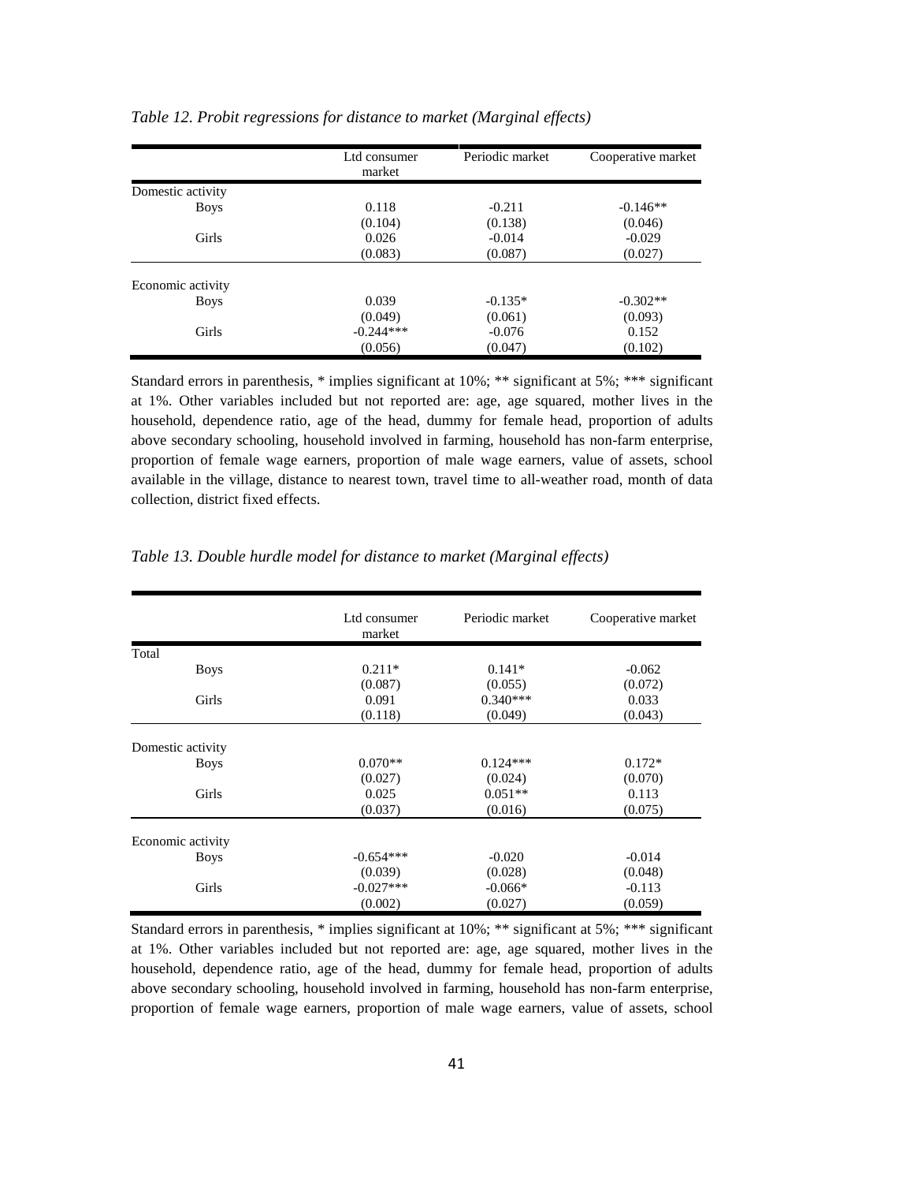*Table 12. Probit regressions for distance to market (Marginal effects)*

| | Ltd consumer market | Periodic market | Cooperative market |
|---|---|---|---|
| Domestic activity | | | |
| Boys | 0.118 | -0.211 | -0.146** |
| | (0.104) | (0.138) | (0.046) |
| Girls | 0.026 | -0.014 | -0.029 |
| | (0.083) | (0.087) | (0.027) |
| Economic activity | | | |
| Boys | 0.039 | -0.135* | -0.302** |
| | (0.049) | (0.061) | (0.093) |
| Girls | -0.244*** | -0.076 | 0.152 |
| | (0.056) | (0.047) | (0.102) |

Standard errors in parenthesis, * implies significant at 10%; ** significant at 5%; *** significant at 1%. Other variables included but not reported are: age, age squared, mother lives in the household, dependence ratio, age of the head, dummy for female head, proportion of adults above secondary schooling, household involved in farming, household has non-farm enterprise, proportion of female wage earners, proportion of male wage earners, value of assets, school available in the village, distance to nearest town, travel time to all-weather road, month of data collection, district fixed effects.

*Table 13. Double hurdle model for distance to market (Marginal effects)*

| | Ltd consumer market | Periodic market | Cooperative market |
|---|---|---|---|
| Total | | | |
| Boys | 0.211* | 0.141* | -0.062 |
| | (0.087) | (0.055) | (0.072) |
| Girls | 0.091 | 0.340*** | 0.033 |
| | (0.118) | (0.049) | (0.043) |
| Domestic activity | | | |
| Boys | 0.070** | 0.124*** | 0.172* |
| | (0.027) | (0.024) | (0.070) |
| Girls | 0.025 | 0.051** | 0.113 |
| | (0.037) | (0.016) | (0.075) |
| Economic activity | | | |
| Boys | -0.654*** | -0.020 | -0.014 |
| | (0.039) | (0.028) | (0.048) |
| Girls | -0.027*** | -0.066* | -0.113 |
| | (0.002) | (0.027) | (0.059) |

Standard errors in parenthesis, * implies significant at 10%; ** significant at 5%; *** significant at 1%. Other variables included but not reported are: age, age squared, mother lives in the household, dependence ratio, age of the head, dummy for female head, proportion of adults above secondary schooling, household involved in farming, household has non-farm enterprise, proportion of female wage earners, proportion of male wage earners, value of assets, school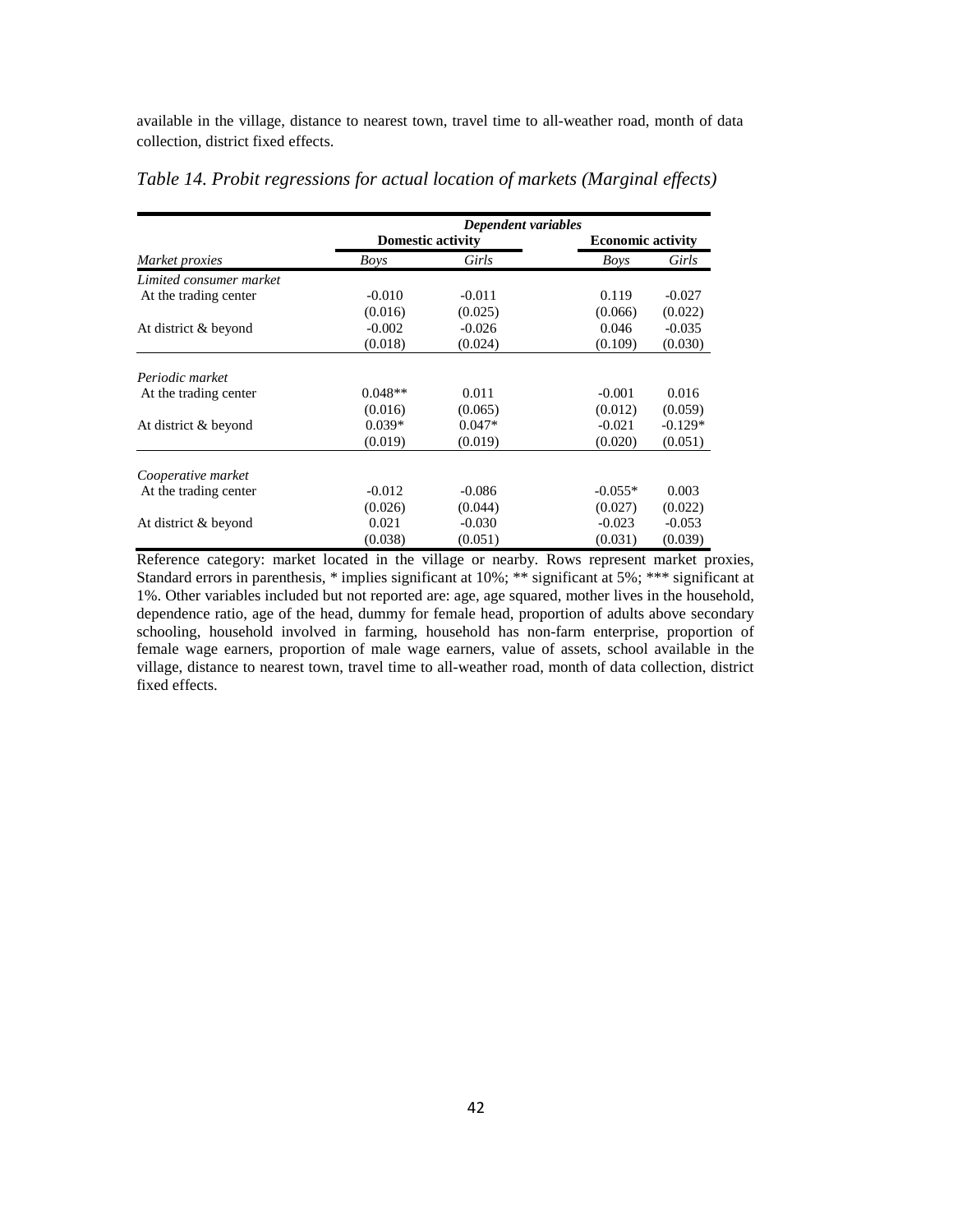available in the village, distance to nearest town, travel time to all-weather road, month of data collection, district fixed effects.

*Table 14. Probit regressions for actual location of markets (Marginal effects)*

| | ***Dependent variables*** | | | |
|---|---|---|---|---|
| | **Domestic activity** | | **Economic activity** | |
| *Market proxies* | *Boys* | *Girls* | *Boys* | *Girls* |
| *Limited consumer market* | | | | |
| At the trading center | -0.010 | -0.011 | 0.119 | -0.027 |
| | (0.016) | (0.025) | (0.066) | (0.022) |
| At district & beyond | -0.002 | -0.026 | 0.046 | -0.035 |
| | (0.018) | (0.024) | (0.109) | (0.030) |
| *Periodic market* | | | | |
| At the trading center | 0.048** | 0.011 | -0.001 | 0.016 |
| | (0.016) | (0.065) | (0.012) | (0.059) |
| At district & beyond | 0.039* | 0.047* | -0.021 | -0.129* |
| | (0.019) | (0.019) | (0.020) | (0.051) |
| *Cooperative market* | | | | |
| At the trading center | -0.012 | -0.086 | -0.055* | 0.003 |
| | (0.026) | (0.044) | (0.027) | (0.022) |
| At district & beyond | 0.021 | -0.030 | -0.023 | -0.053 |
| | (0.038) | (0.051) | (0.031) | (0.039) |

Reference category: market located in the village or nearby. Rows represent market proxies, Standard errors in parenthesis, * implies significant at 10%; ** significant at 5%; *** significant at 1%. Other variables included but not reported are: age, age squared, mother lives in the household, dependence ratio, age of the head, dummy for female head, proportion of adults above secondary schooling, household involved in farming, household has non-farm enterprise, proportion of female wage earners, proportion of male wage earners, value of assets, school available in the village, distance to nearest town, travel time to all-weather road, month of data collection, district fixed effects.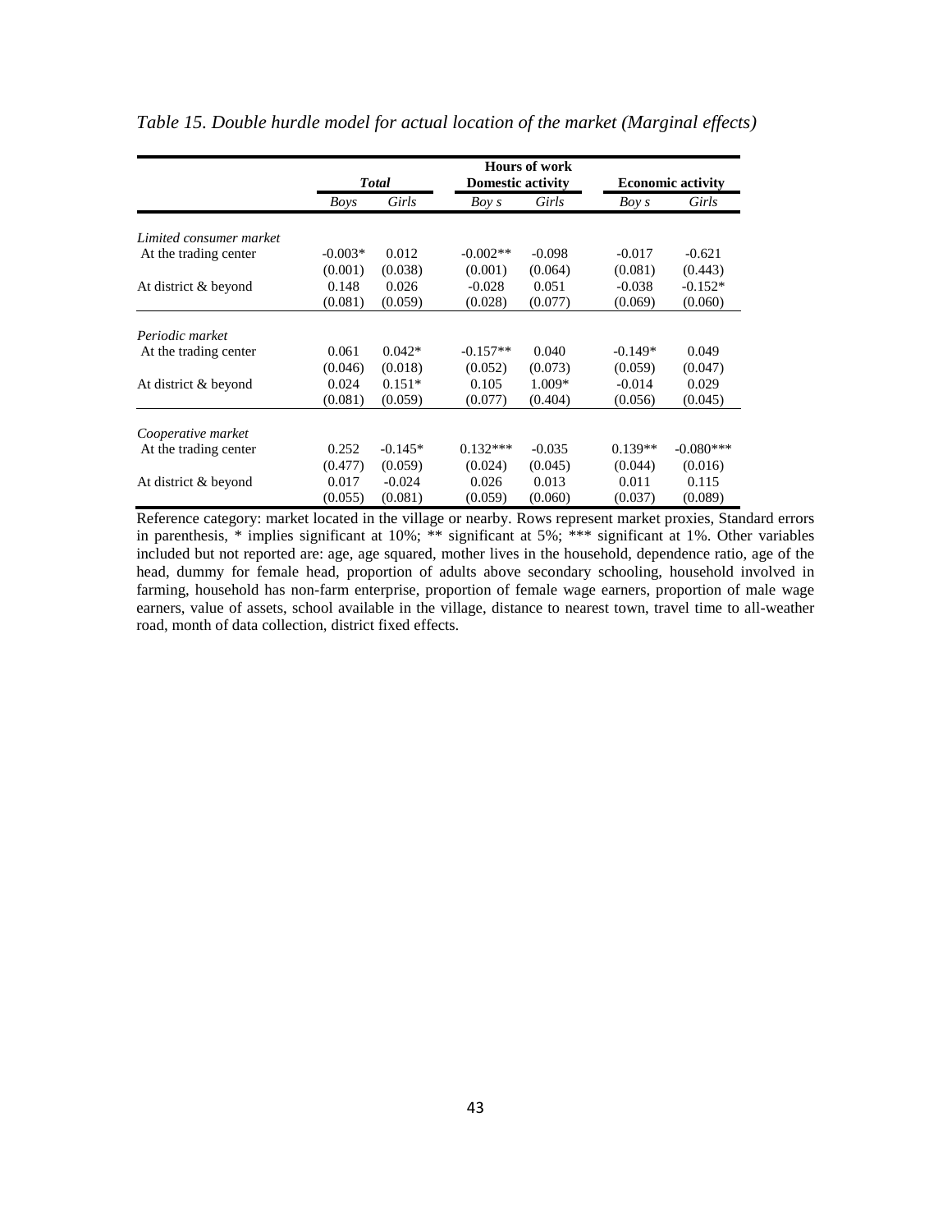*Table 15. Double hurdle model for actual location of the market (Marginal effects)*

| | Hours of work | | | | | |
|---|---|---|---|---|---|---|
| | ***Total*** | | **Domestic activity** | | **Economic activity** | |
| | *Boys* | *Girls* | *Boy s* | *Girls* | *Boy s* | *Girls* |
| *Limited consumer market* | | | | | | |
| At the trading center | -0.003* | 0.012 | -0.002** | -0.098 | -0.017 | -0.621 |
| | (0.001) | (0.038) | (0.001) | (0.064) | (0.081) | (0.443) |
| At district & beyond | 0.148 | 0.026 | -0.028 | 0.051 | -0.038 | -0.152* |
| | (0.081) | (0.059) | (0.028) | (0.077) | (0.069) | (0.060) |
| *Periodic market* | | | | | | |
| At the trading center | 0.061 | 0.042* | -0.157** | 0.040 | -0.149* | 0.049 |
| | (0.046) | (0.018) | (0.052) | (0.073) | (0.059) | (0.047) |
| At district & beyond | 0.024 | 0.151* | 0.105 | 1.009* | -0.014 | 0.029 |
| | (0.081) | (0.059) | (0.077) | (0.404) | (0.056) | (0.045) |
| *Cooperative market* | | | | | | |
| At the trading center | 0.252 | -0.145* | 0.132*** | -0.035 | 0.139** | -0.080*** |
| | (0.477) | (0.059) | (0.024) | (0.045) | (0.044) | (0.016) |
| At district & beyond | 0.017 | -0.024 | 0.026 | 0.013 | 0.011 | 0.115 |
| | (0.055) | (0.081) | (0.059) | (0.060) | (0.037) | (0.089) |

Reference category: market located in the village or nearby. Rows represent market proxies, Standard errors in parenthesis, * implies significant at 10%; ** significant at 5%; *** significant at 1%. Other variables included but not reported are: age, age squared, mother lives in the household, dependence ratio, age of the head, dummy for female head, proportion of adults above secondary schooling, household involved in farming, household has non-farm enterprise, proportion of female wage earners, proportion of male wage earners, value of assets, school available in the village, distance to nearest town, travel time to all-weather road, month of data collection, district fixed effects.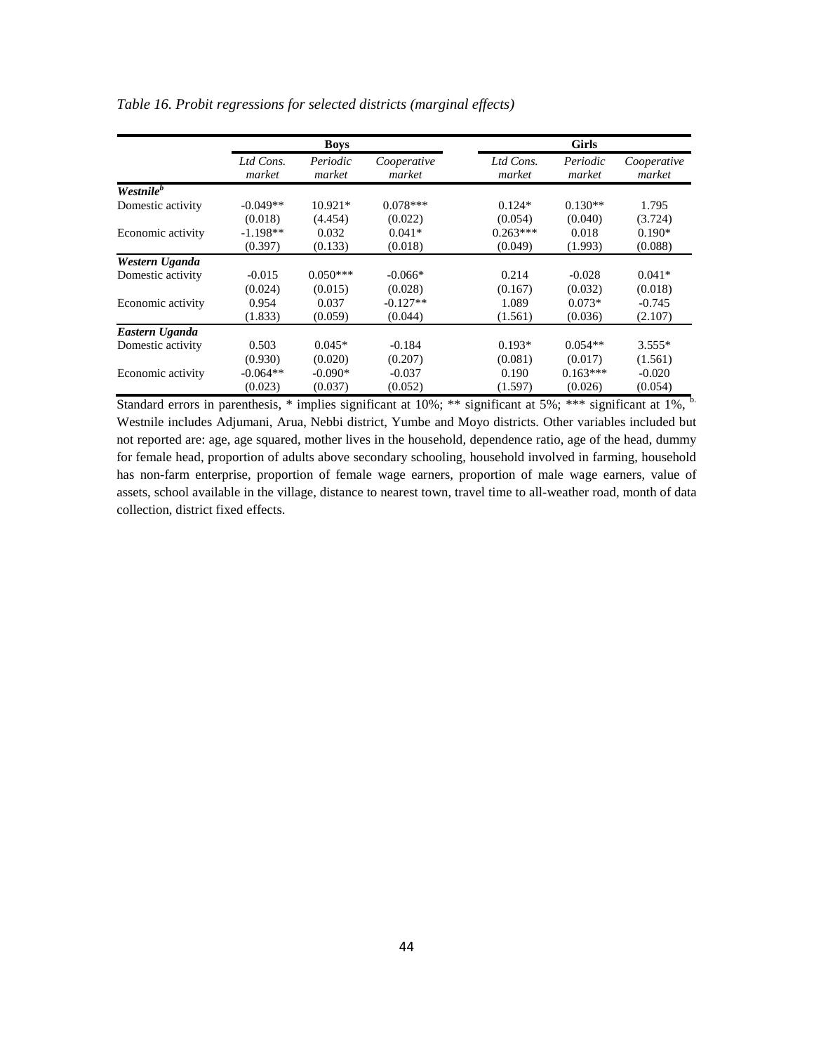*Table 16. Probit regressions for selected districts (marginal effects)*

| | Boys | | | Girls | | |
|---|---|---|---|---|---|---|
| | *Ltd Cons. market* | *Periodic market* | *Cooperative market* | *Ltd Cons. market* | *Periodic market* | *Cooperative market* |
| ***Westnile*[b]** | | | | | | |
| Domestic activity | -0.049** | 10.921* | 0.078*** | 0.124* | 0.130** | 1.795 |
| | (0.018) | (4.454) | (0.022) | (0.054) | (0.040) | (3.724) |
| Economic activity | -1.198** | 0.032 | 0.041* | 0.263*** | 0.018 | 0.190* |
| | (0.397) | (0.133) | (0.018) | (0.049) | (1.993) | (0.088) |
| ***Western Uganda*** | | | | | | |
| Domestic activity | -0.015 | 0.050*** | -0.066* | 0.214 | -0.028 | 0.041* |
| | (0.024) | (0.015) | (0.028) | (0.167) | (0.032) | (0.018) |
| Economic activity | 0.954 | 0.037 | -0.127** | 1.089 | 0.073* | -0.745 |
| | (1.833) | (0.059) | (0.044) | (1.561) | (0.036) | (2.107) |
| ***Eastern Uganda*** | | | | | | |
| Domestic activity | 0.503 | 0.045* | -0.184 | 0.193* | 0.054** | 3.555* |
| | (0.930) | (0.020) | (0.207) | (0.081) | (0.017) | (1.561) |
| Economic activity | -0.064** | -0.090* | -0.037 | 0.190 | 0.163*** | -0.020 |
| | (0.023) | (0.037) | (0.052) | (1.597) | (0.026) | (0.054) |

Standard errors in parenthesis, * implies significant at 10%; ** significant at 5%; *** significant at 1%, [b.] Westnile includes Adjumani, Arua, Nebbi district, Yumbe and Moyo districts. Other variables included but not reported are: age, age squared, mother lives in the household, dependence ratio, age of the head, dummy for female head, proportion of adults above secondary schooling, household involved in farming, household has non-farm enterprise, proportion of female wage earners, proportion of male wage earners, value of assets, school available in the village, distance to nearest town, travel time to all-weather road, month of data collection, district fixed effects.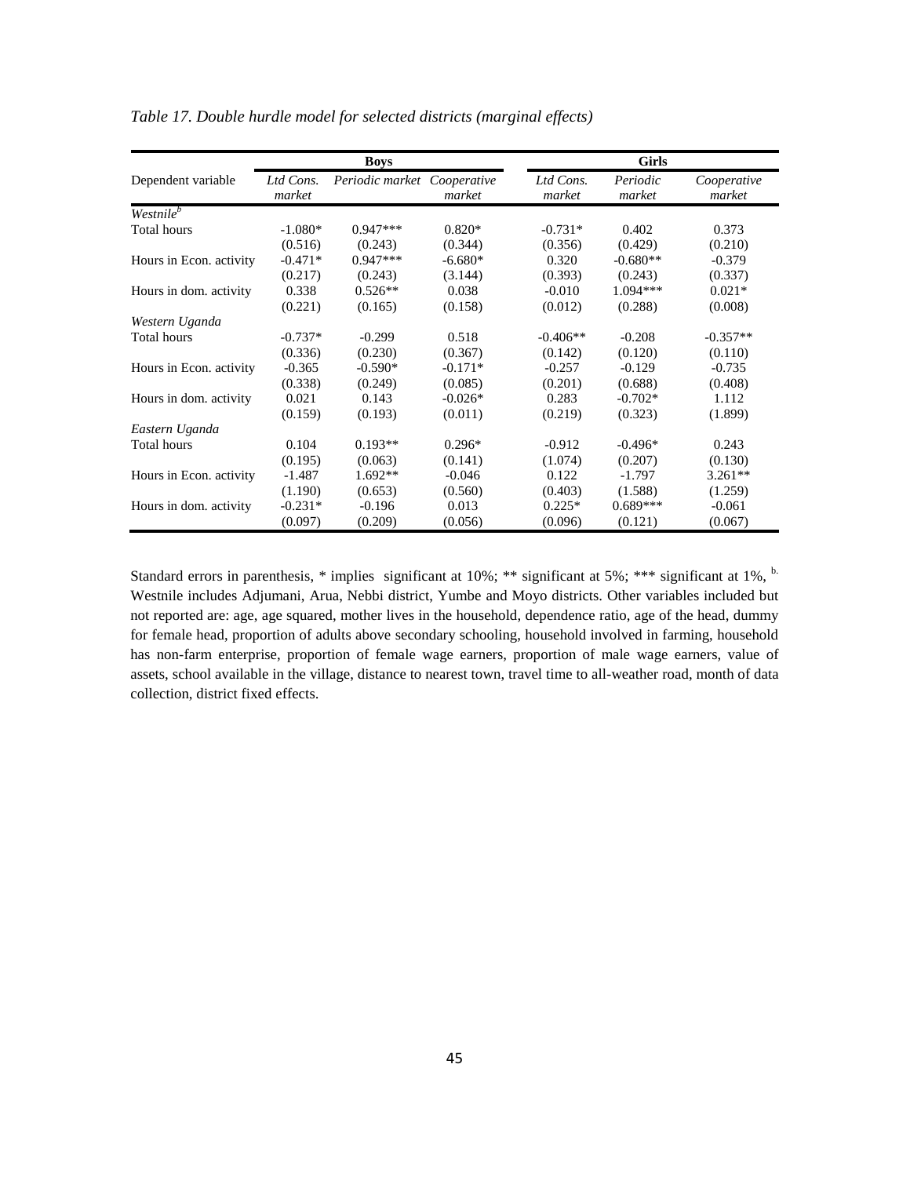*Table 17. Double hurdle model for selected districts (marginal effects)*

| | Boys | | | Girls | | |
|---|---|---|---|---|---|---|
| Dependent variable | *Ltd Cons. market* | *Periodic market* | *Cooperative market* | *Ltd Cons. market* | *Periodic market* | *Cooperative market* |
| *Westnile*[b] | | | | | | |
| Total hours | -1.080* | 0.947*** | 0.820* | -0.731* | 0.402 | 0.373 |
| | (0.516) | (0.243) | (0.344) | (0.356) | (0.429) | (0.210) |
| Hours in Econ. activity | -0.471* | 0.947*** | -6.680* | 0.320 | -0.680** | -0.379 |
| | (0.217) | (0.243) | (3.144) | (0.393) | (0.243) | (0.337) |
| Hours in dom. activity | 0.338 | 0.526** | 0.038 | -0.010 | 1.094*** | 0.021* |
| | (0.221) | (0.165) | (0.158) | (0.012) | (0.288) | (0.008) |
| *Western Uganda* | | | | | | |
| Total hours | -0.737* | -0.299 | 0.518 | -0.406** | -0.208 | -0.357** |
| | (0.336) | (0.230) | (0.367) | (0.142) | (0.120) | (0.110) |
| Hours in Econ. activity | -0.365 | -0.590* | -0.171* | -0.257 | -0.129 | -0.735 |
| | (0.338) | (0.249) | (0.085) | (0.201) | (0.688) | (0.408) |
| Hours in dom. activity | 0.021 | 0.143 | -0.026* | 0.283 | -0.702* | 1.112 |
| | (0.159) | (0.193) | (0.011) | (0.219) | (0.323) | (1.899) |
| *Eastern Uganda* | | | | | | |
| Total hours | 0.104 | 0.193** | 0.296* | -0.912 | -0.496* | 0.243 |
| | (0.195) | (0.063) | (0.141) | (1.074) | (0.207) | (0.130) |
| Hours in Econ. activity | -1.487 | 1.692** | -0.046 | 0.122 | -1.797 | 3.261** |
| | (1.190) | (0.653) | (0.560) | (0.403) | (1.588) | (1.259) |
| Hours in dom. activity | -0.231* | -0.196 | 0.013 | 0.225* | 0.689*** | -0.061 |
| | (0.097) | (0.209) | (0.056) | (0.096) | (0.121) | (0.067) |

Standard errors in parenthesis, * implies significant at 10%; ** significant at 5%; *** significant at 1%, [b.] Westnile includes Adjumani, Arua, Nebbi district, Yumbe and Moyo districts. Other variables included but not reported are: age, age squared, mother lives in the household, dependence ratio, age of the head, dummy for female head, proportion of adults above secondary schooling, household involved in farming, household has non-farm enterprise, proportion of female wage earners, proportion of male wage earners, value of assets, school available in the village, distance to nearest town, travel time to all-weather road, month of data collection, district fixed effects.